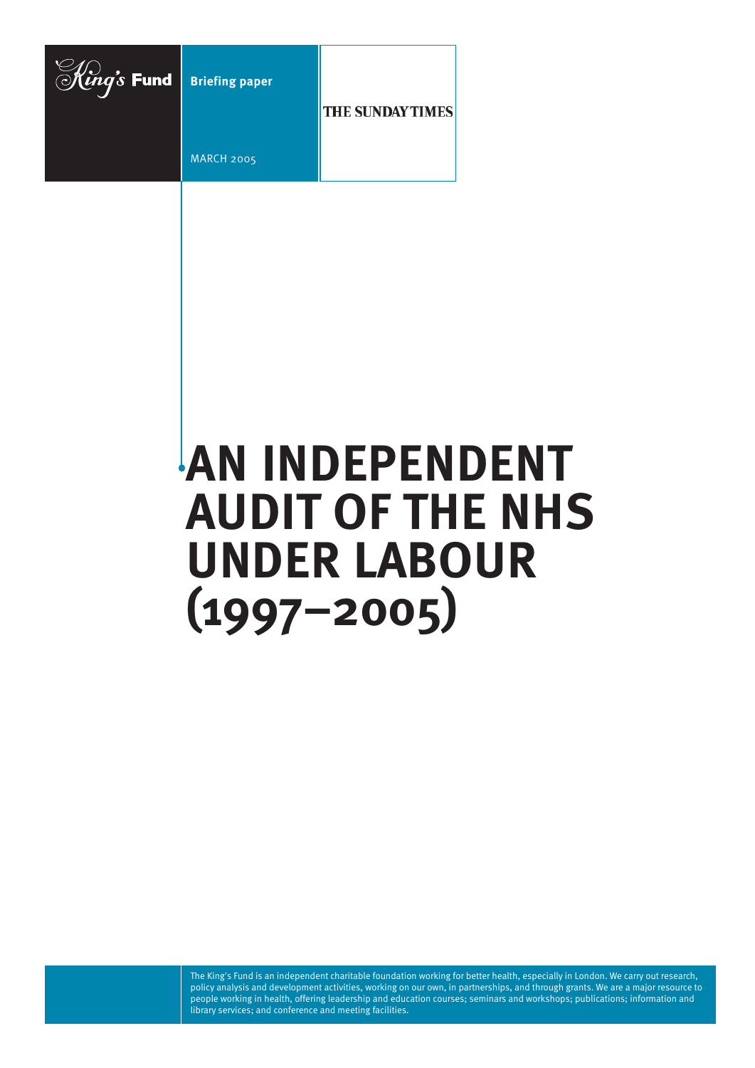King's Fund

Briefing paper

MARCH 2005

THE SUNDAY TIMES

# AN INDEPENDENT AUDIT OF THE NHS UNDER LABOUR (1997–2005)

The King's Fund is an independent charitable foundation working for better health, especially in London. We carry out research, policy analysis and development activities, working on our own, in partnerships, and through grants. We are a major resource to people working in health, offering leadership and education courses; seminars and workshops; publications; information and library services; and conference and meeting facilities.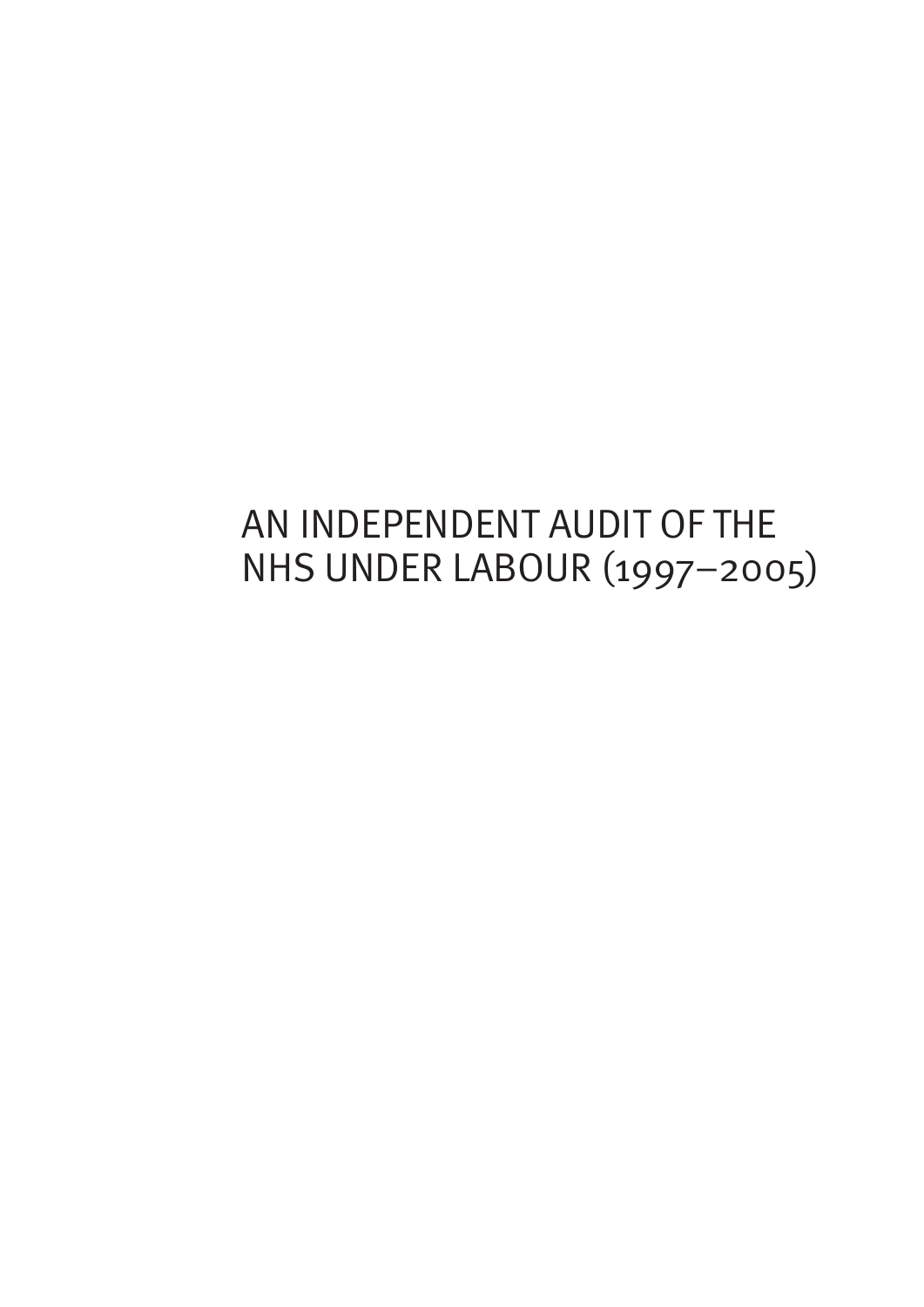# AN INDEPENDENT AUDIT OF THE NHS UNDER LABOUR (1997–2005)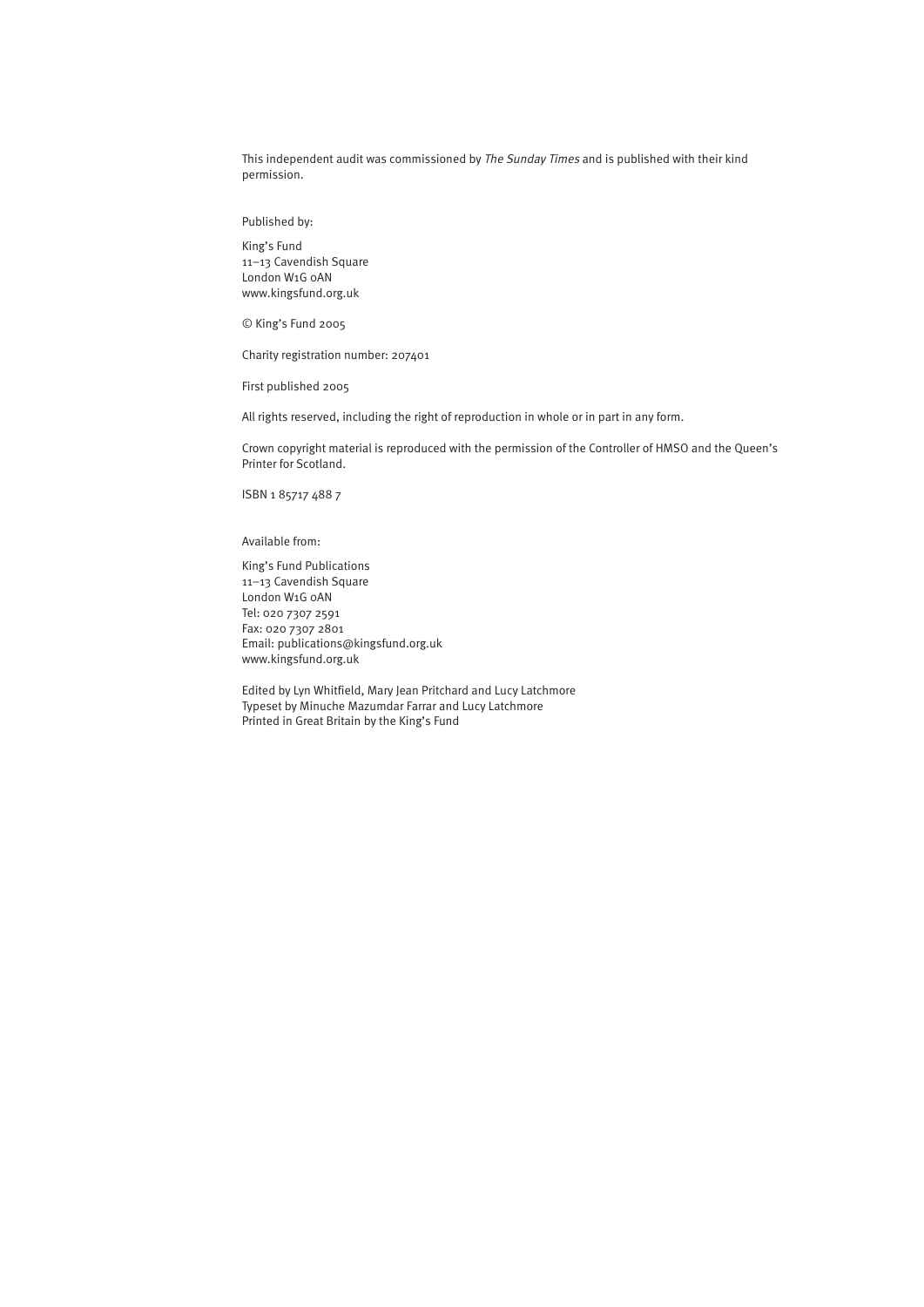This independent audit was commissioned by *The Sunday Times* and is published with their kind permission.

Published by:

King's Fund
11–13 Cavendish Square
London W1G 0AN
www.kingsfund.org.uk

© King's Fund 2005

Charity registration number: 207401

First published 2005

All rights reserved, including the right of reproduction in whole or in part in any form.

Crown copyright material is reproduced with the permission of the Controller of HMSO and the Queen's Printer for Scotland.

ISBN 1 85717 488 7

Available from:

King's Fund Publications
11–13 Cavendish Square
London W1G 0AN
Tel: 020 7307 2591
Fax: 020 7307 2801
Email: publications@kingsfund.org.uk
www.kingsfund.org.uk

Edited by Lyn Whitfield, Mary Jean Pritchard and Lucy Latchmore
Typeset by Minuche Mazumdar Farrar and Lucy Latchmore
Printed in Great Britain by the King's Fund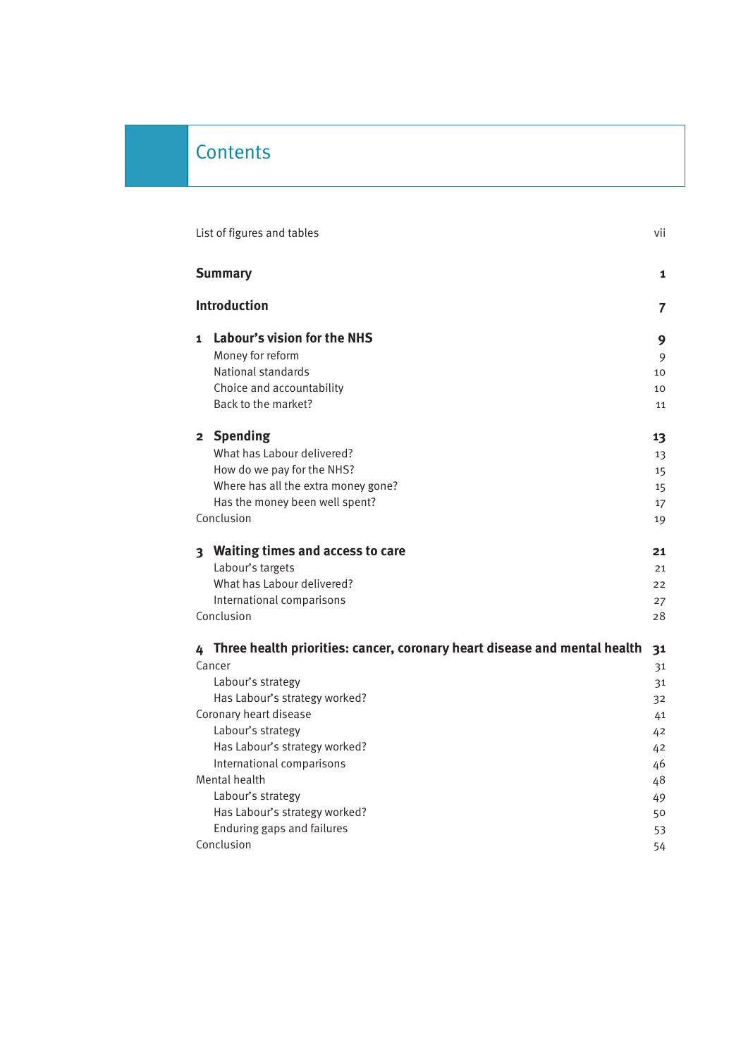# Contents

| | |
|---|---|
| List of figures and tables | vii |
| **Summary** | **1** |
| **Introduction** | **7** |
| **1 Labour's vision for the NHS** | **9** |
| Money for reform | 9 |
| National standards | 10 |
| Choice and accountability | 10 |
| Back to the market? | 11 |
| **2 Spending** | **13** |
| What has Labour delivered? | 13 |
| How do we pay for the NHS? | 15 |
| Where has all the extra money gone? | 15 |
| Has the money been well spent? | 17 |
| Conclusion | 19 |
| **3 Waiting times and access to care** | **21** |
| Labour's targets | 21 |
| What has Labour delivered? | 22 |
| International comparisons | 27 |
| Conclusion | 28 |
| **4 Three health priorities: cancer, coronary heart disease and mental health** | **31** |
| Cancer | 31 |
| Labour's strategy | 31 |
| Has Labour's strategy worked? | 32 |
| Coronary heart disease | 41 |
| Labour's strategy | 42 |
| Has Labour's strategy worked? | 42 |
| International comparisons | 46 |
| Mental health | 48 |
| Labour's strategy | 49 |
| Has Labour's strategy worked? | 50 |
| Enduring gaps and failures | 53 |
| Conclusion | 54 |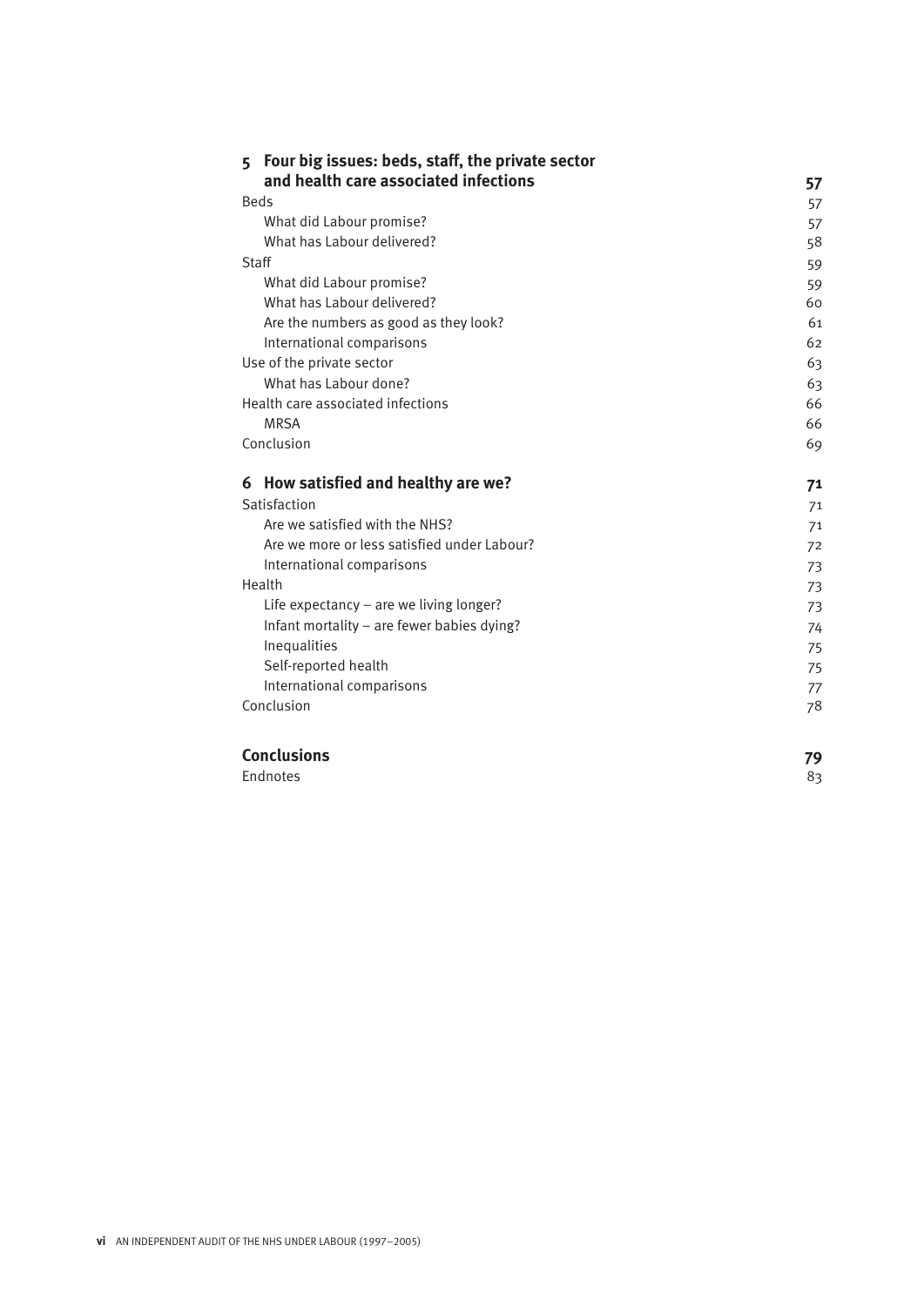| | |
|---|---|
| **5 Four big issues: beds, staff, the private sector and health care associated infections** | **57** |
| Beds | 57 |
| What did Labour promise? | 57 |
| What has Labour delivered? | 58 |
| Staff | 59 |
| What did Labour promise? | 59 |
| What has Labour delivered? | 60 |
| Are the numbers as good as they look? | 61 |
| International comparisons | 62 |
| Use of the private sector | 63 |
| What has Labour done? | 63 |
| Health care associated infections | 66 |
| MRSA | 66 |
| Conclusion | 69 |
| **6 How satisfied and healthy are we?** | **71** |
| Satisfaction | 71 |
| Are we satisfied with the NHS? | 71 |
| Are we more or less satisfied under Labour? | 72 |
| International comparisons | 73 |
| Health | 73 |
| Life expectancy – are we living longer? | 73 |
| Infant mortality – are fewer babies dying? | 74 |
| Inequalities | 75 |
| Self-reported health | 75 |
| International comparisons | 77 |
| Conclusion | 78 |
| **Conclusions** | **79** |
| Endnotes | 83 |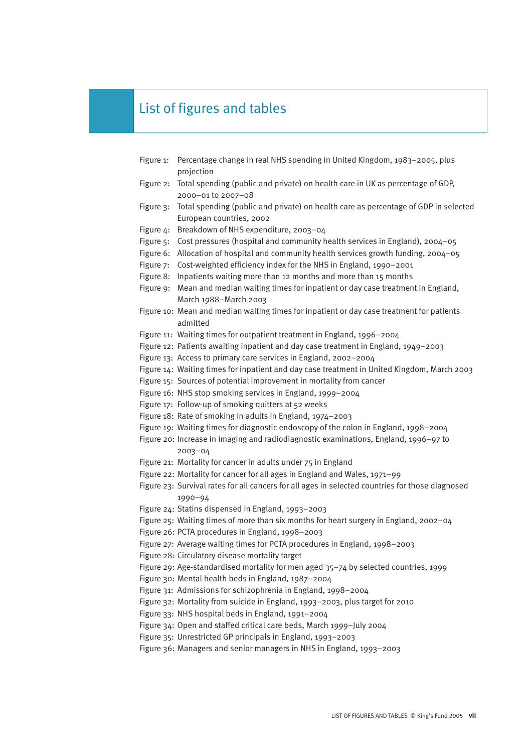# List of figures and tables

Figure 1: Percentage change in real NHS spending in United Kingdom, 1983–2005, plus projection

Figure 2: Total spending (public and private) on health care in UK as percentage of GDP, 2000–01 to 2007–08

Figure 3: Total spending (public and private) on health care as percentage of GDP in selected European countries, 2002

Figure 4: Breakdown of NHS expenditure, 2003–04

Figure 5: Cost pressures (hospital and community health services in England), 2004–05

Figure 6: Allocation of hospital and community health services growth funding, 2004–05

Figure 7: Cost-weighted efficiency index for the NHS in England, 1990–2001

Figure 8: Inpatients waiting more than 12 months and more than 15 months

Figure 9: Mean and median waiting times for inpatient or day case treatment in England, March 1988–March 2003

Figure 10: Mean and median waiting times for inpatient or day case treatment for patients admitted

Figure 11: Waiting times for outpatient treatment in England, 1996–2004

Figure 12: Patients awaiting inpatient and day case treatment in England, 1949–2003

Figure 13: Access to primary care services in England, 2002–2004

Figure 14: Waiting times for inpatient and day case treatment in United Kingdom, March 2003

Figure 15: Sources of potential improvement in mortality from cancer

Figure 16: NHS stop smoking services in England, 1999–2004

Figure 17: Follow-up of smoking quitters at 52 weeks

Figure 18: Rate of smoking in adults in England, 1974–2003

Figure 19: Waiting times for diagnostic endoscopy of the colon in England, 1998–2004

Figure 20: Increase in imaging and radiodiagnostic examinations, England, 1996–97 to 2003–04

Figure 21: Mortality for cancer in adults under 75 in England

Figure 22: Mortality for cancer for all ages in England and Wales, 1971–99

Figure 23: Survival rates for all cancers for all ages in selected countries for those diagnosed 1990–94

Figure 24: Statins dispensed in England, 1993–2003

Figure 25: Waiting times of more than six months for heart surgery in England, 2002–04

Figure 26: PCTA procedures in England, 1998–2003

Figure 27: Average waiting times for PCTA procedures in England, 1998–2003

Figure 28: Circulatory disease mortality target

Figure 29: Age-standardised mortality for men aged 35–74 by selected countries, 1999

Figure 30: Mental health beds in England, 1987–2004

Figure 31: Admissions for schizophrenia in England, 1998–2004

Figure 32: Mortality from suicide in England, 1993–2003, plus target for 2010

Figure 33: NHS hospital beds in England, 1991–2004

Figure 34: Open and staffed critical care beds, March 1999–July 2004

Figure 35: Unrestricted GP principals in England, 1993–2003

Figure 36: Managers and senior managers in NHS in England, 1993–2003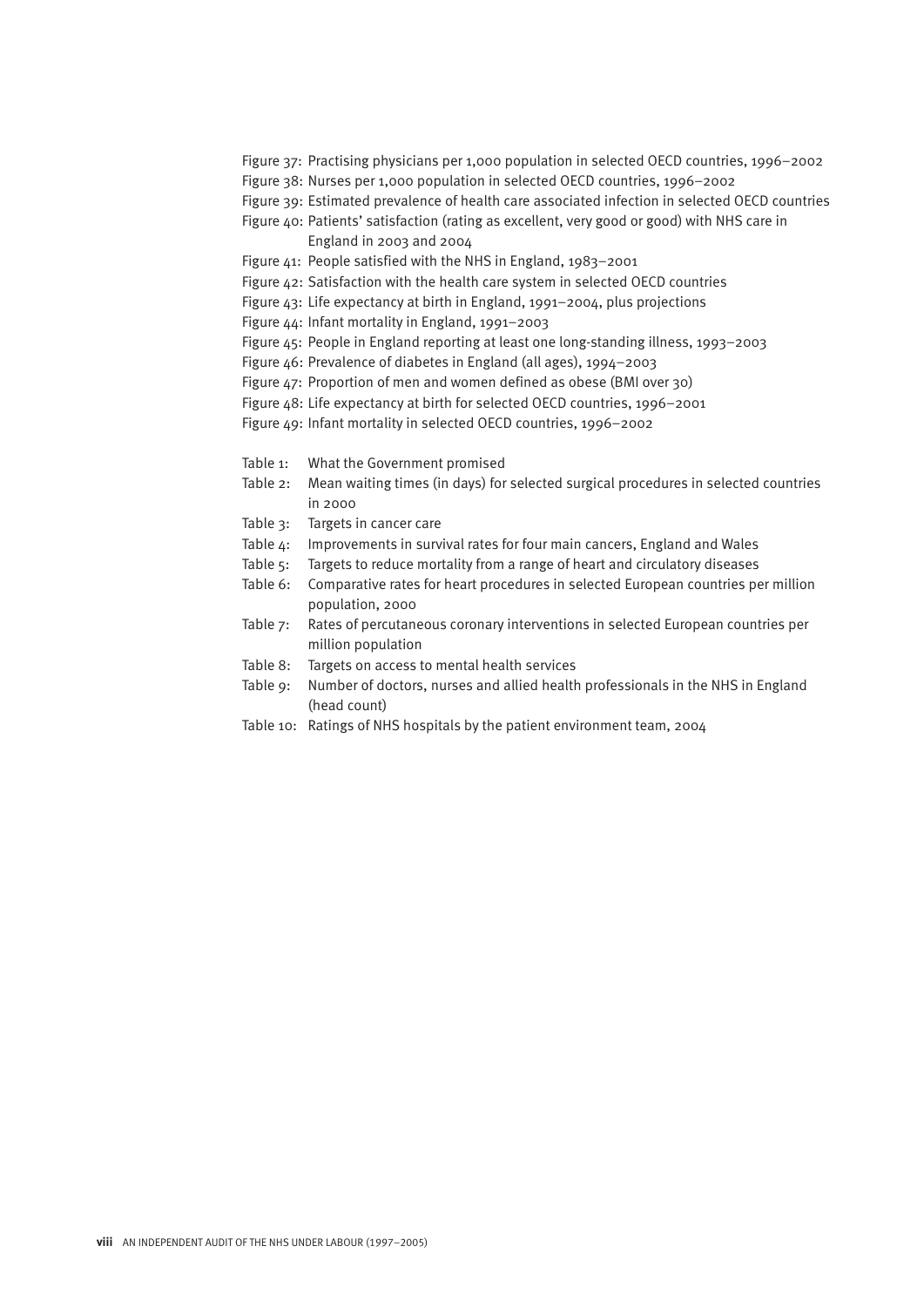Figure 37: Practising physicians per 1,000 population in selected OECD countries, 1996–2002
Figure 38: Nurses per 1,000 population in selected OECD countries, 1996–2002
Figure 39: Estimated prevalence of health care associated infection in selected OECD countries
Figure 40: Patients' satisfaction (rating as excellent, very good or good) with NHS care in England in 2003 and 2004
Figure 41: People satisfied with the NHS in England, 1983–2001
Figure 42: Satisfaction with the health care system in selected OECD countries
Figure 43: Life expectancy at birth in England, 1991–2004, plus projections
Figure 44: Infant mortality in England, 1991–2003
Figure 45: People in England reporting at least one long-standing illness, 1993–2003
Figure 46: Prevalence of diabetes in England (all ages), 1994–2003
Figure 47: Proportion of men and women defined as obese (BMI over 30)
Figure 48: Life expectancy at birth for selected OECD countries, 1996–2001
Figure 49: Infant mortality in selected OECD countries, 1996–2002

Table 1: What the Government promised
Table 2: Mean waiting times (in days) for selected surgical procedures in selected countries in 2000
Table 3: Targets in cancer care
Table 4: Improvements in survival rates for four main cancers, England and Wales
Table 5: Targets to reduce mortality from a range of heart and circulatory diseases
Table 6: Comparative rates for heart procedures in selected European countries per million population, 2000
Table 7: Rates of percutaneous coronary interventions in selected European countries per million population
Table 8: Targets on access to mental health services
Table 9: Number of doctors, nurses and allied health professionals in the NHS in England (head count)
Table 10: Ratings of NHS hospitals by the patient environment team, 2004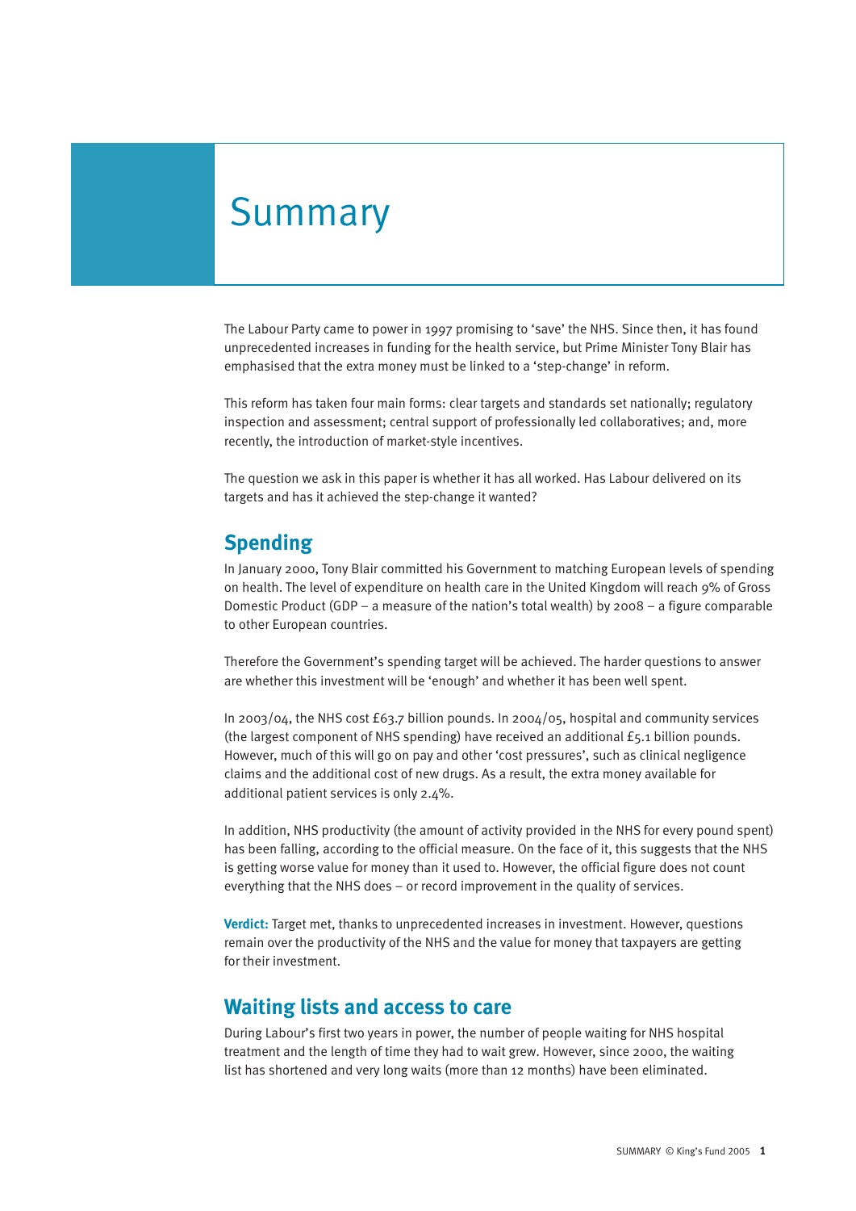# Summary

The Labour Party came to power in 1997 promising to 'save' the NHS. Since then, it has found unprecedented increases in funding for the health service, but Prime Minister Tony Blair has emphasised that the extra money must be linked to a 'step-change' in reform.

This reform has taken four main forms: clear targets and standards set nationally; regulatory inspection and assessment; central support of professionally led collaboratives; and, more recently, the introduction of market-style incentives.

The question we ask in this paper is whether it has all worked. Has Labour delivered on its targets and has it achieved the step-change it wanted?

## Spending

In January 2000, Tony Blair committed his Government to matching European levels of spending on health. The level of expenditure on health care in the United Kingdom will reach 9% of Gross Domestic Product (GDP – a measure of the nation's total wealth) by 2008 – a figure comparable to other European countries.

Therefore the Government's spending target will be achieved. The harder questions to answer are whether this investment will be 'enough' and whether it has been well spent.

In 2003/04, the NHS cost £63.7 billion pounds. In 2004/05, hospital and community services (the largest component of NHS spending) have received an additional £5.1 billion pounds. However, much of this will go on pay and other 'cost pressures', such as clinical negligence claims and the additional cost of new drugs. As a result, the extra money available for additional patient services is only 2.4%.

In addition, NHS productivity (the amount of activity provided in the NHS for every pound spent) has been falling, according to the official measure. On the face of it, this suggests that the NHS is getting worse value for money than it used to. However, the official figure does not count everything that the NHS does – or record improvement in the quality of services.

**Verdict:** Target met, thanks to unprecedented increases in investment. However, questions remain over the productivity of the NHS and the value for money that taxpayers are getting for their investment.

## Waiting lists and access to care

During Labour's first two years in power, the number of people waiting for NHS hospital treatment and the length of time they had to wait grew. However, since 2000, the waiting list has shortened and very long waits (more than 12 months) have been eliminated.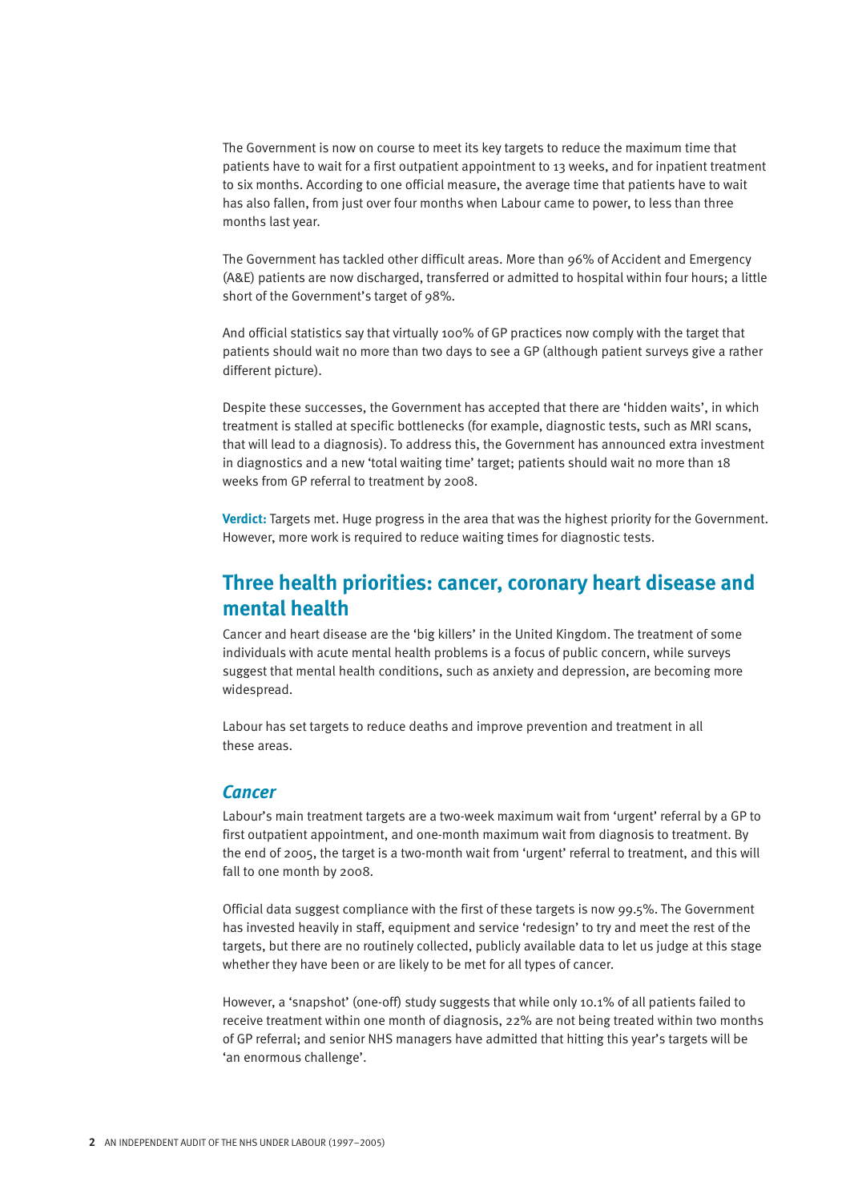The Government is now on course to meet its key targets to reduce the maximum time that patients have to wait for a first outpatient appointment to 13 weeks, and for inpatient treatment to six months. According to one official measure, the average time that patients have to wait has also fallen, from just over four months when Labour came to power, to less than three months last year.

The Government has tackled other difficult areas. More than 96% of Accident and Emergency (A&E) patients are now discharged, transferred or admitted to hospital within four hours; a little short of the Government's target of 98%.

And official statistics say that virtually 100% of GP practices now comply with the target that patients should wait no more than two days to see a GP (although patient surveys give a rather different picture).

Despite these successes, the Government has accepted that there are 'hidden waits', in which treatment is stalled at specific bottlenecks (for example, diagnostic tests, such as MRI scans, that will lead to a diagnosis). To address this, the Government has announced extra investment in diagnostics and a new 'total waiting time' target; patients should wait no more than 18 weeks from GP referral to treatment by 2008.

**Verdict:** Targets met. Huge progress in the area that was the highest priority for the Government. However, more work is required to reduce waiting times for diagnostic tests.

## Three health priorities: cancer, coronary heart disease and mental health

Cancer and heart disease are the 'big killers' in the United Kingdom. The treatment of some individuals with acute mental health problems is a focus of public concern, while surveys suggest that mental health conditions, such as anxiety and depression, are becoming more widespread.

Labour has set targets to reduce deaths and improve prevention and treatment in all these areas.

### *Cancer*

Labour's main treatment targets are a two-week maximum wait from 'urgent' referral by a GP to first outpatient appointment, and one-month maximum wait from diagnosis to treatment. By the end of 2005, the target is a two-month wait from 'urgent' referral to treatment, and this will fall to one month by 2008.

Official data suggest compliance with the first of these targets is now 99.5%. The Government has invested heavily in staff, equipment and service 'redesign' to try and meet the rest of the targets, but there are no routinely collected, publicly available data to let us judge at this stage whether they have been or are likely to be met for all types of cancer.

However, a 'snapshot' (one-off) study suggests that while only 10.1% of all patients failed to receive treatment within one month of diagnosis, 22% are not being treated within two months of GP referral; and senior NHS managers have admitted that hitting this year's targets will be 'an enormous challenge'.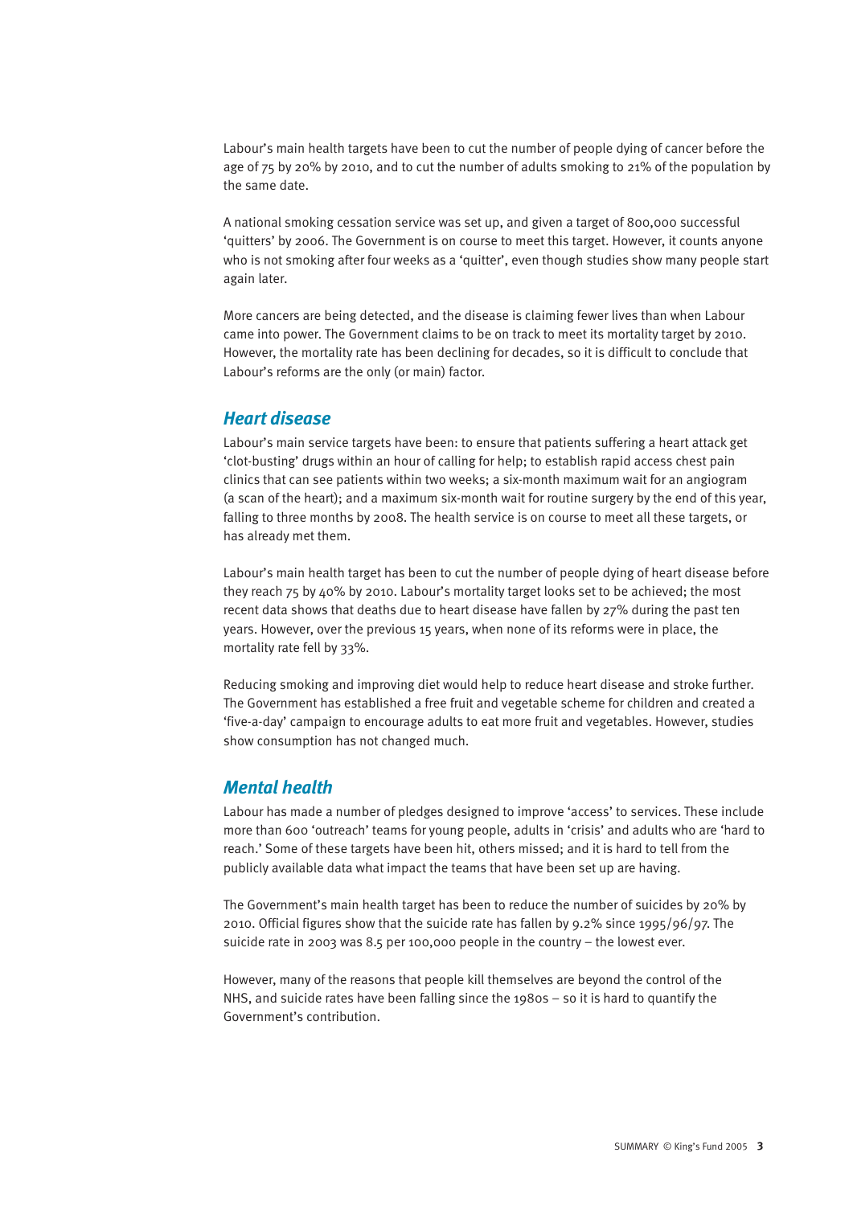Labour's main health targets have been to cut the number of people dying of cancer before the age of 75 by 20% by 2010, and to cut the number of adults smoking to 21% of the population by the same date.

A national smoking cessation service was set up, and given a target of 800,000 successful 'quitters' by 2006. The Government is on course to meet this target. However, it counts anyone who is not smoking after four weeks as a 'quitter', even though studies show many people start again later.

More cancers are being detected, and the disease is claiming fewer lives than when Labour came into power. The Government claims to be on track to meet its mortality target by 2010. However, the mortality rate has been declining for decades, so it is difficult to conclude that Labour's reforms are the only (or main) factor.

## *Heart disease*

Labour's main service targets have been: to ensure that patients suffering a heart attack get 'clot-busting' drugs within an hour of calling for help; to establish rapid access chest pain clinics that can see patients within two weeks; a six-month maximum wait for an angiogram (a scan of the heart); and a maximum six-month wait for routine surgery by the end of this year, falling to three months by 2008. The health service is on course to meet all these targets, or has already met them.

Labour's main health target has been to cut the number of people dying of heart disease before they reach 75 by 40% by 2010. Labour's mortality target looks set to be achieved; the most recent data shows that deaths due to heart disease have fallen by 27% during the past ten years. However, over the previous 15 years, when none of its reforms were in place, the mortality rate fell by 33%.

Reducing smoking and improving diet would help to reduce heart disease and stroke further. The Government has established a free fruit and vegetable scheme for children and created a 'five-a-day' campaign to encourage adults to eat more fruit and vegetables. However, studies show consumption has not changed much.

## *Mental health*

Labour has made a number of pledges designed to improve 'access' to services. These include more than 600 'outreach' teams for young people, adults in 'crisis' and adults who are 'hard to reach.' Some of these targets have been hit, others missed; and it is hard to tell from the publicly available data what impact the teams that have been set up are having.

The Government's main health target has been to reduce the number of suicides by 20% by 2010. Official figures show that the suicide rate has fallen by 9.2% since 1995/96/97. The suicide rate in 2003 was 8.5 per 100,000 people in the country – the lowest ever.

However, many of the reasons that people kill themselves are beyond the control of the NHS, and suicide rates have been falling since the 1980s – so it is hard to quantify the Government's contribution.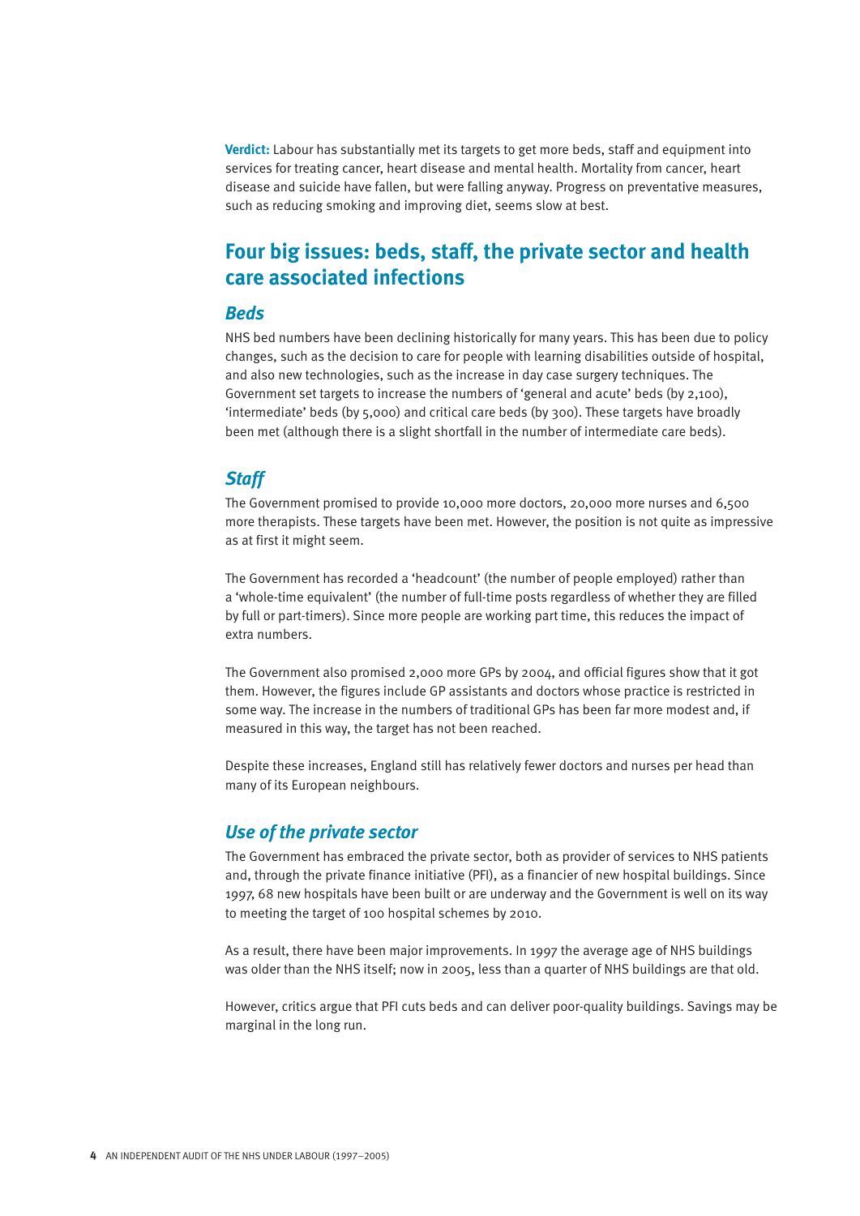**Verdict:** Labour has substantially met its targets to get more beds, staff and equipment into services for treating cancer, heart disease and mental health. Mortality from cancer, heart disease and suicide have fallen, but were falling anyway. Progress on preventative measures, such as reducing smoking and improving diet, seems slow at best.

## Four big issues: beds, staff, the private sector and health care associated infections

### *Beds*

NHS bed numbers have been declining historically for many years. This has been due to policy changes, such as the decision to care for people with learning disabilities outside of hospital, and also new technologies, such as the increase in day case surgery techniques. The Government set targets to increase the numbers of 'general and acute' beds (by 2,100), 'intermediate' beds (by 5,000) and critical care beds (by 300). These targets have broadly been met (although there is a slight shortfall in the number of intermediate care beds).

### *Staff*

The Government promised to provide 10,000 more doctors, 20,000 more nurses and 6,500 more therapists. These targets have been met. However, the position is not quite as impressive as at first it might seem.

The Government has recorded a 'headcount' (the number of people employed) rather than a 'whole-time equivalent' (the number of full-time posts regardless of whether they are filled by full or part-timers). Since more people are working part time, this reduces the impact of extra numbers.

The Government also promised 2,000 more GPs by 2004, and official figures show that it got them. However, the figures include GP assistants and doctors whose practice is restricted in some way. The increase in the numbers of traditional GPs has been far more modest and, if measured in this way, the target has not been reached.

Despite these increases, England still has relatively fewer doctors and nurses per head than many of its European neighbours.

### *Use of the private sector*

The Government has embraced the private sector, both as provider of services to NHS patients and, through the private finance initiative (PFI), as a financier of new hospital buildings. Since 1997, 68 new hospitals have been built or are underway and the Government is well on its way to meeting the target of 100 hospital schemes by 2010.

As a result, there have been major improvements. In 1997 the average age of NHS buildings was older than the NHS itself; now in 2005, less than a quarter of NHS buildings are that old.

However, critics argue that PFI cuts beds and can deliver poor-quality buildings. Savings may be marginal in the long run.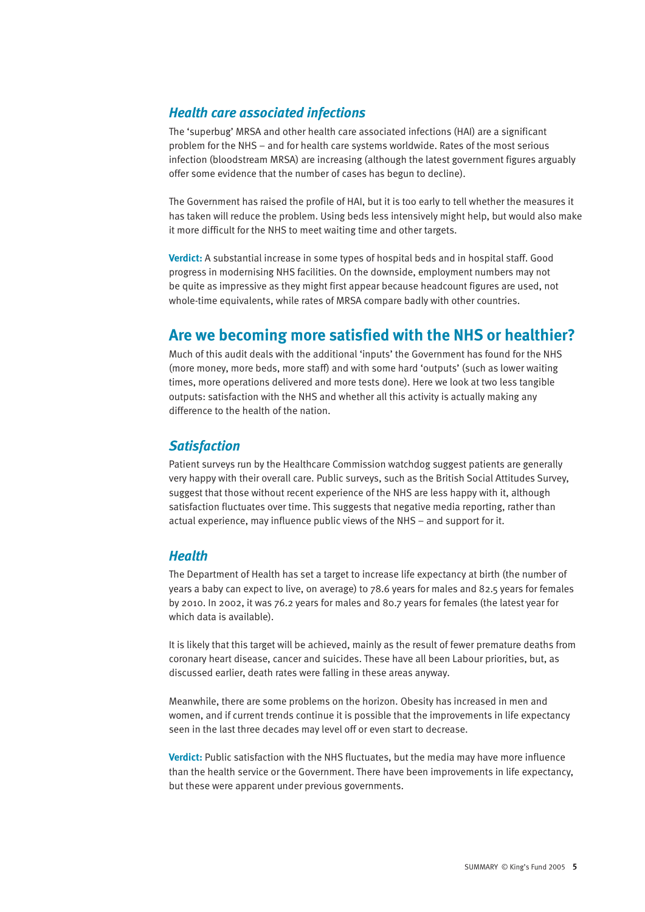### *Health care associated infections*

The 'superbug' MRSA and other health care associated infections (HAI) are a significant problem for the NHS – and for health care systems worldwide. Rates of the most serious infection (bloodstream MRSA) are increasing (although the latest government figures arguably offer some evidence that the number of cases has begun to decline).

The Government has raised the profile of HAI, but it is too early to tell whether the measures it has taken will reduce the problem. Using beds less intensively might help, but would also make it more difficult for the NHS to meet waiting time and other targets.

**Verdict:** A substantial increase in some types of hospital beds and in hospital staff. Good progress in modernising NHS facilities. On the downside, employment numbers may not be quite as impressive as they might first appear because headcount figures are used, not whole-time equivalents, while rates of MRSA compare badly with other countries.

## Are we becoming more satisfied with the NHS or healthier?

Much of this audit deals with the additional 'inputs' the Government has found for the NHS (more money, more beds, more staff) and with some hard 'outputs' (such as lower waiting times, more operations delivered and more tests done). Here we look at two less tangible outputs: satisfaction with the NHS and whether all this activity is actually making any difference to the health of the nation.

### *Satisfaction*

Patient surveys run by the Healthcare Commission watchdog suggest patients are generally very happy with their overall care. Public surveys, such as the British Social Attitudes Survey, suggest that those without recent experience of the NHS are less happy with it, although satisfaction fluctuates over time. This suggests that negative media reporting, rather than actual experience, may influence public views of the NHS – and support for it.

### *Health*

The Department of Health has set a target to increase life expectancy at birth (the number of years a baby can expect to live, on average) to 78.6 years for males and 82.5 years for females by 2010. In 2002, it was 76.2 years for males and 80.7 years for females (the latest year for which data is available).

It is likely that this target will be achieved, mainly as the result of fewer premature deaths from coronary heart disease, cancer and suicides. These have all been Labour priorities, but, as discussed earlier, death rates were falling in these areas anyway.

Meanwhile, there are some problems on the horizon. Obesity has increased in men and women, and if current trends continue it is possible that the improvements in life expectancy seen in the last three decades may level off or even start to decrease.

**Verdict:** Public satisfaction with the NHS fluctuates, but the media may have more influence than the health service or the Government. There have been improvements in life expectancy, but these were apparent under previous governments.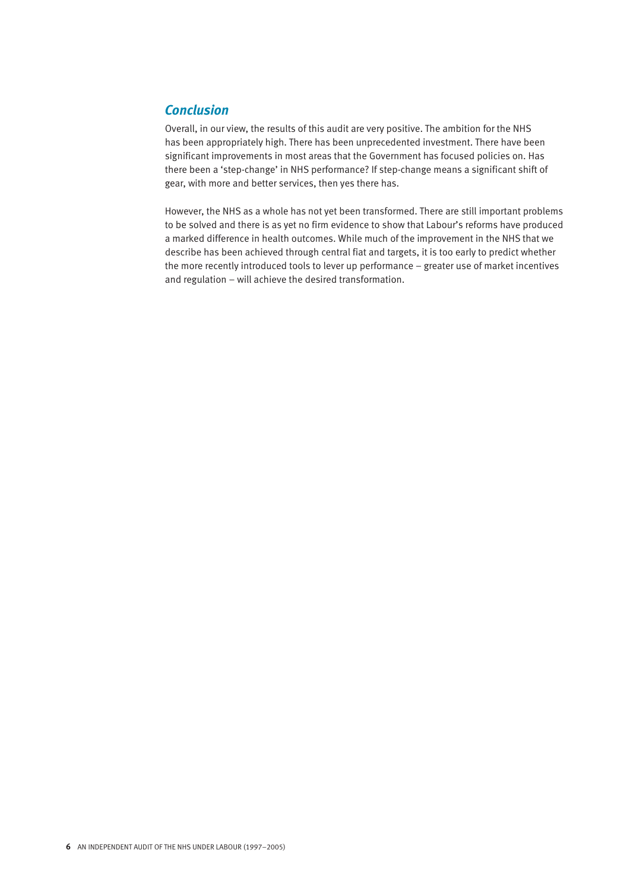## *Conclusion*

Overall, in our view, the results of this audit are very positive. The ambition for the NHS has been appropriately high. There has been unprecedented investment. There have been significant improvements in most areas that the Government has focused policies on. Has there been a 'step-change' in NHS performance? If step-change means a significant shift of gear, with more and better services, then yes there has.

However, the NHS as a whole has not yet been transformed. There are still important problems to be solved and there is as yet no firm evidence to show that Labour's reforms have produced a marked difference in health outcomes. While much of the improvement in the NHS that we describe has been achieved through central fiat and targets, it is too early to predict whether the more recently introduced tools to lever up performance – greater use of market incentives and regulation – will achieve the desired transformation.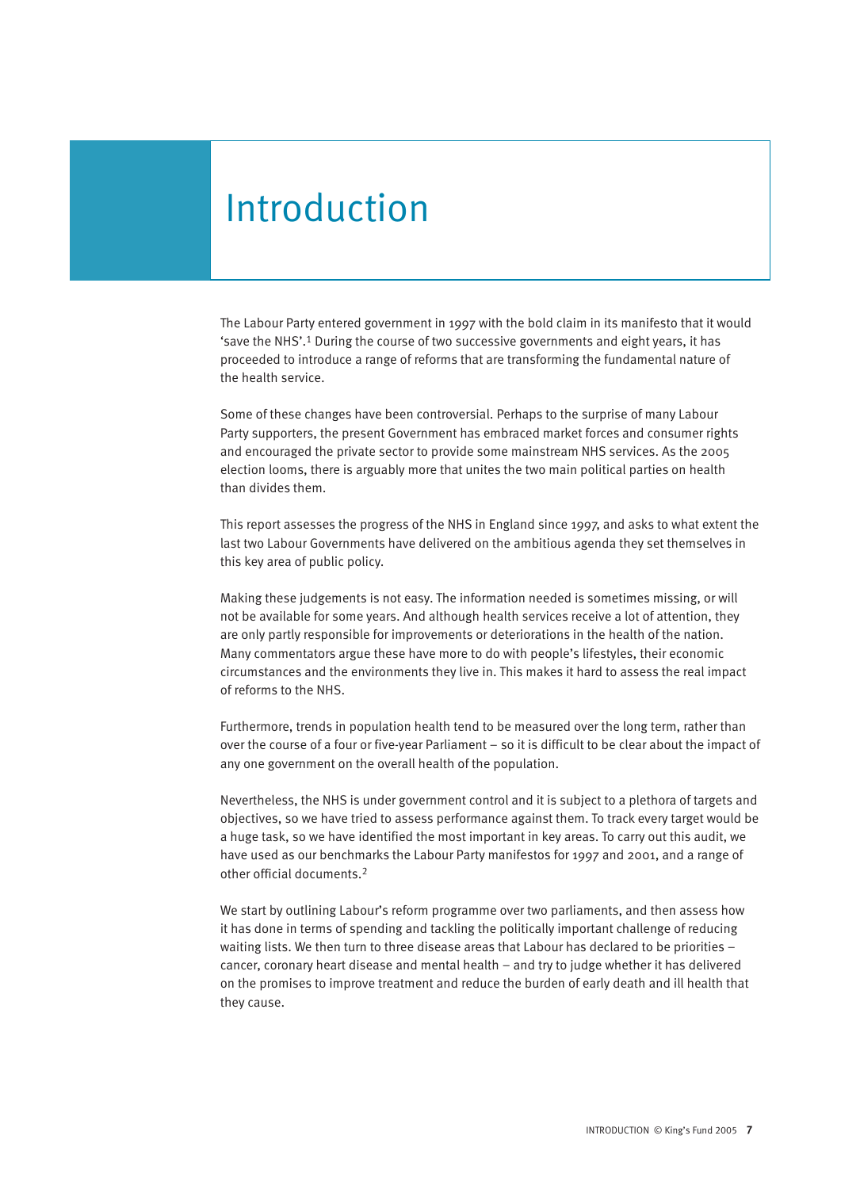# Introduction

The Labour Party entered government in 1997 with the bold claim in its manifesto that it would 'save the NHS'.[1] During the course of two successive governments and eight years, it has proceeded to introduce a range of reforms that are transforming the fundamental nature of the health service.

Some of these changes have been controversial. Perhaps to the surprise of many Labour Party supporters, the present Government has embraced market forces and consumer rights and encouraged the private sector to provide some mainstream NHS services. As the 2005 election looms, there is arguably more that unites the two main political parties on health than divides them.

This report assesses the progress of the NHS in England since 1997, and asks to what extent the last two Labour Governments have delivered on the ambitious agenda they set themselves in this key area of public policy.

Making these judgements is not easy. The information needed is sometimes missing, or will not be available for some years. And although health services receive a lot of attention, they are only partly responsible for improvements or deteriorations in the health of the nation. Many commentators argue these have more to do with people's lifestyles, their economic circumstances and the environments they live in. This makes it hard to assess the real impact of reforms to the NHS.

Furthermore, trends in population health tend to be measured over the long term, rather than over the course of a four or five-year Parliament – so it is difficult to be clear about the impact of any one government on the overall health of the population.

Nevertheless, the NHS is under government control and it is subject to a plethora of targets and objectives, so we have tried to assess performance against them. To track every target would be a huge task, so we have identified the most important in key areas. To carry out this audit, we have used as our benchmarks the Labour Party manifestos for 1997 and 2001, and a range of other official documents.[2]

We start by outlining Labour's reform programme over two parliaments, and then assess how it has done in terms of spending and tackling the politically important challenge of reducing waiting lists. We then turn to three disease areas that Labour has declared to be priorities – cancer, coronary heart disease and mental health – and try to judge whether it has delivered on the promises to improve treatment and reduce the burden of early death and ill health that they cause.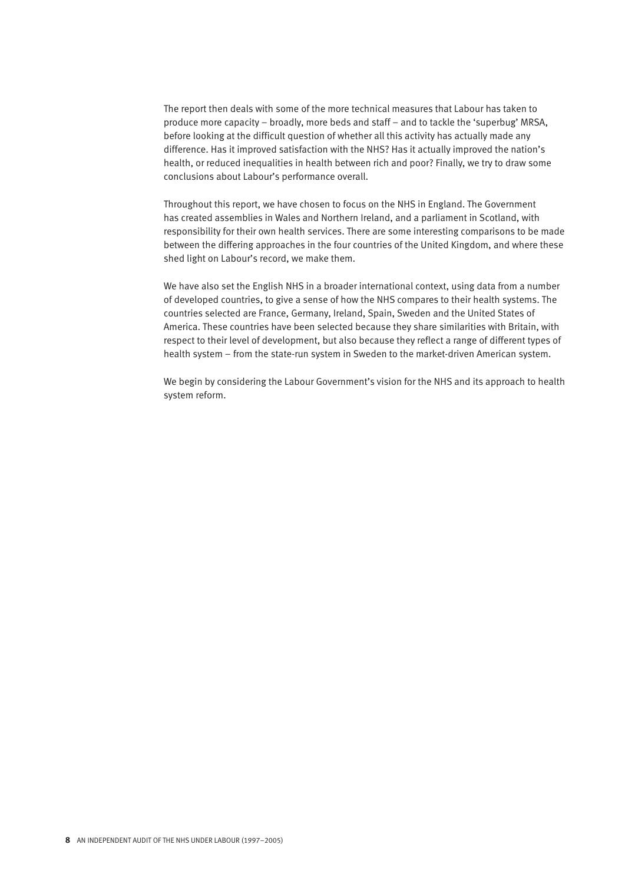The report then deals with some of the more technical measures that Labour has taken to produce more capacity – broadly, more beds and staff – and to tackle the 'superbug' MRSA, before looking at the difficult question of whether all this activity has actually made any difference. Has it improved satisfaction with the NHS? Has it actually improved the nation's health, or reduced inequalities in health between rich and poor? Finally, we try to draw some conclusions about Labour's performance overall.

Throughout this report, we have chosen to focus on the NHS in England. The Government has created assemblies in Wales and Northern Ireland, and a parliament in Scotland, with responsibility for their own health services. There are some interesting comparisons to be made between the differing approaches in the four countries of the United Kingdom, and where these shed light on Labour's record, we make them.

We have also set the English NHS in a broader international context, using data from a number of developed countries, to give a sense of how the NHS compares to their health systems. The countries selected are France, Germany, Ireland, Spain, Sweden and the United States of America. These countries have been selected because they share similarities with Britain, with respect to their level of development, but also because they reflect a range of different types of health system – from the state-run system in Sweden to the market-driven American system.

We begin by considering the Labour Government's vision for the NHS and its approach to health system reform.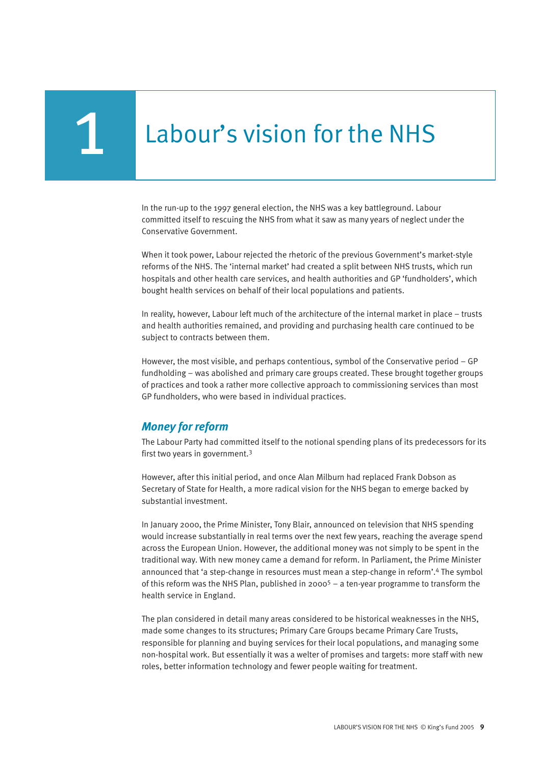# 1 Labour's vision for the NHS

In the run-up to the 1997 general election, the NHS was a key battleground. Labour committed itself to rescuing the NHS from what it saw as many years of neglect under the Conservative Government.

When it took power, Labour rejected the rhetoric of the previous Government's market-style reforms of the NHS. The 'internal market' had created a split between NHS trusts, which run hospitals and other health care services, and health authorities and GP 'fundholders', which bought health services on behalf of their local populations and patients.

In reality, however, Labour left much of the architecture of the internal market in place – trusts and health authorities remained, and providing and purchasing health care continued to be subject to contracts between them.

However, the most visible, and perhaps contentious, symbol of the Conservative period – GP fundholding – was abolished and primary care groups created. These brought together groups of practices and took a rather more collective approach to commissioning services than most GP fundholders, who were based in individual practices.

## *Money for reform*

The Labour Party had committed itself to the notional spending plans of its predecessors for its first two years in government.[3]

However, after this initial period, and once Alan Milburn had replaced Frank Dobson as Secretary of State for Health, a more radical vision for the NHS began to emerge backed by substantial investment.

In January 2000, the Prime Minister, Tony Blair, announced on television that NHS spending would increase substantially in real terms over the next few years, reaching the average spend across the European Union. However, the additional money was not simply to be spent in the traditional way. With new money came a demand for reform. In Parliament, the Prime Minister announced that 'a step-change in resources must mean a step-change in reform'.[4] The symbol of this reform was the NHS Plan, published in 2000[5] – a ten-year programme to transform the health service in England.

The plan considered in detail many areas considered to be historical weaknesses in the NHS, made some changes to its structures; Primary Care Groups became Primary Care Trusts, responsible for planning and buying services for their local populations, and managing some non-hospital work. But essentially it was a welter of promises and targets: more staff with new roles, better information technology and fewer people waiting for treatment.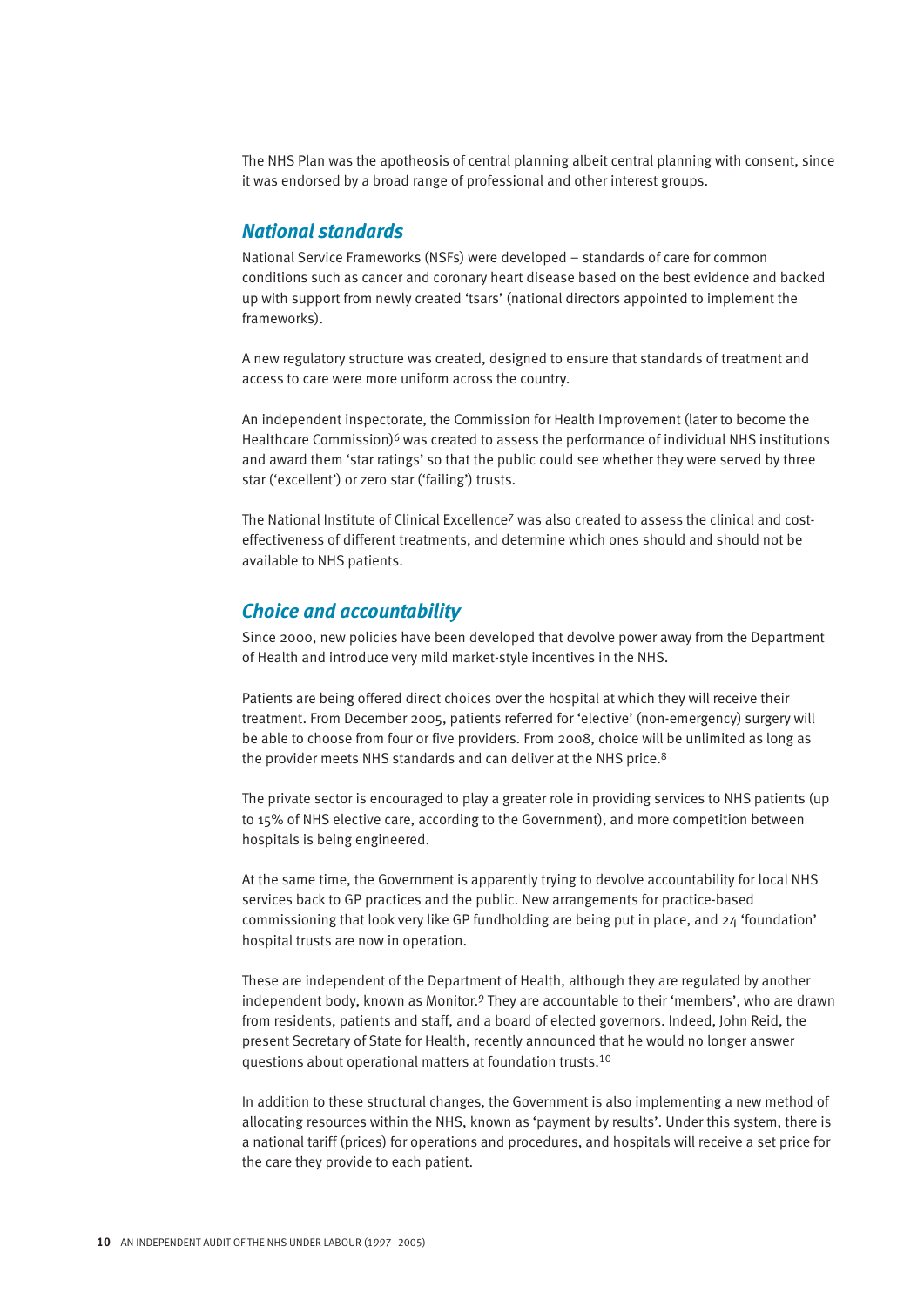The NHS Plan was the apotheosis of central planning albeit central planning with consent, since it was endorsed by a broad range of professional and other interest groups.

## *National standards*

National Service Frameworks (NSFs) were developed – standards of care for common conditions such as cancer and coronary heart disease based on the best evidence and backed up with support from newly created 'tsars' (national directors appointed to implement the frameworks).

A new regulatory structure was created, designed to ensure that standards of treatment and access to care were more uniform across the country.

An independent inspectorate, the Commission for Health Improvement (later to become the Healthcare Commission)[6] was created to assess the performance of individual NHS institutions and award them 'star ratings' so that the public could see whether they were served by three star ('excellent') or zero star ('failing') trusts.

The National Institute of Clinical Excellence[7] was also created to assess the clinical and cost-effectiveness of different treatments, and determine which ones should and should not be available to NHS patients.

## *Choice and accountability*

Since 2000, new policies have been developed that devolve power away from the Department of Health and introduce very mild market-style incentives in the NHS.

Patients are being offered direct choices over the hospital at which they will receive their treatment. From December 2005, patients referred for 'elective' (non-emergency) surgery will be able to choose from four or five providers. From 2008, choice will be unlimited as long as the provider meets NHS standards and can deliver at the NHS price.[8]

The private sector is encouraged to play a greater role in providing services to NHS patients (up to 15% of NHS elective care, according to the Government), and more competition between hospitals is being engineered.

At the same time, the Government is apparently trying to devolve accountability for local NHS services back to GP practices and the public. New arrangements for practice-based commissioning that look very like GP fundholding are being put in place, and 24 'foundation' hospital trusts are now in operation.

These are independent of the Department of Health, although they are regulated by another independent body, known as Monitor.[9] They are accountable to their 'members', who are drawn from residents, patients and staff, and a board of elected governors. Indeed, John Reid, the present Secretary of State for Health, recently announced that he would no longer answer questions about operational matters at foundation trusts.[10]

In addition to these structural changes, the Government is also implementing a new method of allocating resources within the NHS, known as 'payment by results'. Under this system, there is a national tariff (prices) for operations and procedures, and hospitals will receive a set price for the care they provide to each patient.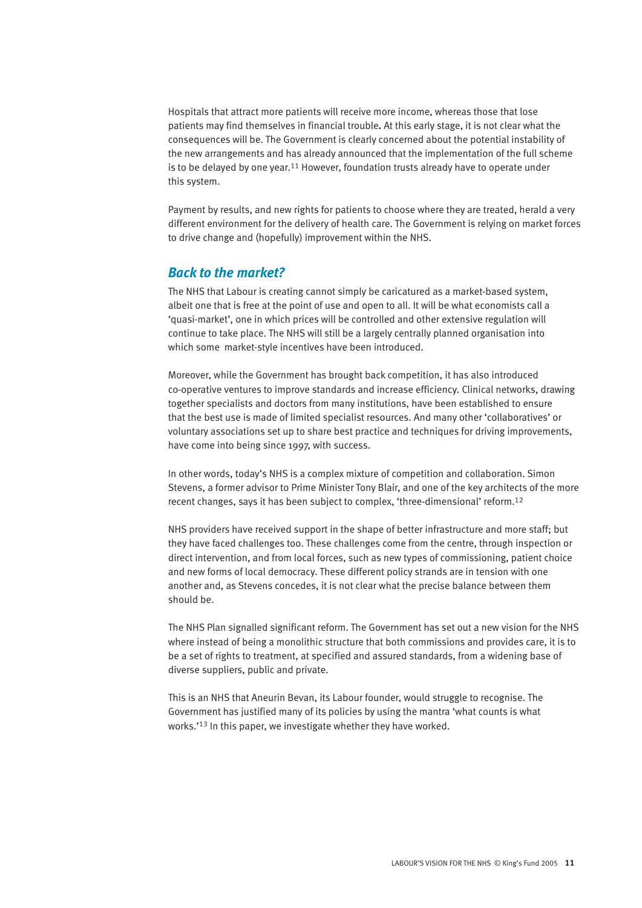Hospitals that attract more patients will receive more income, whereas those that lose patients may find themselves in financial trouble**.** At this early stage, it is not clear what the consequences will be. The Government is clearly concerned about the potential instability of the new arrangements and has already announced that the implementation of the full scheme is to be delayed by one year.[11] However, foundation trusts already have to operate under this system.

Payment by results, and new rights for patients to choose where they are treated, herald a very different environment for the delivery of health care. The Government is relying on market forces to drive change and (hopefully) improvement within the NHS.

## *Back to the market?*

The NHS that Labour is creating cannot simply be caricatured as a market-based system, albeit one that is free at the point of use and open to all. It will be what economists call a 'quasi-market', one in which prices will be controlled and other extensive regulation will continue to take place. The NHS will still be a largely centrally planned organisation into which some market-style incentives have been introduced.

Moreover, while the Government has brought back competition, it has also introduced co-operative ventures to improve standards and increase efficiency. Clinical networks, drawing together specialists and doctors from many institutions, have been established to ensure that the best use is made of limited specialist resources. And many other 'collaboratives' or voluntary associations set up to share best practice and techniques for driving improvements, have come into being since 1997, with success.

In other words, today's NHS is a complex mixture of competition and collaboration. Simon Stevens, a former advisor to Prime Minister Tony Blair, and one of the key architects of the more recent changes, says it has been subject to complex, 'three-dimensional' reform.[12]

NHS providers have received support in the shape of better infrastructure and more staff; but they have faced challenges too. These challenges come from the centre, through inspection or direct intervention, and from local forces, such as new types of commissioning, patient choice and new forms of local democracy. These different policy strands are in tension with one another and, as Stevens concedes, it is not clear what the precise balance between them should be.

The NHS Plan signalled significant reform. The Government has set out a new vision for the NHS where instead of being a monolithic structure that both commissions and provides care, it is to be a set of rights to treatment, at specified and assured standards, from a widening base of diverse suppliers, public and private.

This is an NHS that Aneurin Bevan, its Labour founder, would struggle to recognise. The Government has justified many of its policies by using the mantra 'what counts is what works.'[13] In this paper, we investigate whether they have worked.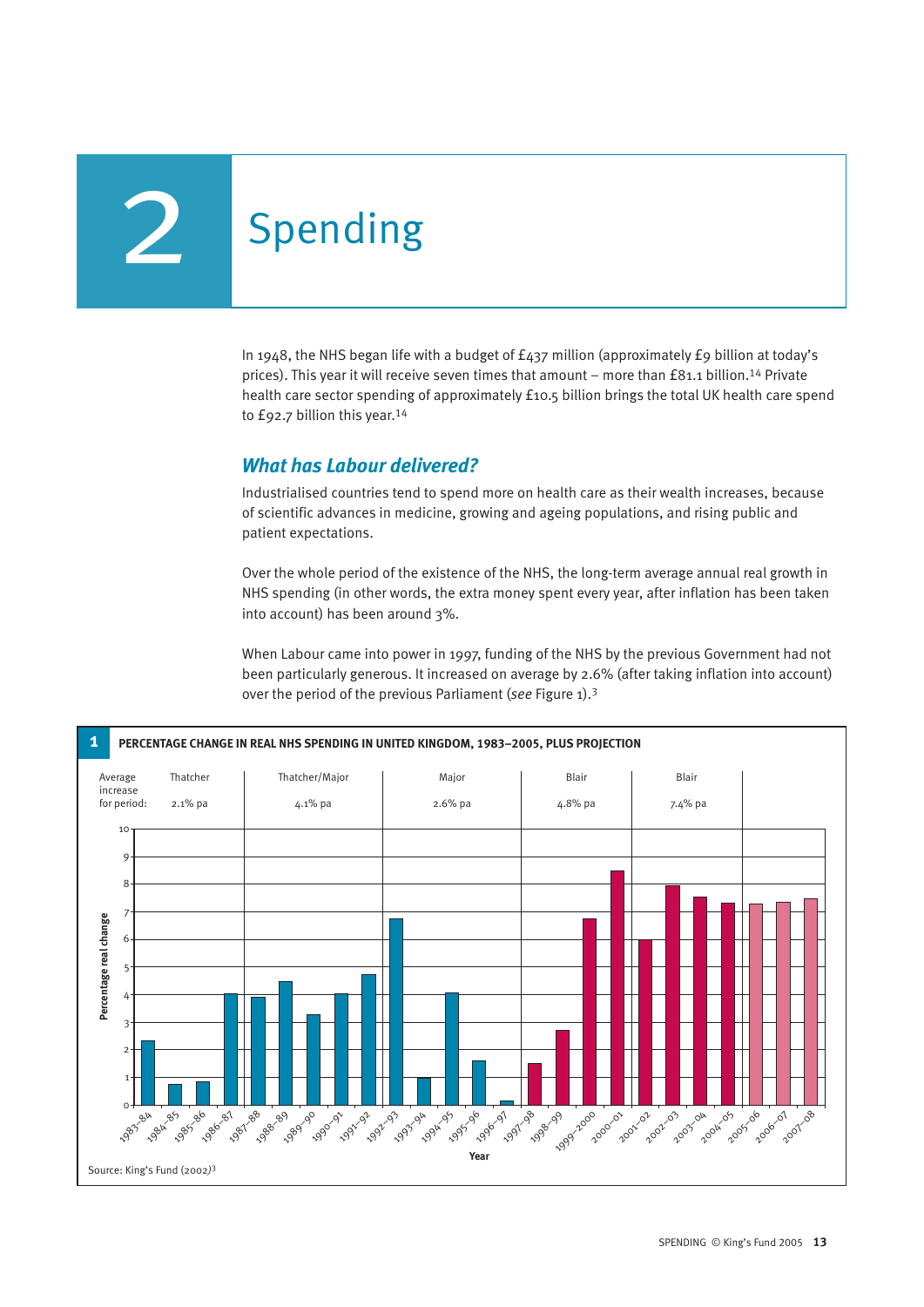# 2 Spending

In 1948, the NHS began life with a budget of £437 million (approximately £9 billion at today's prices). This year it will receive seven times that amount – more than £81.1 billion.[14] Private health care sector spending of approximately £10.5 billion brings the total UK health care spend to £92.7 billion this year.[14]

## *What has Labour delivered?*

Industrialised countries tend to spend more on health care as their wealth increases, because of scientific advances in medicine, growing and ageing populations, and rising public and patient expectations.

Over the whole period of the existence of the NHS, the long-term average annual real growth in NHS spending (in other words, the extra money spent every year, after inflation has been taken into account) has been around 3%.

When Labour came into power in 1997, funding of the NHS by the previous Government had not been particularly generous. It increased on average by 2.6% (after taking inflation into account) over the period of the previous Parliament (*see* Figure 1).[3]

**1 PERCENTAGE CHANGE IN REAL NHS SPENDING IN UNITED KINGDOM, 1983–2005, PLUS PROJECTION**

| Average increase for period: | Thatcher | Thatcher/Major | Major | Blair | Blair |
|---|---|---|---|---|---|
| | 2.1% pa | 4.1% pa | 2.6% pa | 4.8% pa | 7.4% pa |

Percentage real change by year: 1983–84 to 2007–08 (2005–06 to 2007–08 projection)

Source: King's Fund (2002)[3]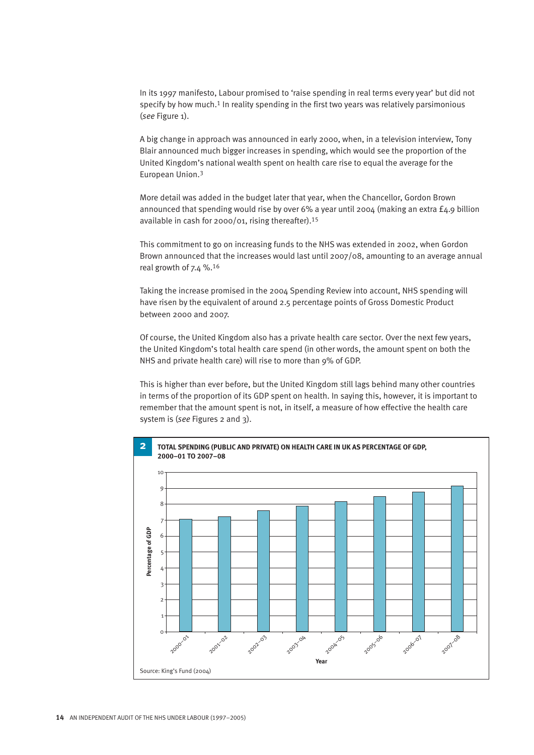In its 1997 manifesto, Labour promised to 'raise spending in real terms every year' but did not specify by how much.[1] In reality spending in the first two years was relatively parsimonious (*see* Figure 1).

A big change in approach was announced in early 2000, when, in a television interview, Tony Blair announced much bigger increases in spending, which would see the proportion of the United Kingdom's national wealth spent on health care rise to equal the average for the European Union.[3]

More detail was added in the budget later that year, when the Chancellor, Gordon Brown announced that spending would rise by over 6% a year until 2004 (making an extra £4.9 billion available in cash for 2000/01, rising thereafter).[15]

This commitment to go on increasing funds to the NHS was extended in 2002, when Gordon Brown announced that the increases would last until 2007/08, amounting to an average annual real growth of 7.4 %.[16]

Taking the increase promised in the 2004 Spending Review into account, NHS spending will have risen by the equivalent of around 2.5 percentage points of Gross Domestic Product between 2000 and 2007.

Of course, the United Kingdom also has a private health care sector. Over the next few years, the United Kingdom's total health care spend (in other words, the amount spent on both the NHS and private health care) will rise to more than 9% of GDP.

This is higher than ever before, but the United Kingdom still lags behind many other countries in terms of the proportion of its GDP spent on health. In saying this, however, it is important to remember that the amount spent is not, in itself, a measure of how effective the health care system is (*see* Figures 2 and 3).

**2 TOTAL SPENDING (PUBLIC AND PRIVATE) ON HEALTH CARE IN UK AS PERCENTAGE OF GDP, 2000–01 TO 2007–08**

Source: King's Fund (2004)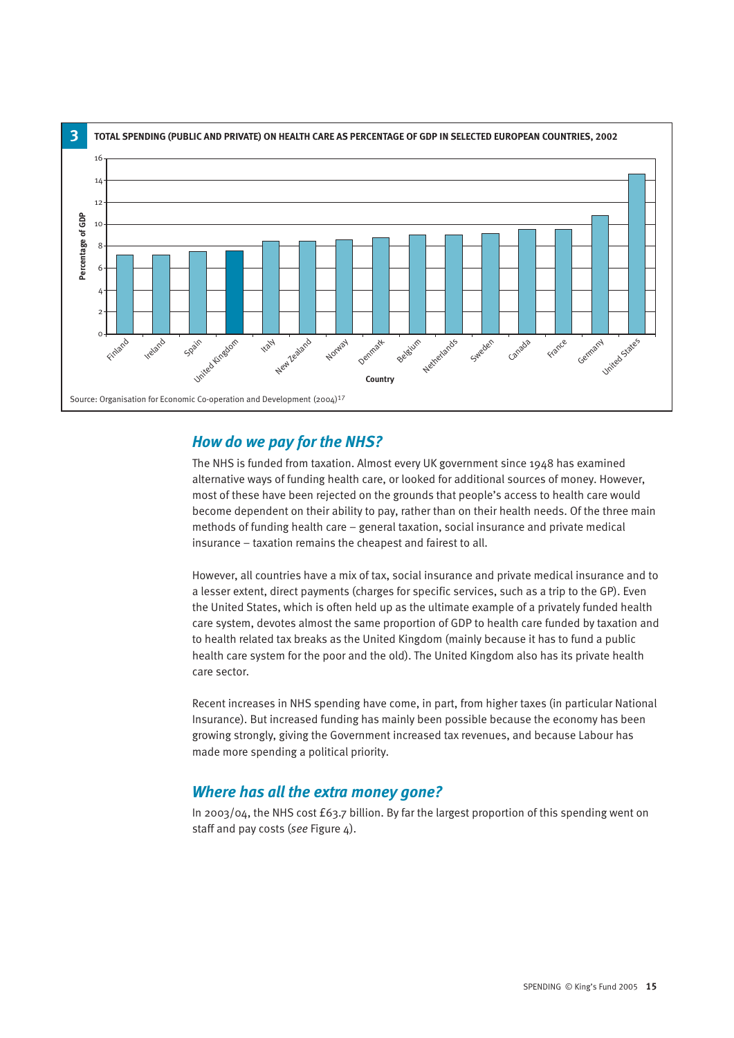**3 TOTAL SPENDING (PUBLIC AND PRIVATE) ON HEALTH CARE AS PERCENTAGE OF GDP IN SELECTED EUROPEAN COUNTRIES, 2002**

Source: Organisation for Economic Co-operation and Development (2004)[17]

## How do we pay for the NHS?

The NHS is funded from taxation. Almost every UK government since 1948 has examined alternative ways of funding health care, or looked for additional sources of money. However, most of these have been rejected on the grounds that people's access to health care would become dependent on their ability to pay, rather than on their health needs. Of the three main methods of funding health care – general taxation, social insurance and private medical insurance – taxation remains the cheapest and fairest to all.

However, all countries have a mix of tax, social insurance and private medical insurance and to a lesser extent, direct payments (charges for specific services, such as a trip to the GP). Even the United States, which is often held up as the ultimate example of a privately funded health care system, devotes almost the same proportion of GDP to health care funded by taxation and to health related tax breaks as the United Kingdom (mainly because it has to fund a public health care system for the poor and the old). The United Kingdom also has its private health care sector.

Recent increases in NHS spending have come, in part, from higher taxes (in particular National Insurance). But increased funding has mainly been possible because the economy has been growing strongly, giving the Government increased tax revenues, and because Labour has made more spending a political priority.

## Where has all the extra money gone?

In 2003/04, the NHS cost £63.7 billion. By far the largest proportion of this spending went on staff and pay costs (*see* Figure 4).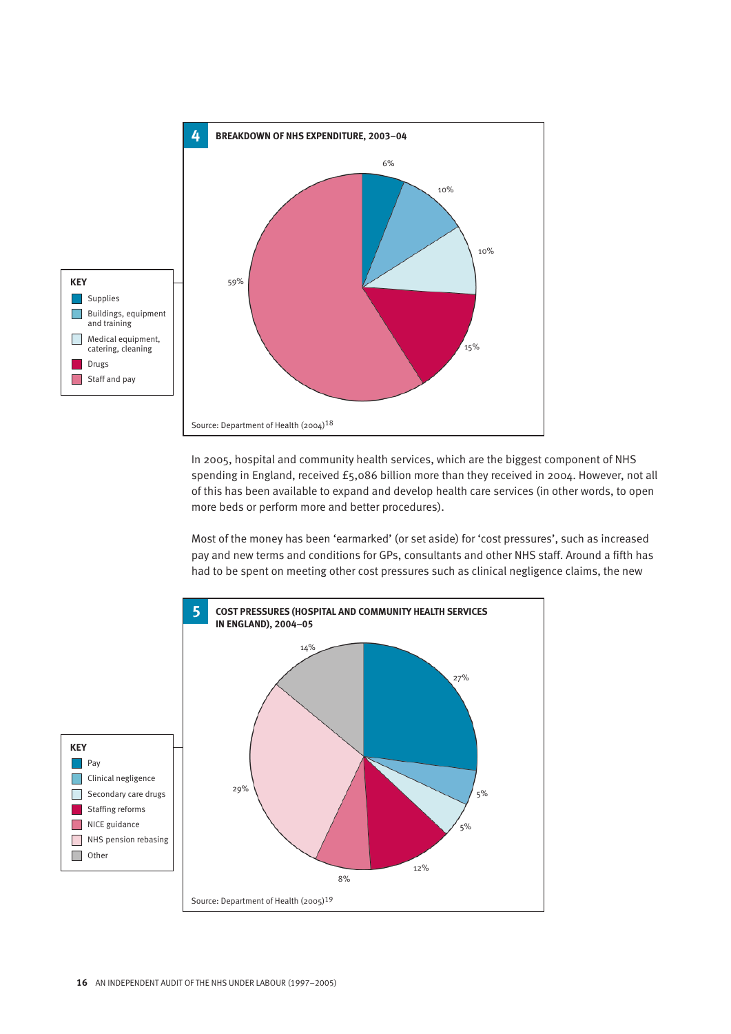**4 BREAKDOWN OF NHS EXPENDITURE, 2003–04**

| Category | Share |
|---|---|
| Supplies | 6% |
| Buildings, equipment and training | 10% |
| Medical equipment, catering, cleaning | 10% |
| Drugs | 15% |
| Staff and pay | 59% |

Source: Department of Health (2004)[18]

In 2005, hospital and community health services, which are the biggest component of NHS spending in England, received £5,086 billion more than they received in 2004. However, not all of this has been available to expand and develop health care services (in other words, to open more beds or perform more and better procedures).

Most of the money has been 'earmarked' (or set aside) for 'cost pressures', such as increased pay and new terms and conditions for GPs, consultants and other NHS staff. Around a fifth has had to be spent on meeting other cost pressures such as clinical negligence claims, the new

**5 COST PRESSURES (HOSPITAL AND COMMUNITY HEALTH SERVICES IN ENGLAND), 2004–05**

| Category | Share |
|---|---|
| Pay | 27% |
| Clinical negligence | 5% |
| Secondary care drugs | 5% |
| Staffing reforms | 12% |
| NICE guidance | 8% |
| NHS pension rebasing | 29% |
| Other | 14% |

Source: Department of Health (2005)[19]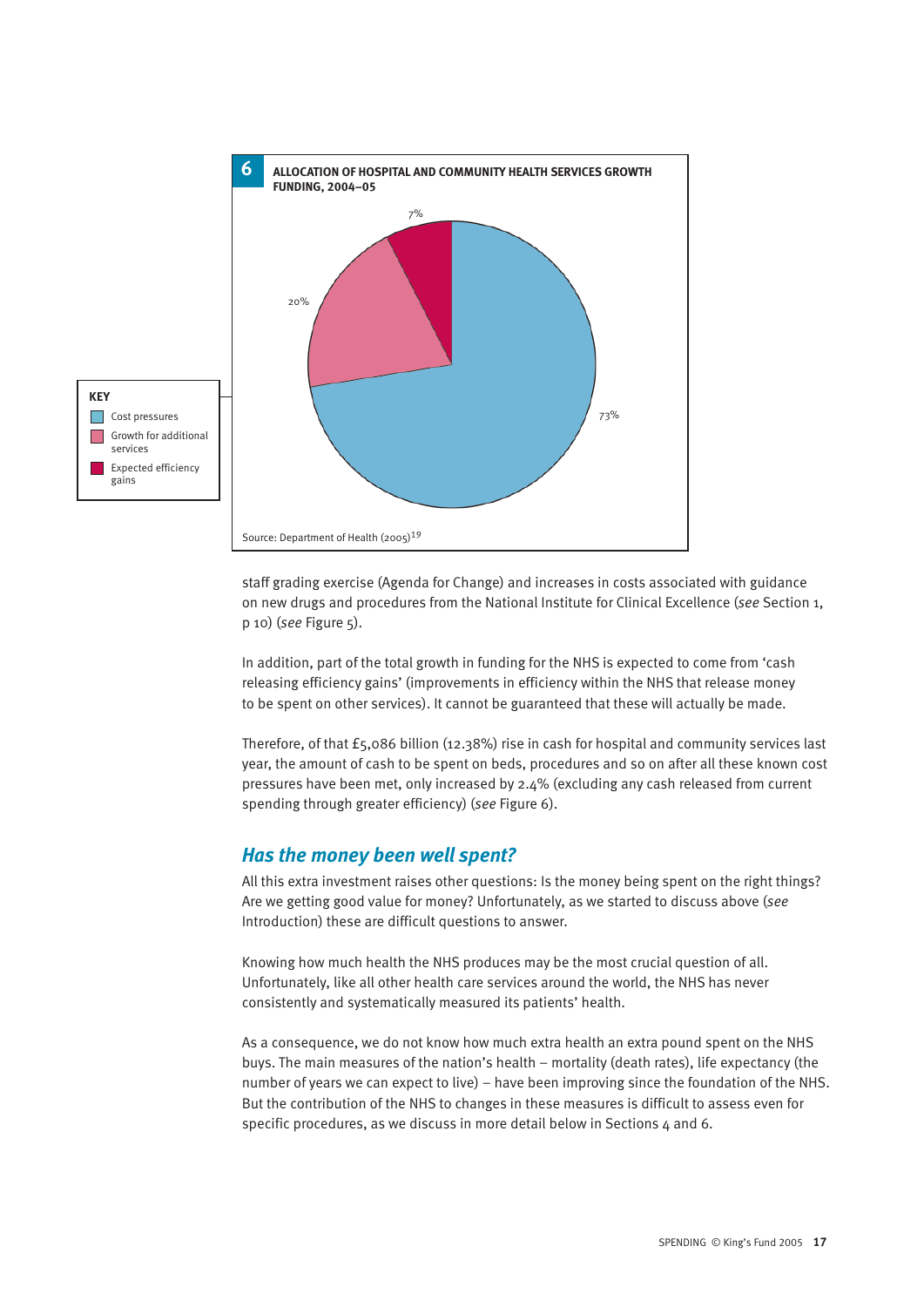**6 ALLOCATION OF HOSPITAL AND COMMUNITY HEALTH SERVICES GROWTH FUNDING, 2004–05**

KEY

- Cost pressures: 73%
- Growth for additional services: 20%
- Expected efficiency gains: 7%

Source: Department of Health (2005)[19]

staff grading exercise (Agenda for Change) and increases in costs associated with guidance on new drugs and procedures from the National Institute for Clinical Excellence (*see* Section 1, p 10) (*see* Figure 5).

In addition, part of the total growth in funding for the NHS is expected to come from 'cash releasing efficiency gains' (improvements in efficiency within the NHS that release money to be spent on other services). It cannot be guaranteed that these will actually be made.

Therefore, of that £5,086 billion (12.38%) rise in cash for hospital and community services last year, the amount of cash to be spent on beds, procedures and so on after all these known cost pressures have been met, only increased by 2.4% (excluding any cash released from current spending through greater efficiency) (*see* Figure 6).

## Has the money been well spent?

All this extra investment raises other questions: Is the money being spent on the right things? Are we getting good value for money? Unfortunately, as we started to discuss above (*see* Introduction) these are difficult questions to answer.

Knowing how much health the NHS produces may be the most crucial question of all. Unfortunately, like all other health care services around the world, the NHS has never consistently and systematically measured its patients' health.

As a consequence, we do not know how much extra health an extra pound spent on the NHS buys. The main measures of the nation's health – mortality (death rates), life expectancy (the number of years we can expect to live) – have been improving since the foundation of the NHS. But the contribution of the NHS to changes in these measures is difficult to assess even for specific procedures, as we discuss in more detail below in Sections 4 and 6.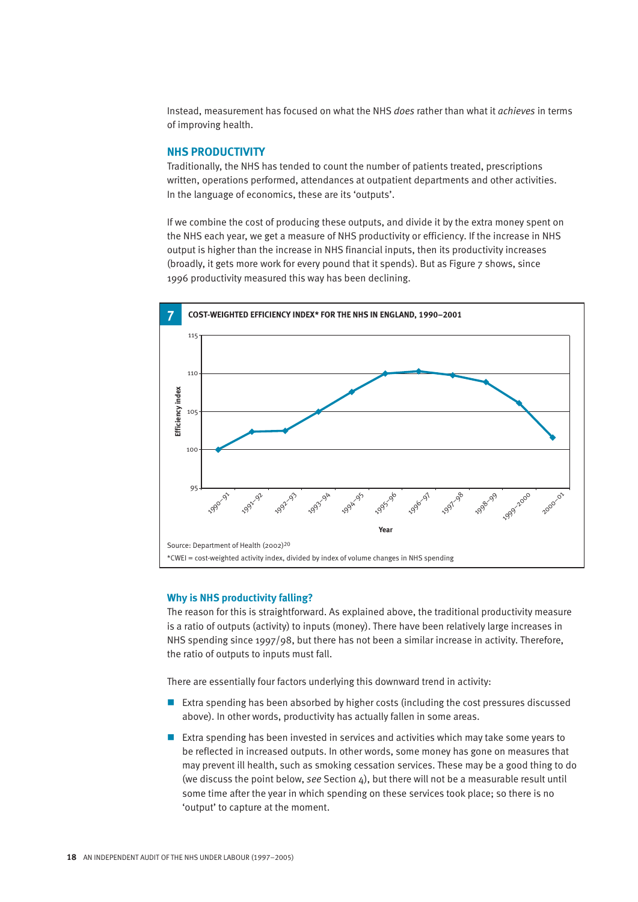Instead, measurement has focused on what the NHS *does* rather than what it *achieves* in terms of improving health.

## NHS PRODUCTIVITY

Traditionally, the NHS has tended to count the number of patients treated, prescriptions written, operations performed, attendances at outpatient departments and other activities. In the language of economics, these are its 'outputs'.

If we combine the cost of producing these outputs, and divide it by the extra money spent on the NHS each year, we get a measure of NHS productivity or efficiency. If the increase in NHS output is higher than the increase in NHS financial inputs, then its productivity increases (broadly, it gets more work for every pound that it spends). But as Figure 7 shows, since 1996 productivity measured this way has been declining.

**7 COST-WEIGHTED EFFICIENCY INDEX* FOR THE NHS IN ENGLAND, 1990–2001**

Source: Department of Health (2002)[20]

*CWEI = cost-weighted activity index, divided by index of volume changes in NHS spending

### Why is NHS productivity falling?

The reason for this is straightforward. As explained above, the traditional productivity measure is a ratio of outputs (activity) to inputs (money). There have been relatively large increases in NHS spending since 1997/98, but there has not been a similar increase in activity. Therefore, the ratio of outputs to inputs must fall.

There are essentially four factors underlying this downward trend in activity:

- Extra spending has been absorbed by higher costs (including the cost pressures discussed above). In other words, productivity has actually fallen in some areas.
- Extra spending has been invested in services and activities which may take some years to be reflected in increased outputs. In other words, some money has gone on measures that may prevent ill health, such as smoking cessation services. These may be a good thing to do (we discuss the point below, *see* Section 4), but there will not be a measurable result until some time after the year in which spending on these services took place; so there is no 'output' to capture at the moment.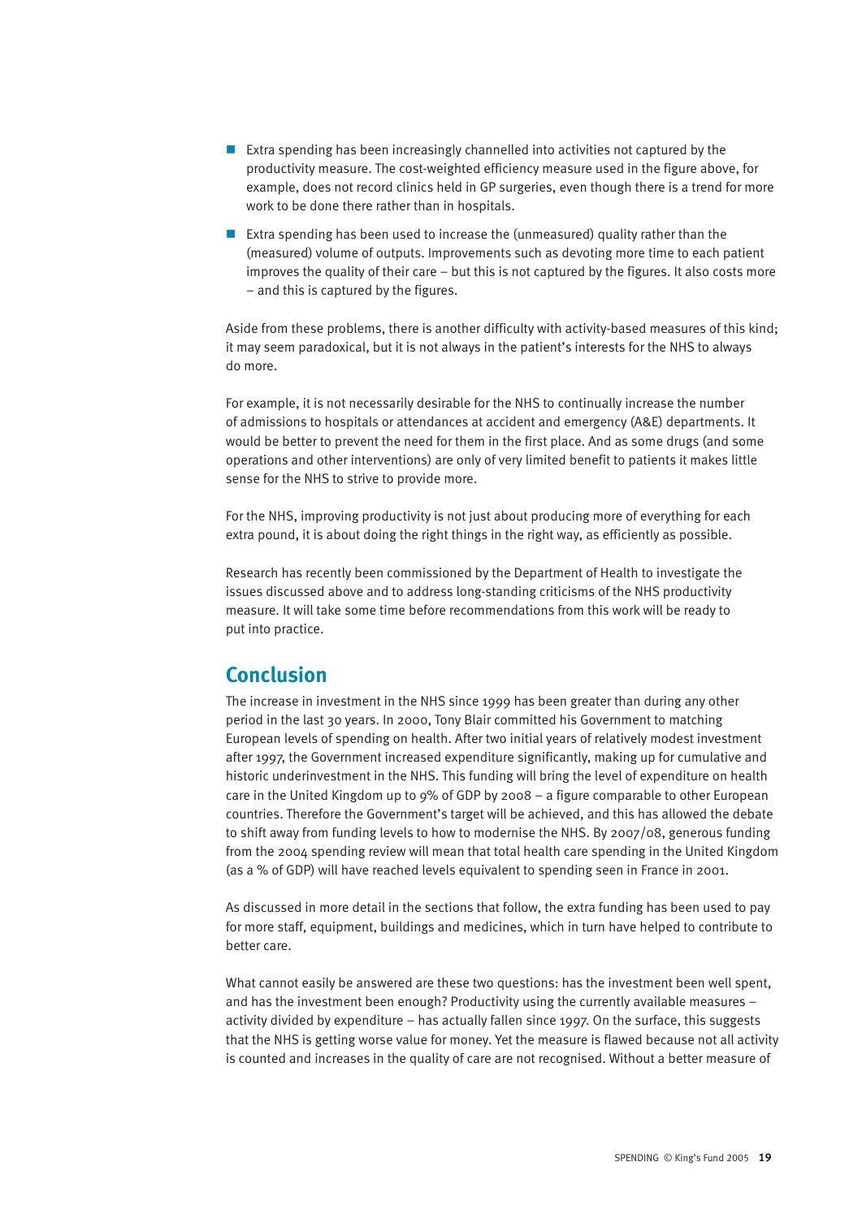- Extra spending has been increasingly channelled into activities not captured by the productivity measure. The cost-weighted efficiency measure used in the figure above, for example, does not record clinics held in GP surgeries, even though there is a trend for more work to be done there rather than in hospitals.
- Extra spending has been used to increase the (unmeasured) quality rather than the (measured) volume of outputs. Improvements such as devoting more time to each patient improves the quality of their care – but this is not captured by the figures. It also costs more – and this is captured by the figures.

Aside from these problems, there is another difficulty with activity-based measures of this kind; it may seem paradoxical, but it is not always in the patient's interests for the NHS to always do more.

For example, it is not necessarily desirable for the NHS to continually increase the number of admissions to hospitals or attendances at accident and emergency (A&E) departments. It would be better to prevent the need for them in the first place. And as some drugs (and some operations and other interventions) are only of very limited benefit to patients it makes little sense for the NHS to strive to provide more.

For the NHS, improving productivity is not just about producing more of everything for each extra pound, it is about doing the right things in the right way, as efficiently as possible.

Research has recently been commissioned by the Department of Health to investigate the issues discussed above and to address long-standing criticisms of the NHS productivity measure. It will take some time before recommendations from this work will be ready to put into practice.

## Conclusion

The increase in investment in the NHS since 1999 has been greater than during any other period in the last 30 years. In 2000, Tony Blair committed his Government to matching European levels of spending on health. After two initial years of relatively modest investment after 1997, the Government increased expenditure significantly, making up for cumulative and historic underinvestment in the NHS. This funding will bring the level of expenditure on health care in the United Kingdom up to 9% of GDP by 2008 – a figure comparable to other European countries. Therefore the Government's target will be achieved, and this has allowed the debate to shift away from funding levels to how to modernise the NHS. By 2007/08, generous funding from the 2004 spending review will mean that total health care spending in the United Kingdom (as a % of GDP) will have reached levels equivalent to spending seen in France in 2001.

As discussed in more detail in the sections that follow, the extra funding has been used to pay for more staff, equipment, buildings and medicines, which in turn have helped to contribute to better care.

What cannot easily be answered are these two questions: has the investment been well spent, and has the investment been enough? Productivity using the currently available measures – activity divided by expenditure – has actually fallen since 1997. On the surface, this suggests that the NHS is getting worse value for money. Yet the measure is flawed because not all activity is counted and increases in the quality of care are not recognised. Without a better measure of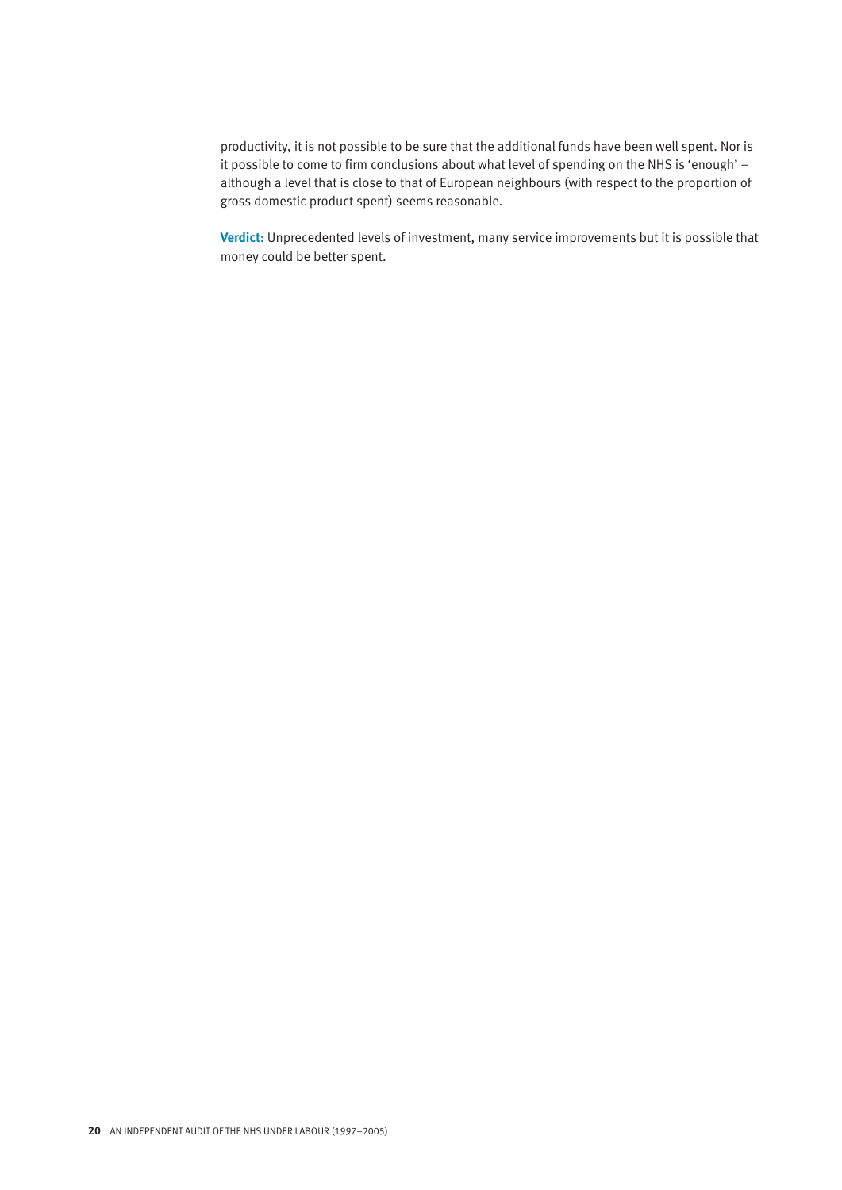productivity, it is not possible to be sure that the additional funds have been well spent. Nor is it possible to come to firm conclusions about what level of spending on the NHS is 'enough' – although a level that is close to that of European neighbours (with respect to the proportion of gross domestic product spent) seems reasonable.

**Verdict:** Unprecedented levels of investment, many service improvements but it is possible that money could be better spent.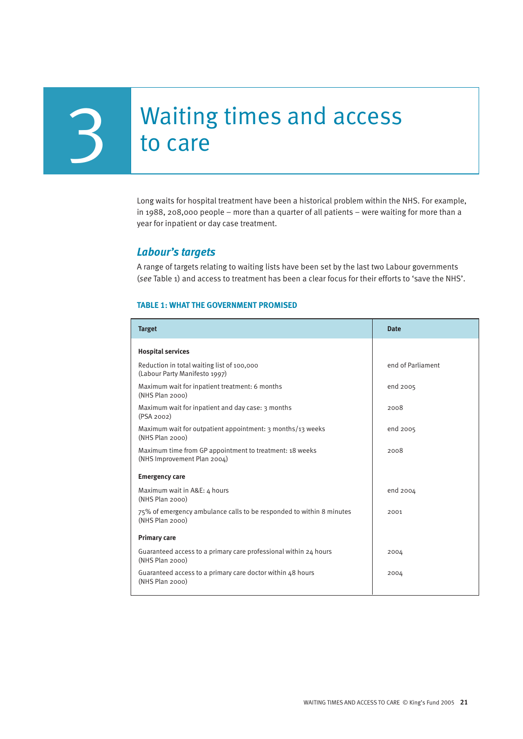# 3 Waiting times and access to care

Long waits for hospital treatment have been a historical problem within the NHS. For example, in 1988, 208,000 people – more than a quarter of all patients – were waiting for more than a year for inpatient or day case treatment.

## *Labour's targets*

A range of targets relating to waiting lists have been set by the last two Labour governments (*see* Table 1) and access to treatment has been a clear focus for their efforts to 'save the NHS'.

### TABLE 1: WHAT THE GOVERNMENT PROMISED

| Target | Date |
|---|---|
| **Hospital services** | |
| Reduction in total waiting list of 100,000 (Labour Party Manifesto 1997) | end of Parliament |
| Maximum wait for inpatient treatment: 6 months (NHS Plan 2000) | end 2005 |
| Maximum wait for inpatient and day case: 3 months (PSA 2002) | 2008 |
| Maximum wait for outpatient appointment: 3 months/13 weeks (NHS Plan 2000) | end 2005 |
| Maximum time from GP appointment to treatment: 18 weeks (NHS Improvement Plan 2004) | 2008 |
| **Emergency care** | |
| Maximum wait in A&E: 4 hours (NHS Plan 2000) | end 2004 |
| 75% of emergency ambulance calls to be responded to within 8 minutes (NHS Plan 2000) | 2001 |
| **Primary care** | |
| Guaranteed access to a primary care professional within 24 hours (NHS Plan 2000) | 2004 |
| Guaranteed access to a primary care doctor within 48 hours (NHS Plan 2000) | 2004 |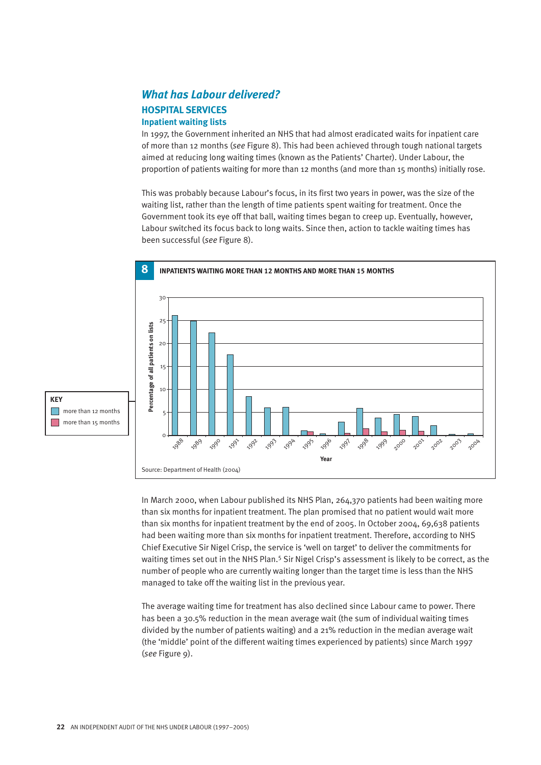## What has Labour delivered?

### HOSPITAL SERVICES

#### Inpatient waiting lists

In 1997, the Government inherited an NHS that had almost eradicated waits for inpatient care of more than 12 months (*see* Figure 8). This had been achieved through tough national targets aimed at reducing long waiting times (known as the Patients' Charter). Under Labour, the proportion of patients waiting for more than 12 months (and more than 15 months) initially rose.

This was probably because Labour's focus, in its first two years in power, was the size of the waiting list, rather than the length of time patients spent waiting for treatment. Once the Government took its eye off that ball, waiting times began to creep up. Eventually, however, Labour switched its focus back to long waits. Since then, action to tackle waiting times has been successful (*see* Figure 8).

**8 INPATIENTS WAITING MORE THAN 12 MONTHS AND MORE THAN 15 MONTHS**

KEY: more than 12 months; more than 15 months

Source: Department of Health (2004)

In March 2000, when Labour published its NHS Plan, 264,370 patients had been waiting more than six months for inpatient treatment. The plan promised that no patient would wait more than six months for inpatient treatment by the end of 2005. In October 2004, 69,638 patients had been waiting more than six months for inpatient treatment. Therefore, according to NHS Chief Executive Sir Nigel Crisp, the service is 'well on target' to deliver the commitments for waiting times set out in the NHS Plan.[5] Sir Nigel Crisp's assessment is likely to be correct, as the number of people who are currently waiting longer than the target time is less than the NHS managed to take off the waiting list in the previous year.

The average waiting time for treatment has also declined since Labour came to power. There has been a 30.5% reduction in the mean average wait (the sum of individual waiting times divided by the number of patients waiting) and a 21% reduction in the median average wait (the 'middle' point of the different waiting times experienced by patients) since March 1997 (*see* Figure 9).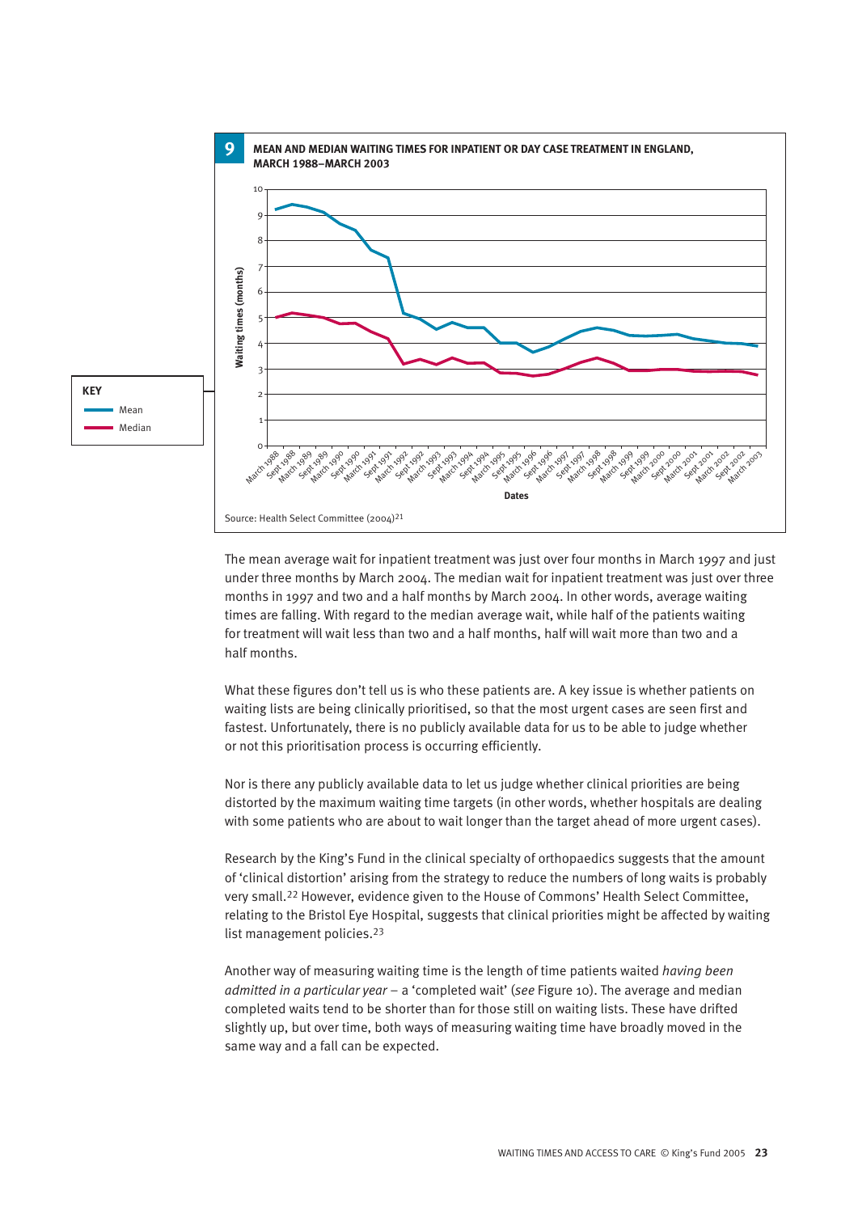**9 MEAN AND MEDIAN WAITING TIMES FOR INPATIENT OR DAY CASE TREATMENT IN ENGLAND, MARCH 1988–MARCH 2003**

Source: Health Select Committee (2004)[21]

The mean average wait for inpatient treatment was just over four months in March 1997 and just under three months by March 2004. The median wait for inpatient treatment was just over three months in 1997 and two and a half months by March 2004. In other words, average waiting times are falling. With regard to the median average wait, while half of the patients waiting for treatment will wait less than two and a half months, half will wait more than two and a half months.

What these figures don't tell us is who these patients are. A key issue is whether patients on waiting lists are being clinically prioritised, so that the most urgent cases are seen first and fastest. Unfortunately, there is no publicly available data for us to be able to judge whether or not this prioritisation process is occurring efficiently.

Nor is there any publicly available data to let us judge whether clinical priorities are being distorted by the maximum waiting time targets (in other words, whether hospitals are dealing with some patients who are about to wait longer than the target ahead of more urgent cases).

Research by the King's Fund in the clinical specialty of orthopaedics suggests that the amount of 'clinical distortion' arising from the strategy to reduce the numbers of long waits is probably very small.[22] However, evidence given to the House of Commons' Health Select Committee, relating to the Bristol Eye Hospital, suggests that clinical priorities might be affected by waiting list management policies.[23]

Another way of measuring waiting time is the length of time patients waited *having been admitted in a particular year* – a 'completed wait' (*see* Figure 10). The average and median completed waits tend to be shorter than for those still on waiting lists. These have drifted slightly up, but over time, both ways of measuring waiting time have broadly moved in the same way and a fall can be expected.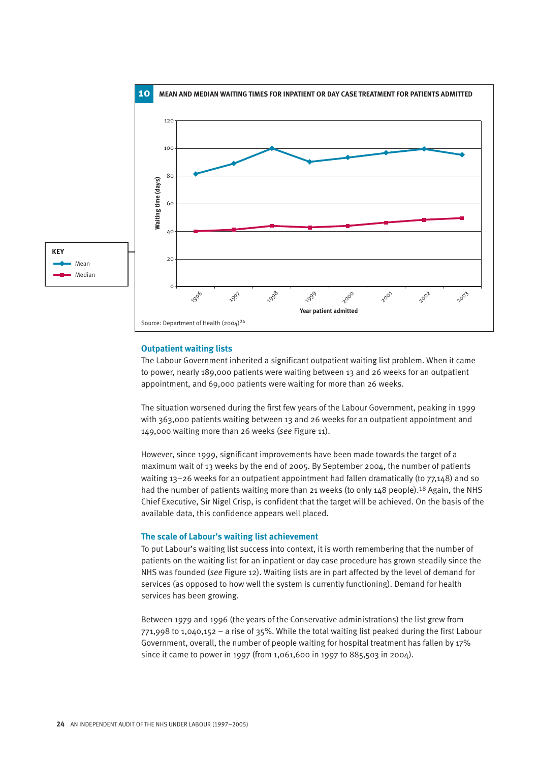**10 MEAN AND MEDIAN WAITING TIMES FOR INPATIENT OR DAY CASE TREATMENT FOR PATIENTS ADMITTED**

Source: Department of Health (2004)[24]

## Outpatient waiting lists

The Labour Government inherited a significant outpatient waiting list problem. When it came to power, nearly 189,000 patients were waiting between 13 and 26 weeks for an outpatient appointment, and 69,000 patients were waiting for more than 26 weeks.

The situation worsened during the first few years of the Labour Government, peaking in 1999 with 363,000 patients waiting between 13 and 26 weeks for an outpatient appointment and 149,000 waiting more than 26 weeks (*see* Figure 11).

However, since 1999, significant improvements have been made towards the target of a maximum wait of 13 weeks by the end of 2005. By September 2004, the number of patients waiting 13–26 weeks for an outpatient appointment had fallen dramatically (to 77,148) and so had the number of patients waiting more than 21 weeks (to only 148 people).[18] Again, the NHS Chief Executive, Sir Nigel Crisp, is confident that the target will be achieved. On the basis of the available data, this confidence appears well placed.

## The scale of Labour's waiting list achievement

To put Labour's waiting list success into context, it is worth remembering that the number of patients on the waiting list for an inpatient or day case procedure has grown steadily since the NHS was founded (*see* Figure 12). Waiting lists are in part affected by the level of demand for services (as opposed to how well the system is currently functioning). Demand for health services has been growing.

Between 1979 and 1996 (the years of the Conservative administrations) the list grew from 771,998 to 1,040,152 – a rise of 35%. While the total waiting list peaked during the first Labour Government, overall, the number of people waiting for hospital treatment has fallen by 17% since it came to power in 1997 (from 1,061,600 in 1997 to 885,503 in 2004).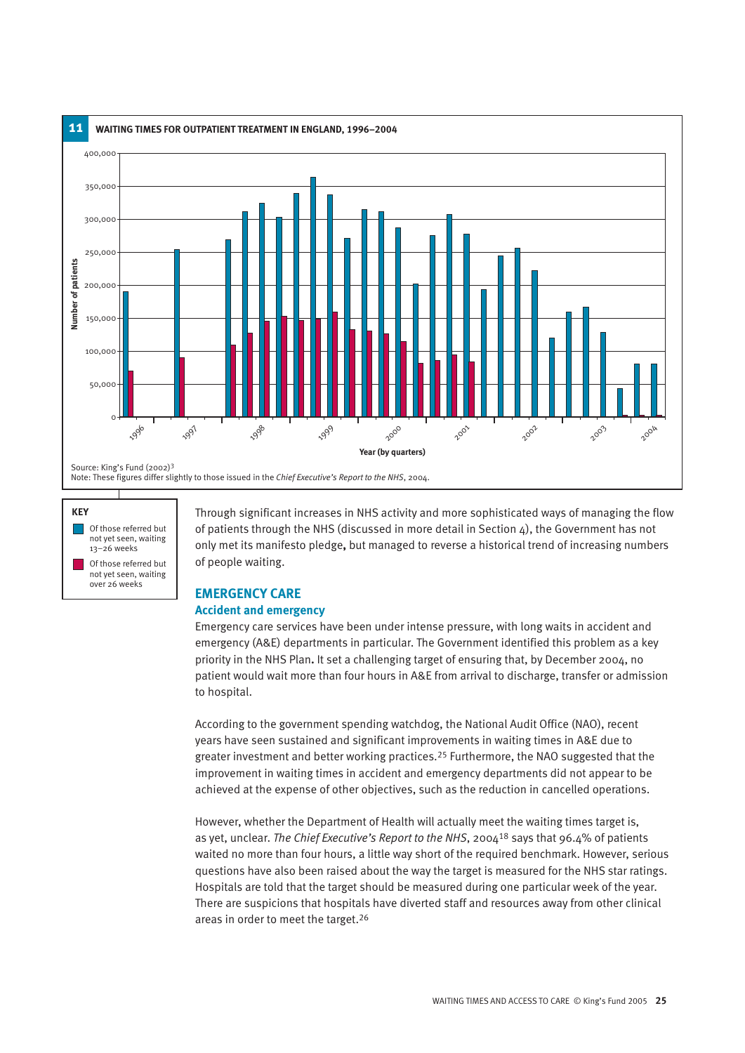**11 WAITING TIMES FOR OUTPATIENT TREATMENT IN ENGLAND, 1996–2004**

Source: King's Fund (2002)[3]
Note: These figures differ slightly to those issued in the *Chief Executive's Report to the NHS*, 2004.

**KEY**

- Of those referred but not yet seen, waiting 13–26 weeks
- Of those referred but not yet seen, waiting over 26 weeks

Through significant increases in NHS activity and more sophisticated ways of managing the flow of patients through the NHS (discussed in more detail in Section 4), the Government has not only met its manifesto pledge, but managed to reverse a historical trend of increasing numbers of people waiting.

## EMERGENCY CARE

### Accident and emergency

Emergency care services have been under intense pressure, with long waits in accident and emergency (A&E) departments in particular. The Government identified this problem as a key priority in the NHS Plan. It set a challenging target of ensuring that, by December 2004, no patient would wait more than four hours in A&E from arrival to discharge, transfer or admission to hospital.

According to the government spending watchdog, the National Audit Office (NAO), recent years have seen sustained and significant improvements in waiting times in A&E due to greater investment and better working practices.[25] Furthermore, the NAO suggested that the improvement in waiting times in accident and emergency departments did not appear to be achieved at the expense of other objectives, such as the reduction in cancelled operations.

However, whether the Department of Health will actually meet the waiting times target is, as yet, unclear. *The Chief Executive's Report to the NHS*, 2004[18] says that 96.4% of patients waited no more than four hours, a little way short of the required benchmark. However, serious questions have also been raised about the way the target is measured for the NHS star ratings. Hospitals are told that the target should be measured during one particular week of the year. There are suspicions that hospitals have diverted staff and resources away from other clinical areas in order to meet the target.[26]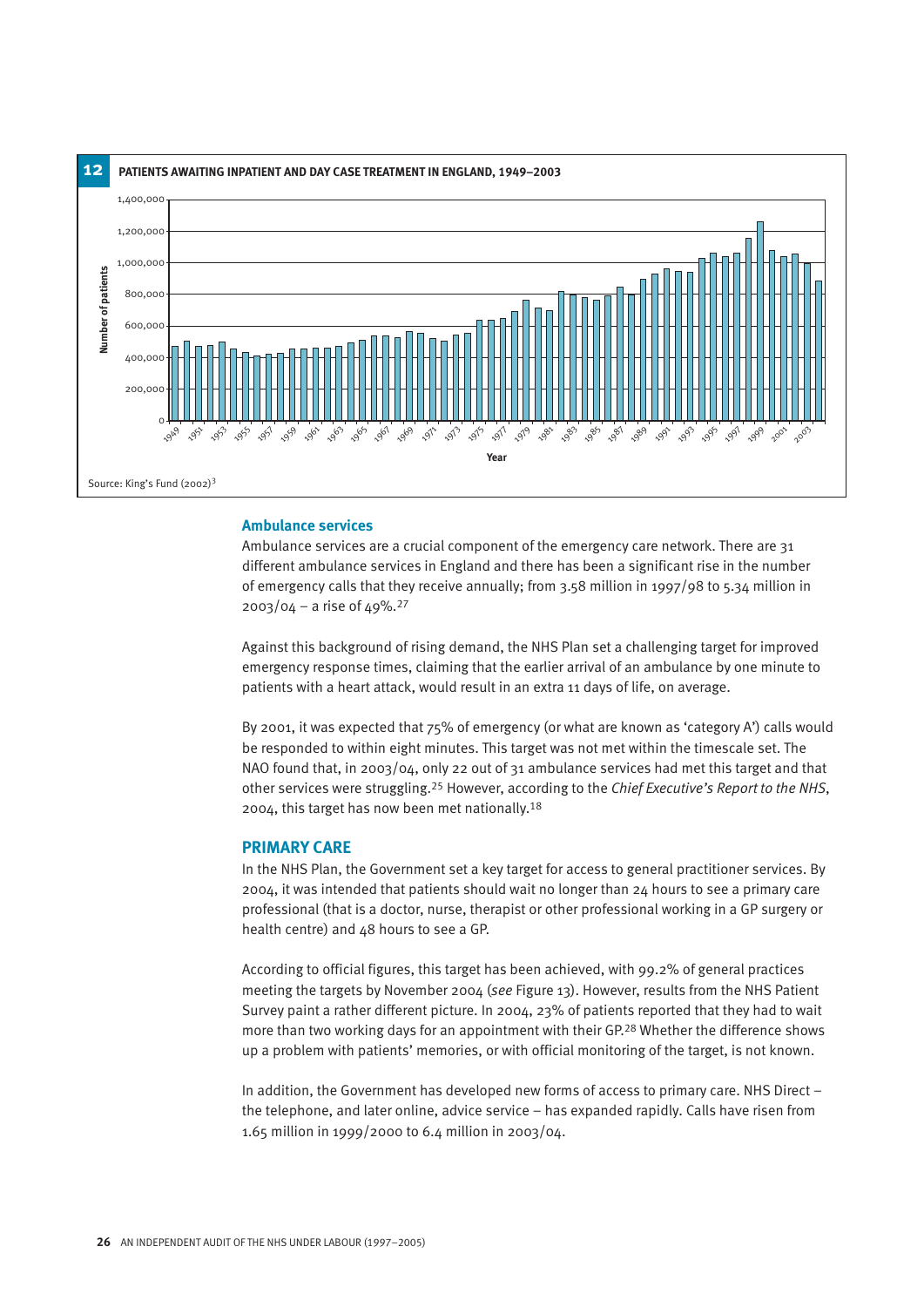**12 PATIENTS AWAITING INPATIENT AND DAY CASE TREATMENT IN ENGLAND, 1949–2003**

Source: King's Fund (2002)[3]

### Ambulance services

Ambulance services are a crucial component of the emergency care network. There are 31 different ambulance services in England and there has been a significant rise in the number of emergency calls that they receive annually; from 3.58 million in 1997/98 to 5.34 million in 2003/04 – a rise of 49%.[27]

Against this background of rising demand, the NHS Plan set a challenging target for improved emergency response times, claiming that the earlier arrival of an ambulance by one minute to patients with a heart attack, would result in an extra 11 days of life, on average.

By 2001, it was expected that 75% of emergency (or what are known as 'category A') calls would be responded to within eight minutes. This target was not met within the timescale set. The NAO found that, in 2003/04, only 22 out of 31 ambulance services had met this target and that other services were struggling.[25] However, according to the *Chief Executive's Report to the NHS*, 2004, this target has now been met nationally.[18]

## PRIMARY CARE

In the NHS Plan, the Government set a key target for access to general practitioner services. By 2004, it was intended that patients should wait no longer than 24 hours to see a primary care professional (that is a doctor, nurse, therapist or other professional working in a GP surgery or health centre) and 48 hours to see a GP.

According to official figures, this target has been achieved, with 99.2% of general practices meeting the targets by November 2004 (*see* Figure 13). However, results from the NHS Patient Survey paint a rather different picture. In 2004, 23% of patients reported that they had to wait more than two working days for an appointment with their GP.[28] Whether the difference shows up a problem with patients' memories, or with official monitoring of the target, is not known.

In addition, the Government has developed new forms of access to primary care. NHS Direct – the telephone, and later online, advice service – has expanded rapidly. Calls have risen from 1.65 million in 1999/2000 to 6.4 million in 2003/04.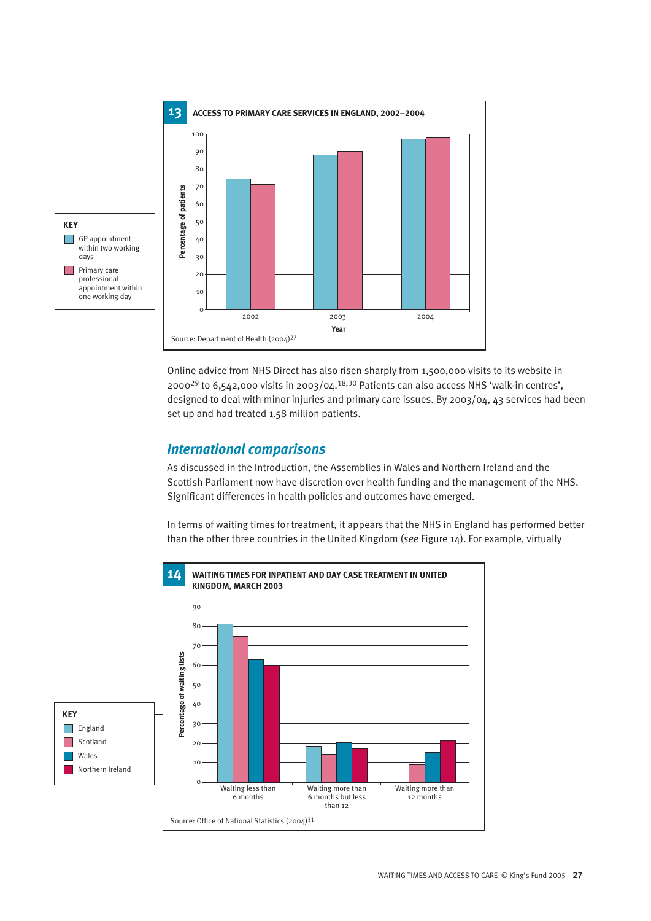**13 ACCESS TO PRIMARY CARE SERVICES IN ENGLAND, 2002–2004**

KEY
- GP appointment within two working days
- Primary care professional appointment within one working day

Source: Department of Health (2004)[27]

Online advice from NHS Direct has also risen sharply from 1,500,000 visits to its website in 2000[29] to 6,542,000 visits in 2003/04.[18,30] Patients can also access NHS 'walk-in centres', designed to deal with minor injuries and primary care issues. By 2003/04, 43 services had been set up and had treated 1.58 million patients.

## International comparisons

As discussed in the Introduction, the Assemblies in Wales and Northern Ireland and the Scottish Parliament now have discretion over health funding and the management of the NHS. Significant differences in health policies and outcomes have emerged.

In terms of waiting times for treatment, it appears that the NHS in England has performed better than the other three countries in the United Kingdom (*see* Figure 14). For example, virtually

**14 WAITING TIMES FOR INPATIENT AND DAY CASE TREATMENT IN UNITED KINGDOM, MARCH 2003**

KEY
- England
- Scotland
- Wales
- Northern Ireland

Source: Office of National Statistics (2004)[31]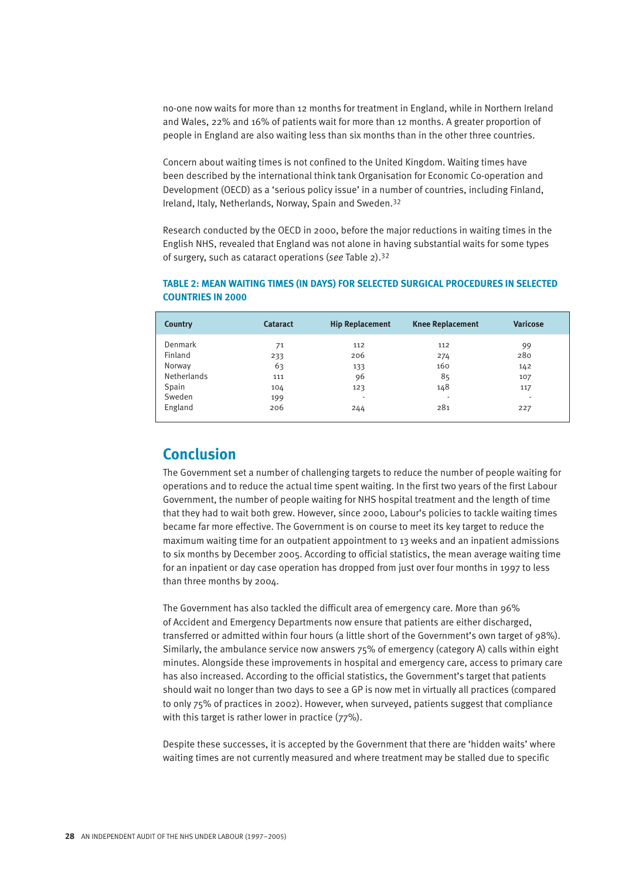no-one now waits for more than 12 months for treatment in England, while in Northern Ireland and Wales, 22% and 16% of patients wait for more than 12 months. A greater proportion of people in England are also waiting less than six months than in the other three countries.

Concern about waiting times is not confined to the United Kingdom. Waiting times have been described by the international think tank Organisation for Economic Co-operation and Development (OECD) as a 'serious policy issue' in a number of countries, including Finland, Ireland, Italy, Netherlands, Norway, Spain and Sweden.[32]

Research conducted by the OECD in 2000, before the major reductions in waiting times in the English NHS, revealed that England was not alone in having substantial waits for some types of surgery, such as cataract operations (*see* Table 2).[32]

**TABLE 2: MEAN WAITING TIMES (IN DAYS) FOR SELECTED SURGICAL PROCEDURES IN SELECTED COUNTRIES IN 2000**

| Country | Cataract | Hip Replacement | Knee Replacement | Varicose |
|---|---|---|---|---|
| Denmark | 71 | 112 | 112 | 99 |
| Finland | 233 | 206 | 274 | 280 |
| Norway | 63 | 133 | 160 | 142 |
| Netherlands | 111 | 96 | 85 | 107 |
| Spain | 104 | 123 | 148 | 117 |
| Sweden | 199 | - | - | - |
| England | 206 | 244 | 281 | 227 |

## Conclusion

The Government set a number of challenging targets to reduce the number of people waiting for operations and to reduce the actual time spent waiting. In the first two years of the first Labour Government, the number of people waiting for NHS hospital treatment and the length of time that they had to wait both grew. However, since 2000, Labour's policies to tackle waiting times became far more effective. The Government is on course to meet its key target to reduce the maximum waiting time for an outpatient appointment to 13 weeks and an inpatient admissions to six months by December 2005. According to official statistics, the mean average waiting time for an inpatient or day case operation has dropped from just over four months in 1997 to less than three months by 2004.

The Government has also tackled the difficult area of emergency care. More than 96% of Accident and Emergency Departments now ensure that patients are either discharged, transferred or admitted within four hours (a little short of the Government's own target of 98%). Similarly, the ambulance service now answers 75% of emergency (category A) calls within eight minutes. Alongside these improvements in hospital and emergency care, access to primary care has also increased. According to the official statistics, the Government's target that patients should wait no longer than two days to see a GP is now met in virtually all practices (compared to only 75% of practices in 2002). However, when surveyed, patients suggest that compliance with this target is rather lower in practice (77%).

Despite these successes, it is accepted by the Government that there are 'hidden waits' where waiting times are not currently measured and where treatment may be stalled due to specific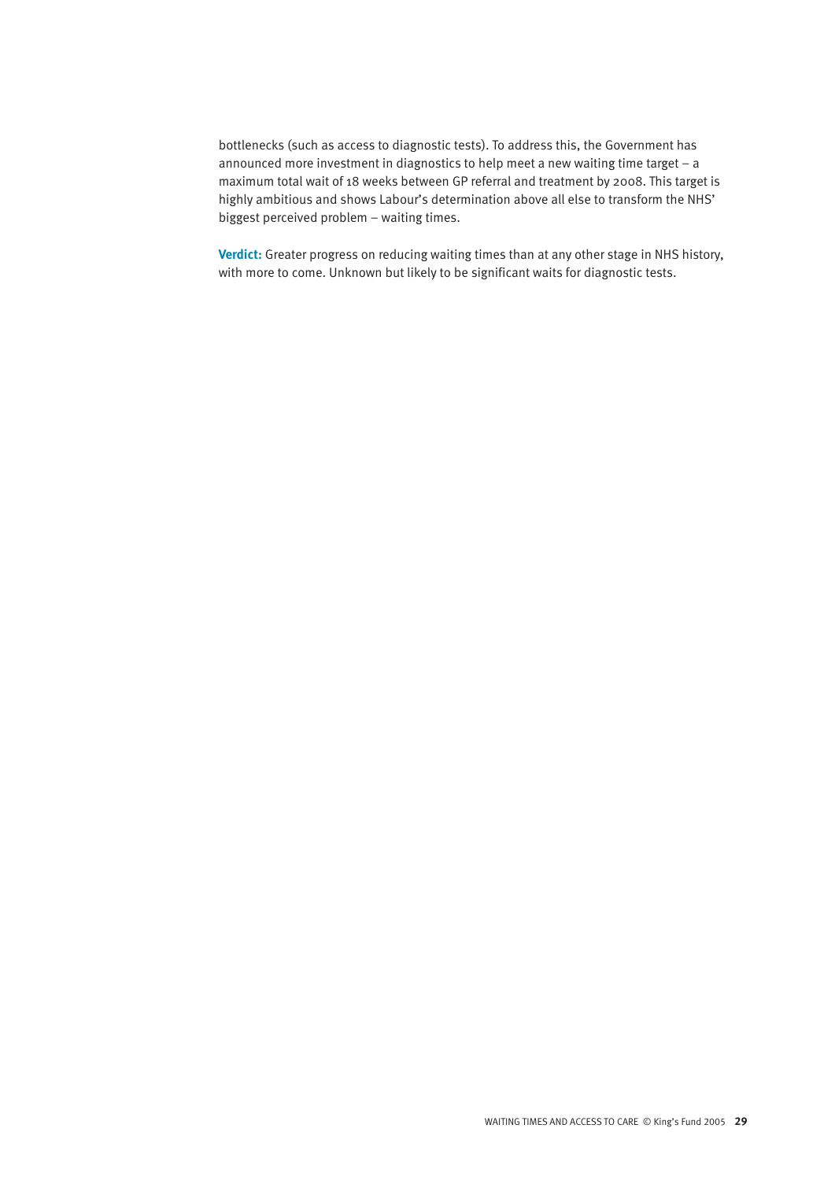bottlenecks (such as access to diagnostic tests). To address this, the Government has announced more investment in diagnostics to help meet a new waiting time target – a maximum total wait of 18 weeks between GP referral and treatment by 2008. This target is highly ambitious and shows Labour's determination above all else to transform the NHS' biggest perceived problem – waiting times.

**Verdict:** Greater progress on reducing waiting times than at any other stage in NHS history, with more to come. Unknown but likely to be significant waits for diagnostic tests.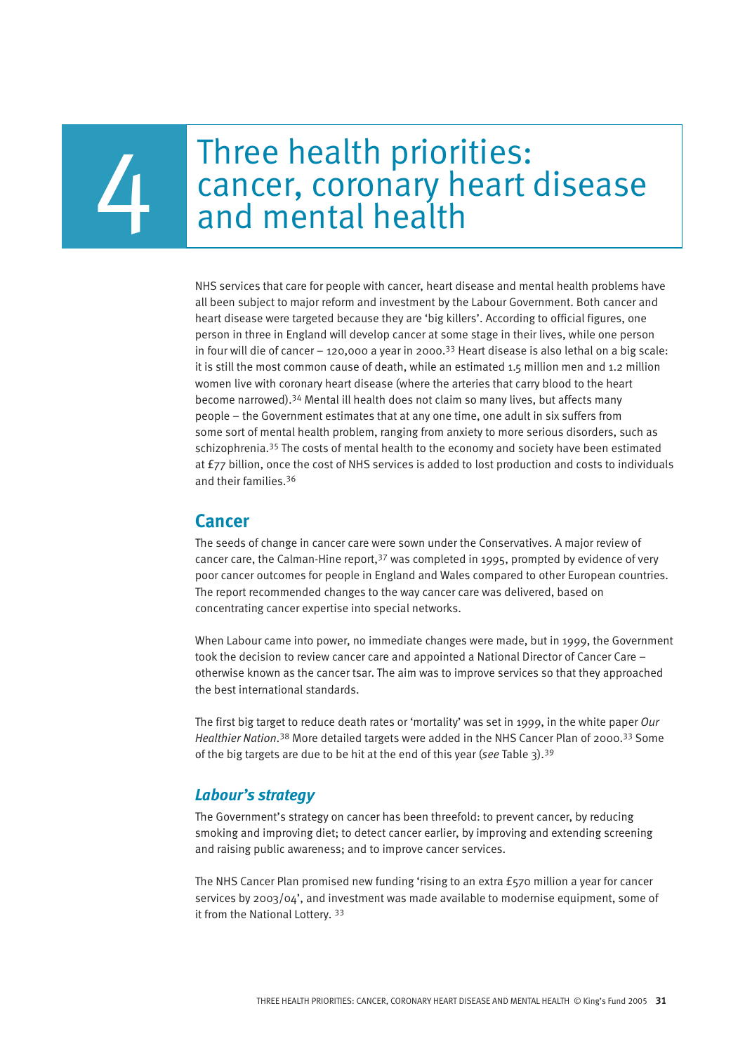# 4 Three health priorities: cancer, coronary heart disease and mental health

NHS services that care for people with cancer, heart disease and mental health problems have all been subject to major reform and investment by the Labour Government. Both cancer and heart disease were targeted because they are 'big killers'. According to official figures, one person in three in England will develop cancer at some stage in their lives, while one person in four will die of cancer – 120,000 a year in 2000.[33] Heart disease is also lethal on a big scale: it is still the most common cause of death, while an estimated 1.5 million men and 1.2 million women live with coronary heart disease (where the arteries that carry blood to the heart become narrowed).[34] Mental ill health does not claim so many lives, but affects many people – the Government estimates that at any one time, one adult in six suffers from some sort of mental health problem, ranging from anxiety to more serious disorders, such as schizophrenia.[35] The costs of mental health to the economy and society have been estimated at £77 billion, once the cost of NHS services is added to lost production and costs to individuals and their families.[36]

## Cancer

The seeds of change in cancer care were sown under the Conservatives. A major review of cancer care, the Calman-Hine report,[37] was completed in 1995, prompted by evidence of very poor cancer outcomes for people in England and Wales compared to other European countries. The report recommended changes to the way cancer care was delivered, based on concentrating cancer expertise into special networks.

When Labour came into power, no immediate changes were made, but in 1999, the Government took the decision to review cancer care and appointed a National Director of Cancer Care – otherwise known as the cancer tsar. The aim was to improve services so that they approached the best international standards.

The first big target to reduce death rates or 'mortality' was set in 1999, in the white paper *Our Healthier Nation*.[38] More detailed targets were added in the NHS Cancer Plan of 2000.[33] Some of the big targets are due to be hit at the end of this year (*see* Table 3).[39]

### *Labour's strategy*

The Government's strategy on cancer has been threefold: to prevent cancer, by reducing smoking and improving diet; to detect cancer earlier, by improving and extending screening and raising public awareness; and to improve cancer services.

The NHS Cancer Plan promised new funding 'rising to an extra £570 million a year for cancer services by 2003/04', and investment was made available to modernise equipment, some of it from the National Lottery. [33]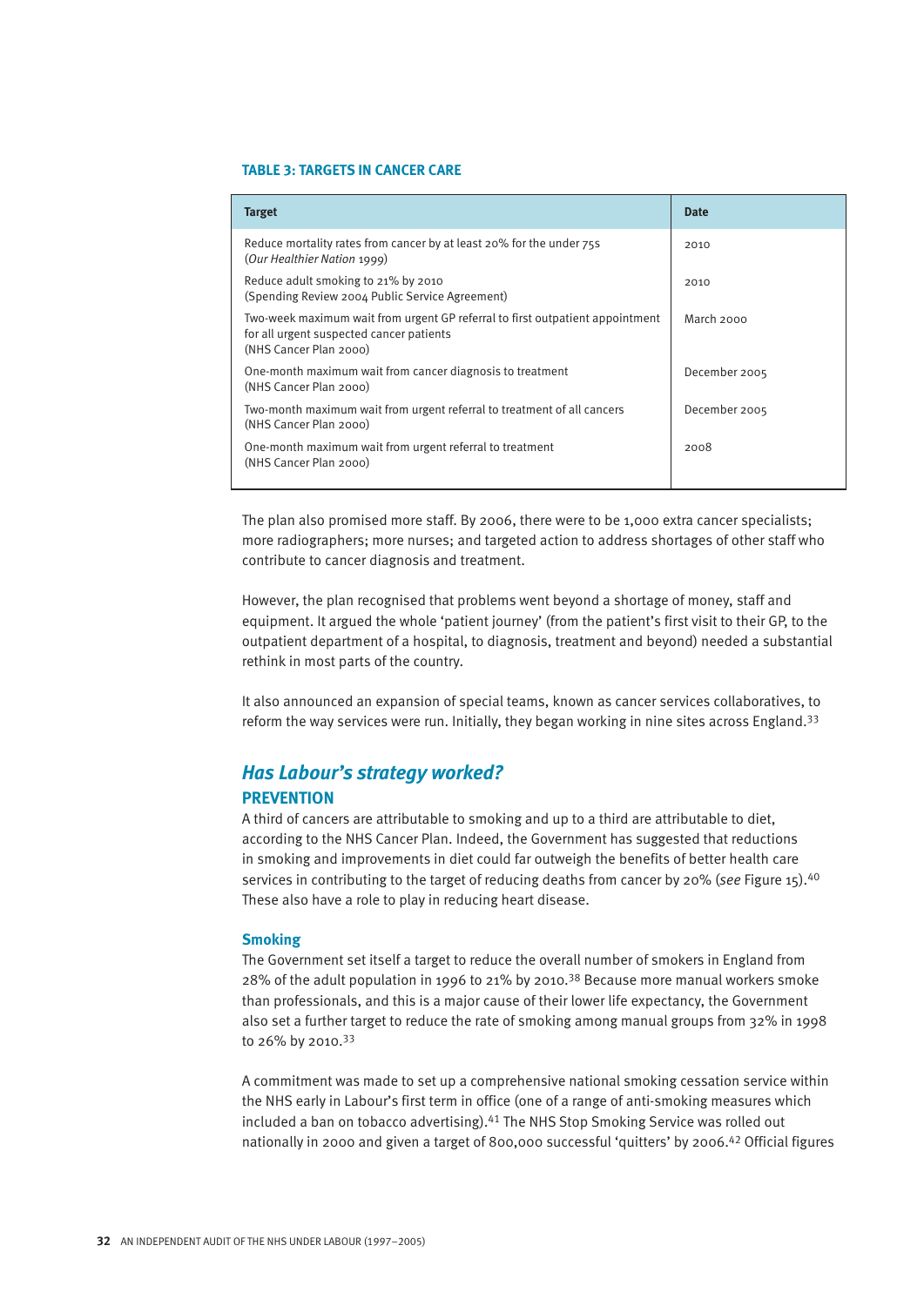**TABLE 3: TARGETS IN CANCER CARE**

| Target | Date |
|---|---|
| Reduce mortality rates from cancer by at least 20% for the under 75s (*Our Healthier Nation* 1999) | 2010 |
| Reduce adult smoking to 21% by 2010 (Spending Review 2004 Public Service Agreement) | 2010 |
| Two-week maximum wait from urgent GP referral to first outpatient appointment for all urgent suspected cancer patients (NHS Cancer Plan 2000) | March 2000 |
| One-month maximum wait from cancer diagnosis to treatment (NHS Cancer Plan 2000) | December 2005 |
| Two-month maximum wait from urgent referral to treatment of all cancers (NHS Cancer Plan 2000) | December 2005 |
| One-month maximum wait from urgent referral to treatment (NHS Cancer Plan 2000) | 2008 |

The plan also promised more staff. By 2006, there were to be 1,000 extra cancer specialists; more radiographers; more nurses; and targeted action to address shortages of other staff who contribute to cancer diagnosis and treatment.

However, the plan recognised that problems went beyond a shortage of money, staff and equipment. It argued the whole 'patient journey' (from the patient's first visit to their GP, to the outpatient department of a hospital, to diagnosis, treatment and beyond) needed a substantial rethink in most parts of the country.

It also announced an expansion of special teams, known as cancer services collaboratives, to reform the way services were run. Initially, they began working in nine sites across England.[33]

## *Has Labour's strategy worked?*

### PREVENTION

A third of cancers are attributable to smoking and up to a third are attributable to diet, according to the NHS Cancer Plan. Indeed, the Government has suggested that reductions in smoking and improvements in diet could far outweigh the benefits of better health care services in contributing to the target of reducing deaths from cancer by 20% (*see* Figure 15).[40] These also have a role to play in reducing heart disease.

#### Smoking

The Government set itself a target to reduce the overall number of smokers in England from 28% of the adult population in 1996 to 21% by 2010.[38] Because more manual workers smoke than professionals, and this is a major cause of their lower life expectancy, the Government also set a further target to reduce the rate of smoking among manual groups from 32% in 1998 to 26% by 2010.[33]

A commitment was made to set up a comprehensive national smoking cessation service within the NHS early in Labour's first term in office (one of a range of anti-smoking measures which included a ban on tobacco advertising).[41] The NHS Stop Smoking Service was rolled out nationally in 2000 and given a target of 800,000 successful 'quitters' by 2006.[42] Official figures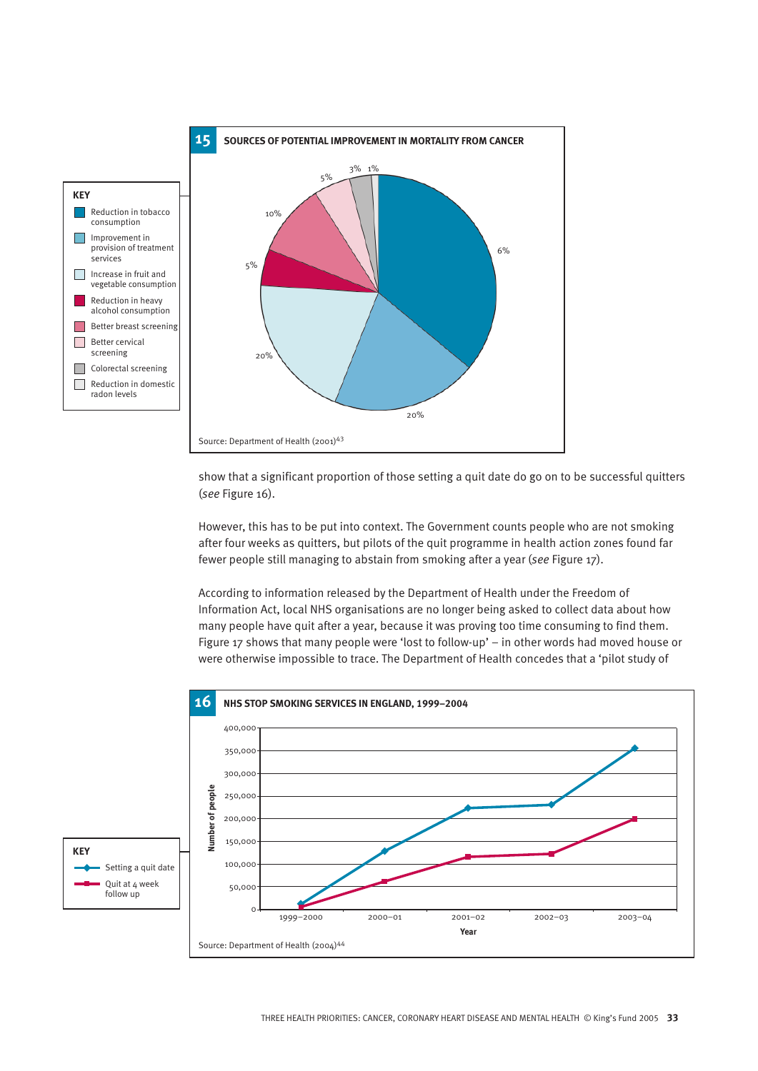**15 SOURCES OF POTENTIAL IMPROVEMENT IN MORTALITY FROM CANCER**

KEY

- Reduction in tobacco consumption
- Improvement in provision of treatment services
- Increase in fruit and vegetable consumption
- Reduction in heavy alcohol consumption
- Better breast screening
- Better cervical screening
- Colorectal screening
- Reduction in domestic radon levels

6%, 20%, 20%, 5%, 10%, 5%, 3%, 1%

Source: Department of Health (2001)[43]

show that a significant proportion of those setting a quit date do go on to be successful quitters (*see* Figure 16).

However, this has to be put into context. The Government counts people who are not smoking after four weeks as quitters, but pilots of the quit programme in health action zones found far fewer people still managing to abstain from smoking after a year (*see* Figure 17).

According to information released by the Department of Health under the Freedom of Information Act, local NHS organisations are no longer being asked to collect data about how many people have quit after a year, because it was proving too time consuming to find them. Figure 17 shows that many people were 'lost to follow-up' – in other words had moved house or were otherwise impossible to trace. The Department of Health concedes that a 'pilot study of

**16 NHS STOP SMOKING SERVICES IN ENGLAND, 1999–2004**

KEY

- Setting a quit date
- Quit at 4 week follow up

Number of people: 0, 50,000, 100,000, 150,000, 200,000, 250,000, 300,000, 350,000, 400,000

Year: 1999–2000, 2000–01, 2001–02, 2002–03, 2003–04

Source: Department of Health (2004)[44]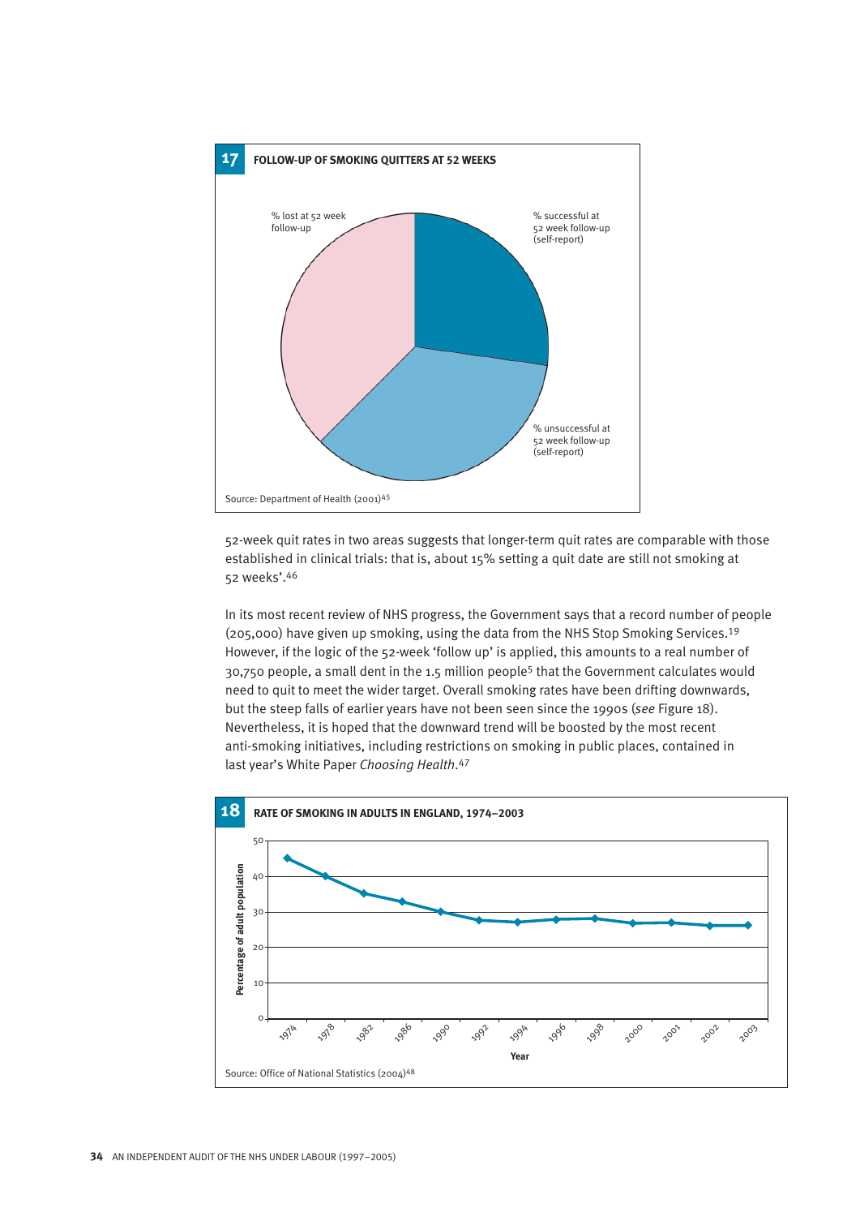**17 FOLLOW-UP OF SMOKING QUITTERS AT 52 WEEKS**

% lost at 52 week follow-up

% successful at 52 week follow-up (self-report)

% unsuccessful at 52 week follow-up (self-report)

Source: Department of Health (2001)[45]

52-week quit rates in two areas suggests that longer-term quit rates are comparable with those established in clinical trials: that is, about 15% setting a quit date are still not smoking at 52 weeks'.[46]

In its most recent review of NHS progress, the Government says that a record number of people (205,000) have given up smoking, using the data from the NHS Stop Smoking Services.[19] However, if the logic of the 52-week 'follow up' is applied, this amounts to a real number of 30,750 people, a small dent in the 1.5 million people[5] that the Government calculates would need to quit to meet the wider target. Overall smoking rates have been drifting downwards, but the steep falls of earlier years have not been seen since the 1990s (*see* Figure 18). Nevertheless, it is hoped that the downward trend will be boosted by the most recent anti-smoking initiatives, including restrictions on smoking in public places, contained in last year's White Paper *Choosing Health*.[47]

**18 RATE OF SMOKING IN ADULTS IN ENGLAND, 1974–2003**

Percentage of adult population (0–50) by Year: 1974, 1978, 1982, 1986, 1990, 1992, 1994, 1996, 1998, 2000, 2001, 2002, 2003

Source: Office of National Statistics (2004)[48]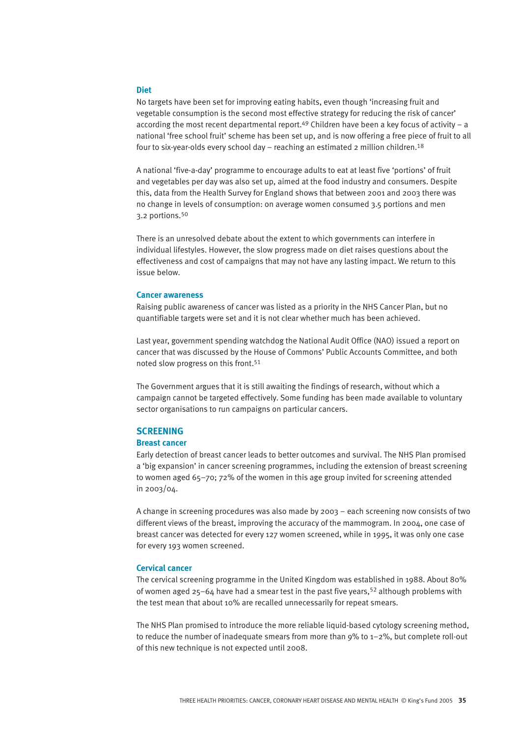### Diet

No targets have been set for improving eating habits, even though 'increasing fruit and vegetable consumption is the second most effective strategy for reducing the risk of cancer' according the most recent departmental report.[49] Children have been a key focus of activity – a national 'free school fruit' scheme has been set up, and is now offering a free piece of fruit to all four to six-year-olds every school day – reaching an estimated 2 million children.[18]

A national 'five-a-day' programme to encourage adults to eat at least five 'portions' of fruit and vegetables per day was also set up, aimed at the food industry and consumers. Despite this, data from the Health Survey for England shows that between 2001 and 2003 there was no change in levels of consumption: on average women consumed 3.5 portions and men 3.2 portions.[50]

There is an unresolved debate about the extent to which governments can interfere in individual lifestyles. However, the slow progress made on diet raises questions about the effectiveness and cost of campaigns that may not have any lasting impact. We return to this issue below.

### Cancer awareness

Raising public awareness of cancer was listed as a priority in the NHS Cancer Plan, but no quantifiable targets were set and it is not clear whether much has been achieved.

Last year, government spending watchdog the National Audit Office (NAO) issued a report on cancer that was discussed by the House of Commons' Public Accounts Committee, and both noted slow progress on this front.[51]

The Government argues that it is still awaiting the findings of research, without which a campaign cannot be targeted effectively. Some funding has been made available to voluntary sector organisations to run campaigns on particular cancers.

## SCREENING

### Breast cancer

Early detection of breast cancer leads to better outcomes and survival. The NHS Plan promised a 'big expansion' in cancer screening programmes, including the extension of breast screening to women aged 65–70; 72% of the women in this age group invited for screening attended in 2003/04.

A change in screening procedures was also made by 2003 – each screening now consists of two different views of the breast, improving the accuracy of the mammogram. In 2004, one case of breast cancer was detected for every 127 women screened, while in 1995, it was only one case for every 193 women screened.

### Cervical cancer

The cervical screening programme in the United Kingdom was established in 1988. About 80% of women aged 25–64 have had a smear test in the past five years,[52] although problems with the test mean that about 10% are recalled unnecessarily for repeat smears.

The NHS Plan promised to introduce the more reliable liquid-based cytology screening method, to reduce the number of inadequate smears from more than 9% to 1–2%, but complete roll-out of this new technique is not expected until 2008.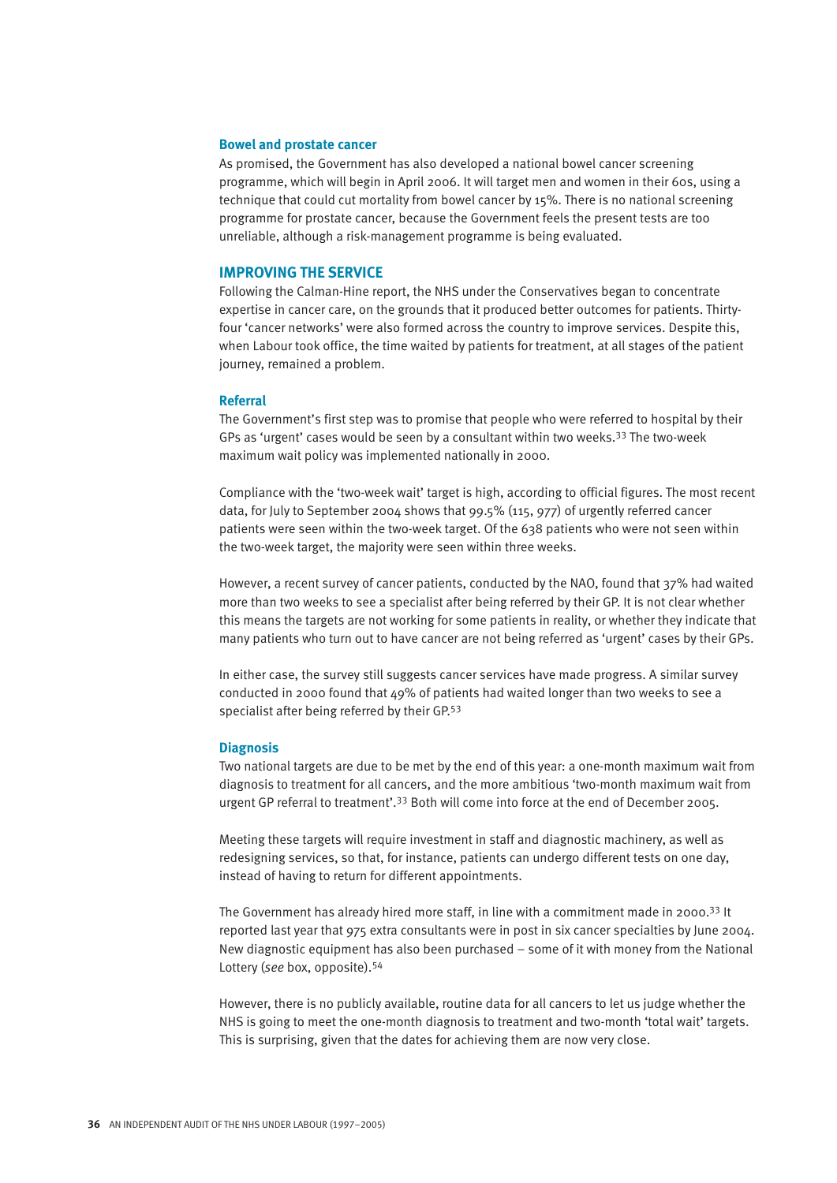### Bowel and prostate cancer

As promised, the Government has also developed a national bowel cancer screening programme, which will begin in April 2006. It will target men and women in their 60s, using a technique that could cut mortality from bowel cancer by 15%. There is no national screening programme for prostate cancer, because the Government feels the present tests are too unreliable, although a risk-management programme is being evaluated.

## IMPROVING THE SERVICE

Following the Calman-Hine report, the NHS under the Conservatives began to concentrate expertise in cancer care, on the grounds that it produced better outcomes for patients. Thirty-four 'cancer networks' were also formed across the country to improve services. Despite this, when Labour took office, the time waited by patients for treatment, at all stages of the patient journey, remained a problem.

### Referral

The Government's first step was to promise that people who were referred to hospital by their GPs as 'urgent' cases would be seen by a consultant within two weeks.[33] The two-week maximum wait policy was implemented nationally in 2000.

Compliance with the 'two-week wait' target is high, according to official figures. The most recent data, for July to September 2004 shows that 99.5% (115, 977) of urgently referred cancer patients were seen within the two-week target. Of the 638 patients who were not seen within the two-week target, the majority were seen within three weeks.

However, a recent survey of cancer patients, conducted by the NAO, found that 37% had waited more than two weeks to see a specialist after being referred by their GP. It is not clear whether this means the targets are not working for some patients in reality, or whether they indicate that many patients who turn out to have cancer are not being referred as 'urgent' cases by their GPs.

In either case, the survey still suggests cancer services have made progress. A similar survey conducted in 2000 found that 49% of patients had waited longer than two weeks to see a specialist after being referred by their GP.[53]

### Diagnosis

Two national targets are due to be met by the end of this year: a one-month maximum wait from diagnosis to treatment for all cancers, and the more ambitious 'two-month maximum wait from urgent GP referral to treatment'.[33] Both will come into force at the end of December 2005.

Meeting these targets will require investment in staff and diagnostic machinery, as well as redesigning services, so that, for instance, patients can undergo different tests on one day, instead of having to return for different appointments.

The Government has already hired more staff, in line with a commitment made in 2000.[33] It reported last year that 975 extra consultants were in post in six cancer specialties by June 2004. New diagnostic equipment has also been purchased – some of it with money from the National Lottery (*see* box, opposite).[54]

However, there is no publicly available, routine data for all cancers to let us judge whether the NHS is going to meet the one-month diagnosis to treatment and two-month 'total wait' targets. This is surprising, given that the dates for achieving them are now very close.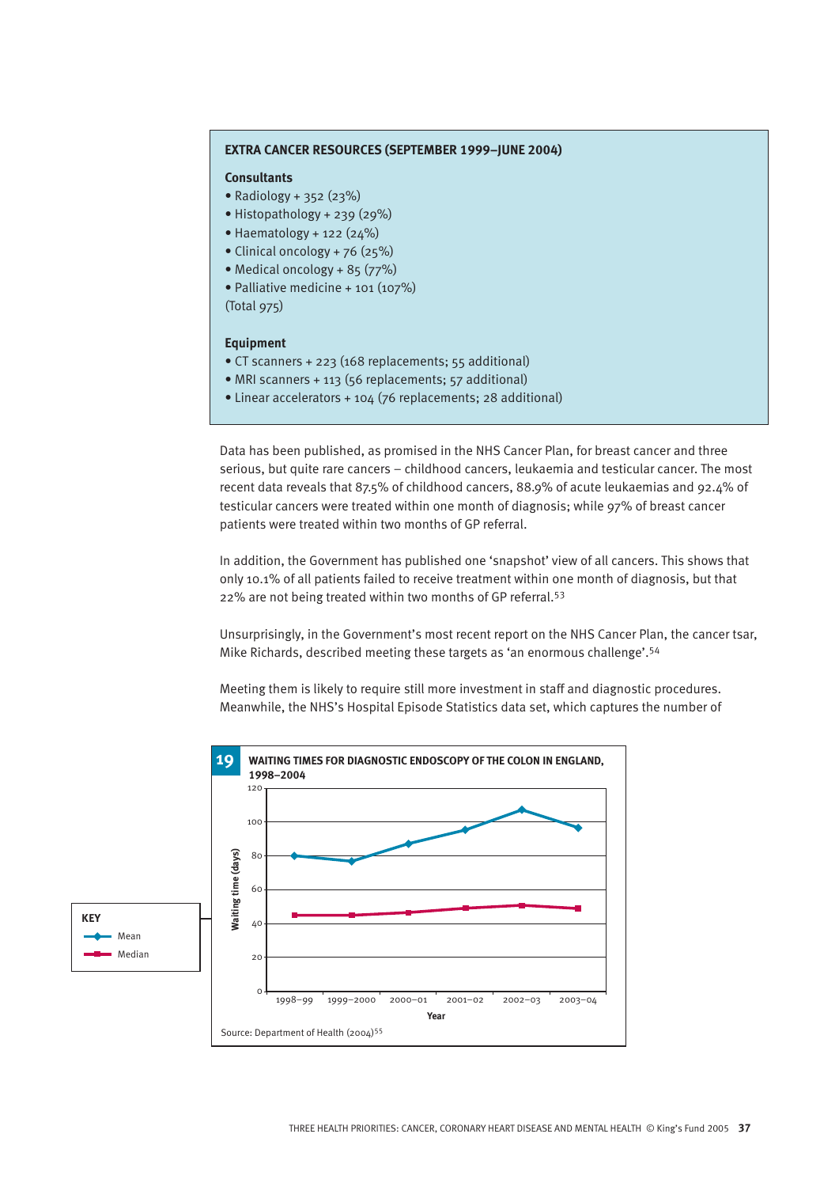### EXTRA CANCER RESOURCES (SEPTEMBER 1999–JUNE 2004)

**Consultants**

- Radiology + 352 (23%)
- Histopathology + 239 (29%)
- Haematology + 122 (24%)
- Clinical oncology + 76 (25%)
- Medical oncology + 85 (77%)
- Palliative medicine + 101 (107%)

(Total 975)

**Equipment**

- CT scanners + 223 (168 replacements; 55 additional)
- MRI scanners + 113 (56 replacements; 57 additional)
- Linear accelerators + 104 (76 replacements; 28 additional)

Data has been published, as promised in the NHS Cancer Plan, for breast cancer and three serious, but quite rare cancers – childhood cancers, leukaemia and testicular cancer. The most recent data reveals that 87.5% of childhood cancers, 88.9% of acute leukaemias and 92.4% of testicular cancers were treated within one month of diagnosis; while 97% of breast cancer patients were treated within two months of GP referral.

In addition, the Government has published one 'snapshot' view of all cancers. This shows that only 10.1% of all patients failed to receive treatment within one month of diagnosis, but that 22% are not being treated within two months of GP referral.[53]

Unsurprisingly, in the Government's most recent report on the NHS Cancer Plan, the cancer tsar, Mike Richards, described meeting these targets as 'an enormous challenge'.[54]

Meeting them is likely to require still more investment in staff and diagnostic procedures. Meanwhile, the NHS's Hospital Episode Statistics data set, which captures the number of

**19 WAITING TIMES FOR DIAGNOSTIC ENDOSCOPY OF THE COLON IN ENGLAND, 1998–2004**

| Year | Mean (days) | Median (days) |
|---|---|---|
| 1998–99 | 80 | 45 |
| 1999–2000 | 77 | 45 |
| 2000–01 | 87 | 47 |
| 2001–02 | 95 | 49 |
| 2002–03 | 107 | 51 |
| 2003–04 | 97 | 49 |

Source: Department of Health (2004)[55]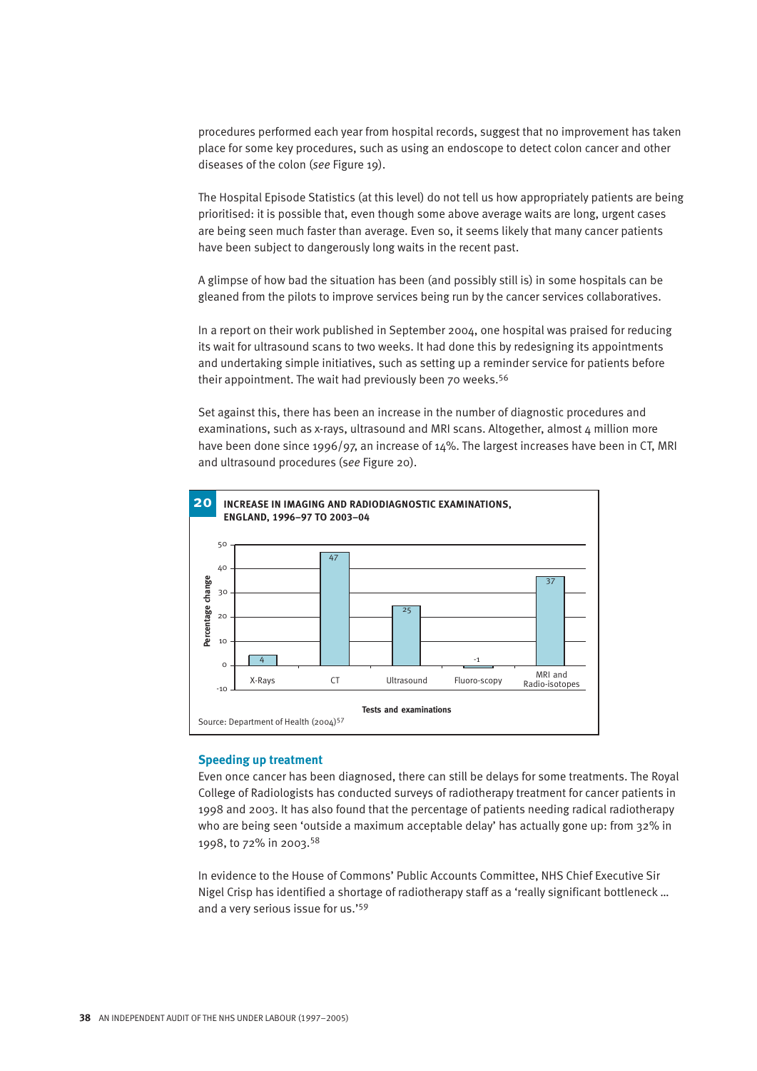procedures performed each year from hospital records, suggest that no improvement has taken place for some key procedures, such as using an endoscope to detect colon cancer and other diseases of the colon (*see* Figure 19).

The Hospital Episode Statistics (at this level) do not tell us how appropriately patients are being prioritised: it is possible that, even though some above average waits are long, urgent cases are being seen much faster than average. Even so, it seems likely that many cancer patients have been subject to dangerously long waits in the recent past.

A glimpse of how bad the situation has been (and possibly still is) in some hospitals can be gleaned from the pilots to improve services being run by the cancer services collaboratives.

In a report on their work published in September 2004, one hospital was praised for reducing its wait for ultrasound scans to two weeks. It had done this by redesigning its appointments and undertaking simple initiatives, such as setting up a reminder service for patients before their appointment. The wait had previously been 70 weeks.[56]

Set against this, there has been an increase in the number of diagnostic procedures and examinations, such as x-rays, ultrasound and MRI scans. Altogether, almost 4 million more have been done since 1996/97, an increase of 14%. The largest increases have been in CT, MRI and ultrasound procedures (*see* Figure 20).

**20 INCREASE IN IMAGING AND RADIODIAGNOSTIC EXAMINATIONS, ENGLAND, 1996–97 TO 2003–04**

| Tests and examinations | Percentage change |
|---|---|
| X-Rays | 4 |
| CT | 47 |
| Ultrasound | 25 |
| Fluoro-scopy | -1 |
| MRI and Radio-isotopes | 37 |

Source: Department of Health (2004)[57]

## Speeding up treatment

Even once cancer has been diagnosed, there can still be delays for some treatments. The Royal College of Radiologists has conducted surveys of radiotherapy treatment for cancer patients in 1998 and 2003. It has also found that the percentage of patients needing radical radiotherapy who are being seen 'outside a maximum acceptable delay' has actually gone up: from 32% in 1998, to 72% in 2003.[58]

In evidence to the House of Commons' Public Accounts Committee, NHS Chief Executive Sir Nigel Crisp has identified a shortage of radiotherapy staff as a 'really significant bottleneck … and a very serious issue for us.'[59]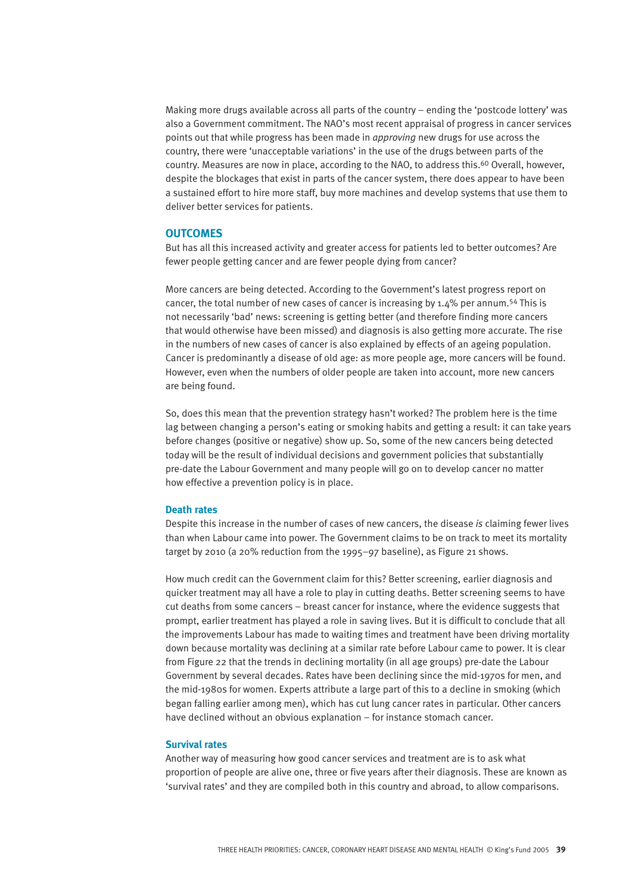Making more drugs available across all parts of the country – ending the 'postcode lottery' was also a Government commitment. The NAO's most recent appraisal of progress in cancer services points out that while progress has been made in *approving* new drugs for use across the country, there were 'unacceptable variations' in the use of the drugs between parts of the country. Measures are now in place, according to the NAO, to address this.[60] Overall, however, despite the blockages that exist in parts of the cancer system, there does appear to have been a sustained effort to hire more staff, buy more machines and develop systems that use them to deliver better services for patients.

## OUTCOMES

But has all this increased activity and greater access for patients led to better outcomes? Are fewer people getting cancer and are fewer people dying from cancer?

More cancers are being detected. According to the Government's latest progress report on cancer, the total number of new cases of cancer is increasing by 1.4% per annum.[54] This is not necessarily 'bad' news: screening is getting better (and therefore finding more cancers that would otherwise have been missed) and diagnosis is also getting more accurate. The rise in the numbers of new cases of cancer is also explained by effects of an ageing population. Cancer is predominantly a disease of old age: as more people age, more cancers will be found. However, even when the numbers of older people are taken into account, more new cancers are being found.

So, does this mean that the prevention strategy hasn't worked? The problem here is the time lag between changing a person's eating or smoking habits and getting a result: it can take years before changes (positive or negative) show up. So, some of the new cancers being detected today will be the result of individual decisions and government policies that substantially pre-date the Labour Government and many people will go on to develop cancer no matter how effective a prevention policy is in place.

### Death rates

Despite this increase in the number of cases of new cancers, the disease *is* claiming fewer lives than when Labour came into power. The Government claims to be on track to meet its mortality target by 2010 (a 20% reduction from the 1995–97 baseline), as Figure 21 shows.

How much credit can the Government claim for this? Better screening, earlier diagnosis and quicker treatment may all have a role to play in cutting deaths. Better screening seems to have cut deaths from some cancers – breast cancer for instance, where the evidence suggests that prompt, earlier treatment has played a role in saving lives. But it is difficult to conclude that all the improvements Labour has made to waiting times and treatment have been driving mortality down because mortality was declining at a similar rate before Labour came to power. It is clear from Figure 22 that the trends in declining mortality (in all age groups) pre-date the Labour Government by several decades. Rates have been declining since the mid-1970s for men, and the mid-1980s for women. Experts attribute a large part of this to a decline in smoking (which began falling earlier among men), which has cut lung cancer rates in particular. Other cancers have declined without an obvious explanation – for instance stomach cancer.

### Survival rates

Another way of measuring how good cancer services and treatment are is to ask what proportion of people are alive one, three or five years after their diagnosis. These are known as 'survival rates' and they are compiled both in this country and abroad, to allow comparisons.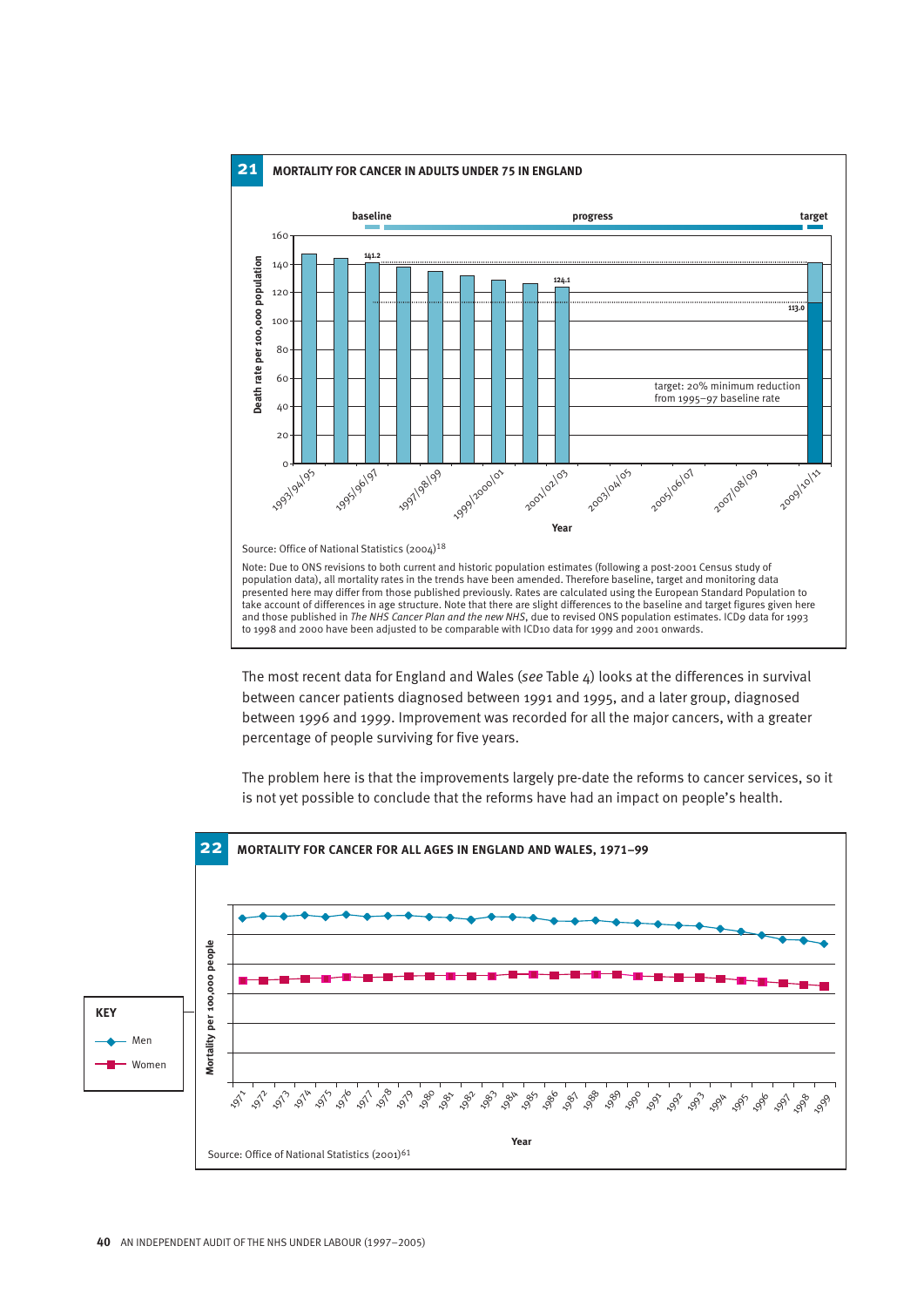**21** **MORTALITY FOR CANCER IN ADULTS UNDER 75 IN ENGLAND**

baseline — progress — target

Death rate per 100,000 population

141.2 (baseline), 124.1 (2001/02/03), 113.0 (target, 2009/10/11)

target: 20% minimum reduction from 1995–97 baseline rate

Year

Source: Office of National Statistics (2004)[18]

Note: Due to ONS revisions to both current and historic population estimates (following a post-2001 Census study of population data), all mortality rates in the trends have been amended. Therefore baseline, target and monitoring data presented here may differ from those published previously. Rates are calculated using the European Standard Population to take account of differences in age structure. Note that there are slight differences to the baseline and target figures given here and those published in *The NHS Cancer Plan and the new NHS*, due to revised ONS population estimates. ICD9 data for 1993 to 1998 and 2000 have been adjusted to be comparable with ICD10 data for 1999 and 2001 onwards.

The most recent data for England and Wales (*see* Table 4) looks at the differences in survival between cancer patients diagnosed between 1991 and 1995, and a later group, diagnosed between 1996 and 1999. Improvement was recorded for all the major cancers, with a greater percentage of people surviving for five years.

The problem here is that the improvements largely pre-date the reforms to cancer services, so it is not yet possible to conclude that the reforms have had an impact on people's health.

**22** **MORTALITY FOR CANCER FOR ALL AGES IN ENGLAND AND WALES, 1971–99**

KEY: Men; Women

Mortality per 100,000 people

Year

Source: Office of National Statistics (2001)[61]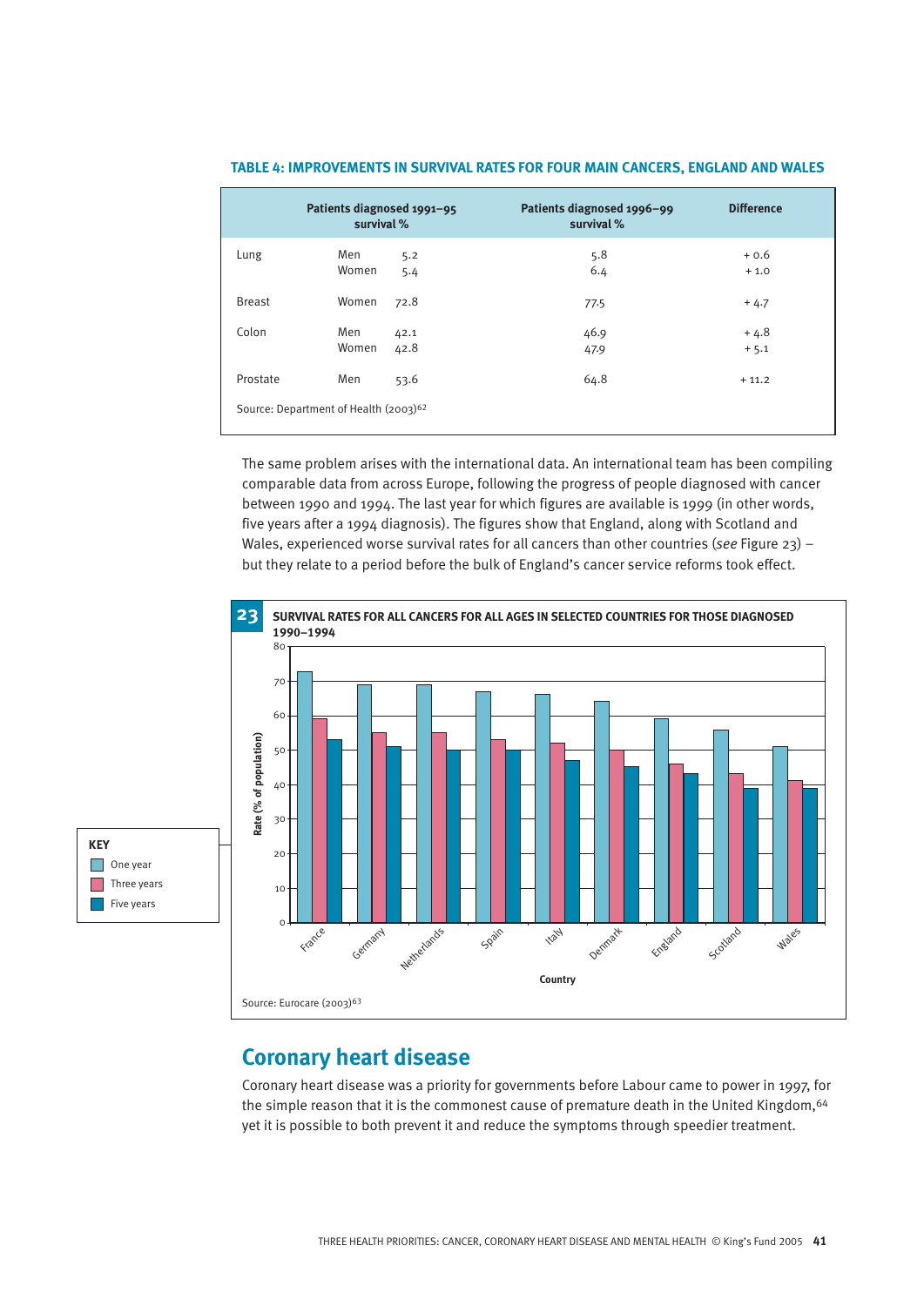**TABLE 4: IMPROVEMENTS IN SURVIVAL RATES FOR FOUR MAIN CANCERS, ENGLAND AND WALES**

| | | Patients diagnosed 1991–95 survival % | Patients diagnosed 1996–99 survival % | Difference |
|---|---|---|---|---|
| Lung | Men | 5.2 | 5.8 | + 0.6 |
| | Women | 5.4 | 6.4 | + 1.0 |
| Breast | Women | 72.8 | 77.5 | + 4.7 |
| Colon | Men | 42.1 | 46.9 | + 4.8 |
| | Women | 42.8 | 47.9 | + 5.1 |
| Prostate | Men | 53.6 | 64.8 | + 11.2 |

Source: Department of Health (2003)[62]

The same problem arises with the international data. An international team has been compiling comparable data from across Europe, following the progress of people diagnosed with cancer between 1990 and 1994. The last year for which figures are available is 1999 (in other words, five years after a 1994 diagnosis). The figures show that England, along with Scotland and Wales, experienced worse survival rates for all cancers than other countries (*see* Figure 23) – but they relate to a period before the bulk of England's cancer service reforms took effect.

**23 SURVIVAL RATES FOR ALL CANCERS FOR ALL AGES IN SELECTED COUNTRIES FOR THOSE DIAGNOSED 1990–1994**

KEY: One year; Three years; Five years

Rate (% of population) by Country: France, Germany, Netherlands, Spain, Italy, Denmark, England, Scotland, Wales

Source: Eurocare (2003)[63]

## Coronary heart disease

Coronary heart disease was a priority for governments before Labour came to power in 1997, for the simple reason that it is the commonest cause of premature death in the United Kingdom,[64] yet it is possible to both prevent it and reduce the symptoms through speedier treatment.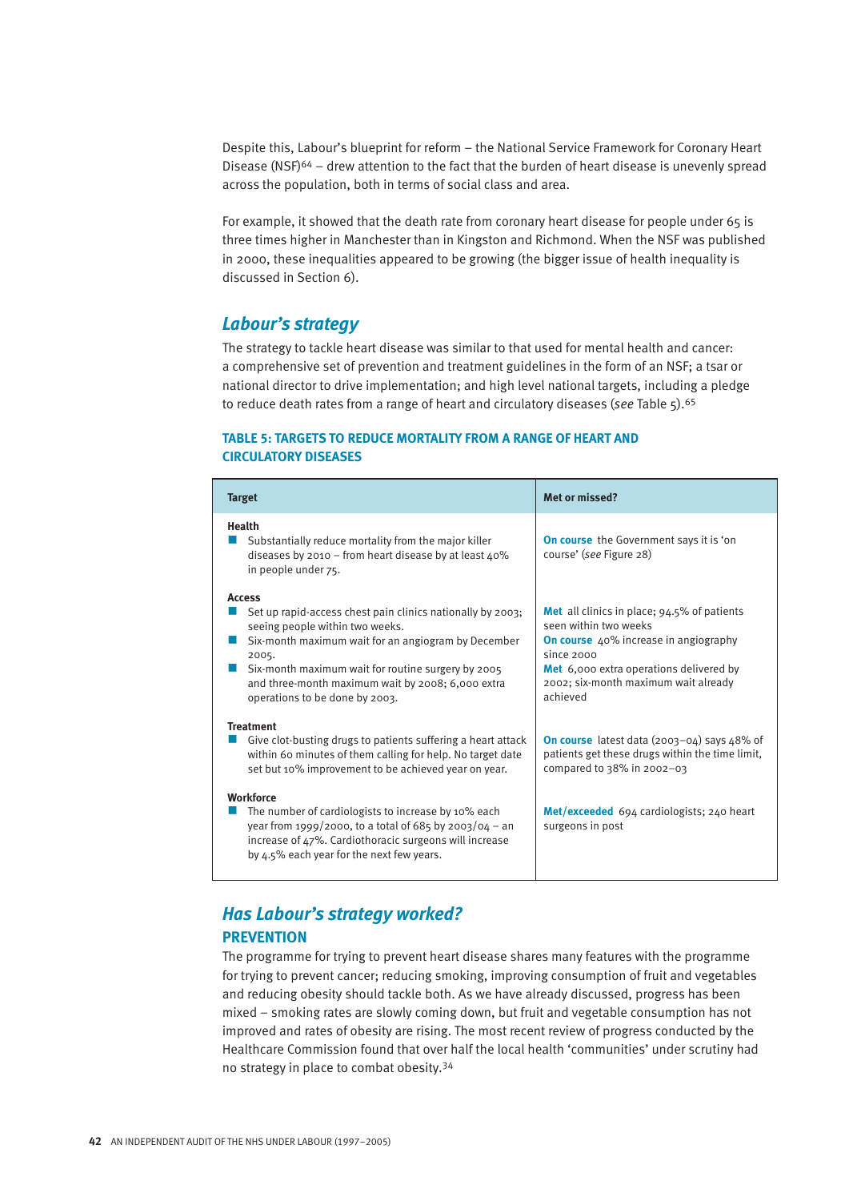Despite this, Labour's blueprint for reform – the National Service Framework for Coronary Heart Disease (NSF)[64] – drew attention to the fact that the burden of heart disease is unevenly spread across the population, both in terms of social class and area.

For example, it showed that the death rate from coronary heart disease for people under 65 is three times higher in Manchester than in Kingston and Richmond. When the NSF was published in 2000, these inequalities appeared to be growing (the bigger issue of health inequality is discussed in Section 6).

## *Labour's strategy*

The strategy to tackle heart disease was similar to that used for mental health and cancer: a comprehensive set of prevention and treatment guidelines in the form of an NSF; a tsar or national director to drive implementation; and high level national targets, including a pledge to reduce death rates from a range of heart and circulatory diseases (*see* Table 5).[65]

**TABLE 5: TARGETS TO REDUCE MORTALITY FROM A RANGE OF HEART AND CIRCULATORY DISEASES**

| Target | Met or missed? |
|---|---|
| **Health**<br>■ Substantially reduce mortality from the major killer diseases by 2010 – from heart disease by at least 40% in people under 75. | **On course** the Government says it is 'on course' (*see* Figure 28) |
| **Access**<br>■ Set up rapid-access chest pain clinics nationally by 2003; seeing people within two weeks.<br>■ Six-month maximum wait for an angiogram by December 2005.<br>■ Six-month maximum wait for routine surgery by 2005 and three-month maximum wait by 2008; 6,000 extra operations to be done by 2003. | **Met** all clinics in place; 94.5% of patients seen within two weeks<br>**On course** 40% increase in angiography since 2000<br>**Met** 6,000 extra operations delivered by 2002; six-month maximum wait already achieved |
| **Treatment**<br>■ Give clot-busting drugs to patients suffering a heart attack within 60 minutes of them calling for help. No target date set but 10% improvement to be achieved year on year. | **On course** latest data (2003–04) says 48% of patients get these drugs within the time limit, compared to 38% in 2002–03 |
| **Workforce**<br>■ The number of cardiologists to increase by 10% each year from 1999/2000, to a total of 685 by 2003/04 – an increase of 47%. Cardiothoracic surgeons will increase by 4.5% each year for the next few years. | **Met/exceeded** 694 cardiologists; 240 heart surgeons in post |

## *Has Labour's strategy worked?*

### PREVENTION

The programme for trying to prevent heart disease shares many features with the programme for trying to prevent cancer; reducing smoking, improving consumption of fruit and vegetables and reducing obesity should tackle both. As we have already discussed, progress has been mixed – smoking rates are slowly coming down, but fruit and vegetable consumption has not improved and rates of obesity are rising. The most recent review of progress conducted by the Healthcare Commission found that over half the local health 'communities' under scrutiny had no strategy in place to combat obesity.[34]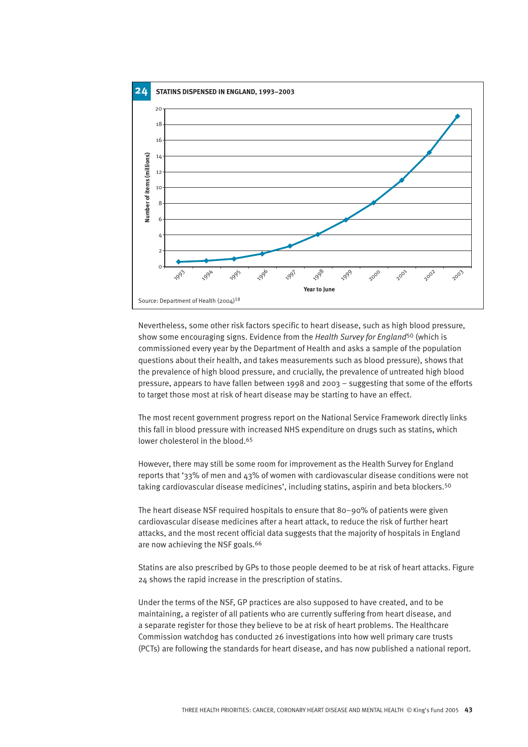**24 STATINS DISPENSED IN ENGLAND, 1993–2003**

Source: Department of Health (2004)[18]

Nevertheless, some other risk factors specific to heart disease, such as high blood pressure, show some encouraging signs. Evidence from the *Health Survey for England*[50] (which is commissioned every year by the Department of Health and asks a sample of the population questions about their health, and takes measurements such as blood pressure), shows that the prevalence of high blood pressure, and crucially, the prevalence of untreated high blood pressure, appears to have fallen between 1998 and 2003 – suggesting that some of the efforts to target those most at risk of heart disease may be starting to have an effect.

The most recent government progress report on the National Service Framework directly links this fall in blood pressure with increased NHS expenditure on drugs such as statins, which lower cholesterol in the blood.[65]

However, there may still be some room for improvement as the Health Survey for England reports that '33% of men and 43% of women with cardiovascular disease conditions were not taking cardiovascular disease medicines', including statins, aspirin and beta blockers.[50]

The heart disease NSF required hospitals to ensure that 80–90% of patients were given cardiovascular disease medicines after a heart attack, to reduce the risk of further heart attacks, and the most recent official data suggests that the majority of hospitals in England are now achieving the NSF goals.[66]

Statins are also prescribed by GPs to those people deemed to be at risk of heart attacks. Figure 24 shows the rapid increase in the prescription of statins.

Under the terms of the NSF, GP practices are also supposed to have created, and to be maintaining, a register of all patients who are currently suffering from heart disease, and a separate register for those they believe to be at risk of heart problems. The Healthcare Commission watchdog has conducted 26 investigations into how well primary care trusts (PCTs) are following the standards for heart disease, and has now published a national report.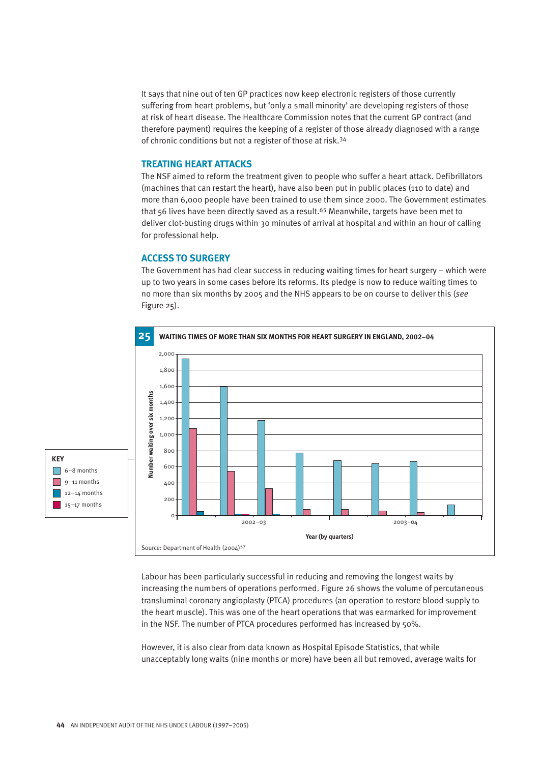It says that nine out of ten GP practices now keep electronic registers of those currently suffering from heart problems, but 'only a small minority' are developing registers of those at risk of heart disease. The Healthcare Commission notes that the current GP contract (and therefore payment) requires the keeping of a register of those already diagnosed with a range of chronic conditions but not a register of those at risk.[34]

## TREATING HEART ATTACKS

The NSF aimed to reform the treatment given to people who suffer a heart attack. Defibrillators (machines that can restart the heart), have also been put in public places (110 to date) and more than 6,000 people have been trained to use them since 2000. The Government estimates that 56 lives have been directly saved as a result.[65] Meanwhile, targets have been met to deliver clot-busting drugs within 30 minutes of arrival at hospital and within an hour of calling for professional help.

## ACCESS TO SURGERY

The Government has had clear success in reducing waiting times for heart surgery – which were up to two years in some cases before its reforms. Its pledge is now to reduce waiting times to no more than six months by 2005 and the NHS appears to be on course to deliver this (*see* Figure 25).

**25 WAITING TIMES OF MORE THAN SIX MONTHS FOR HEART SURGERY IN ENGLAND, 2002–04**

KEY: 6–8 months; 9–11 months; 12–14 months; 15–17 months

Number waiting over six months (0–2,000) by Year (by quarters): 2002–03, 2003–04

Source: Department of Health (2004)[57]

Labour has been particularly successful in reducing and removing the longest waits by increasing the numbers of operations performed. Figure 26 shows the volume of percutaneous transluminal coronary angioplasty (PTCA) procedures (an operation to restore blood supply to the heart muscle). This was one of the heart operations that was earmarked for improvement in the NSF. The number of PTCA procedures performed has increased by 50%.

However, it is also clear from data known as Hospital Episode Statistics, that while unacceptably long waits (nine months or more) have been all but removed, average waits for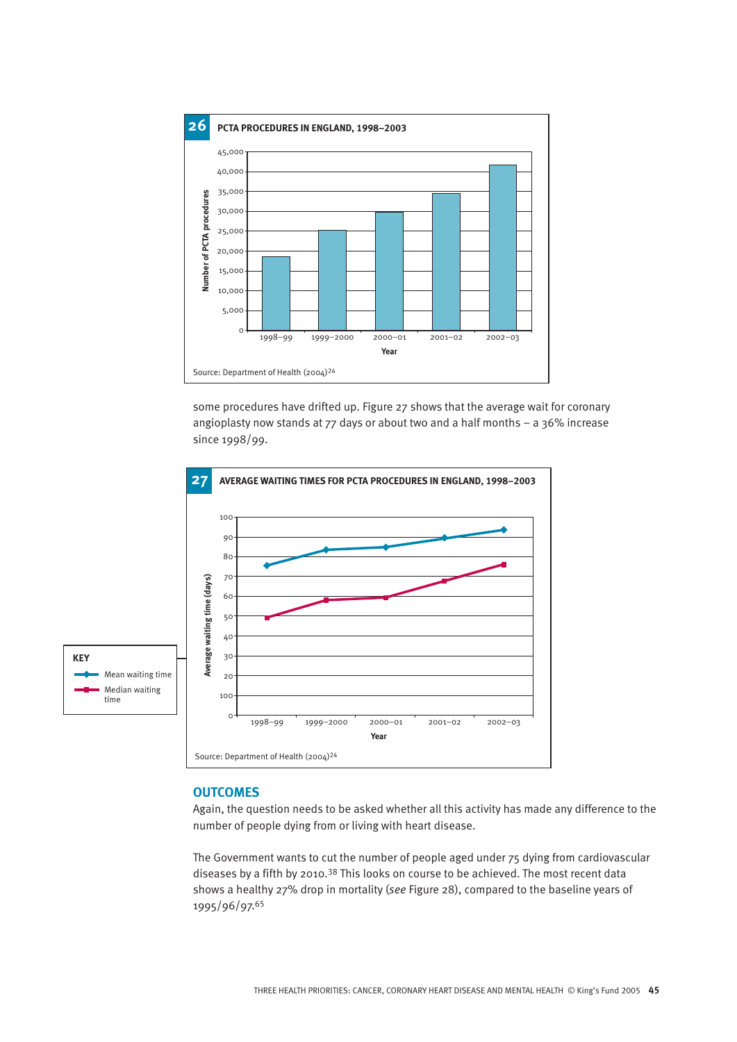**26 PCTA PROCEDURES IN ENGLAND, 1998–2003**

Source: Department of Health (2004)[24]

some procedures have drifted up. Figure 27 shows that the average wait for coronary angioplasty now stands at 77 days or about two and a half months – a 36% increase since 1998/99.

**27 AVERAGE WAITING TIMES FOR PCTA PROCEDURES IN ENGLAND, 1998–2003**

Source: Department of Health (2004)[24]

## OUTCOMES

Again, the question needs to be asked whether all this activity has made any difference to the number of people dying from or living with heart disease.

The Government wants to cut the number of people aged under 75 dying from cardiovascular diseases by a fifth by 2010.[38] This looks on course to be achieved. The most recent data shows a healthy 27% drop in mortality (*see* Figure 28), compared to the baseline years of 1995/96/97.[65]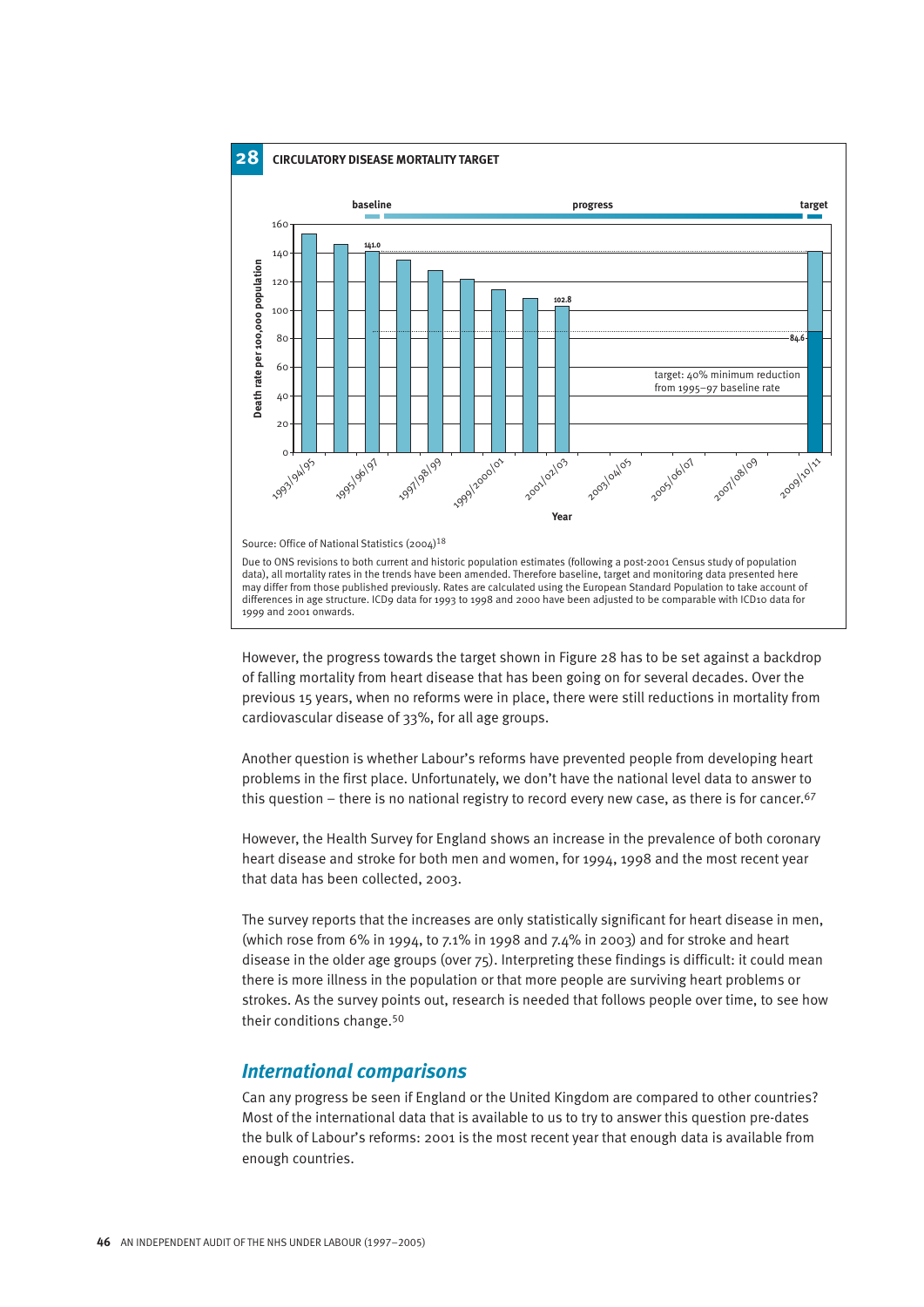**28 CIRCULATORY DISEASE MORTALITY TARGET**

baseline — progress — target

Death rate per 100,000 population

141.0

102.8

84.6

target: 40% minimum reduction from 1995–97 baseline rate

1993/94/95, 1995/96/97, 1997/98/99, 1999/2000/01, 2001/02/03, 2003/04/05, 2005/06/07, 2007/08/09, 2009/10/11

Year

Source: Office of National Statistics (2004)[18]

Due to ONS revisions to both current and historic population estimates (following a post-2001 Census study of population data), all mortality rates in the trends have been amended. Therefore baseline, target and monitoring data presented here may differ from those published previously. Rates are calculated using the European Standard Population to take account of differences in age structure. ICD9 data for 1993 to 1998 and 2000 have been adjusted to be comparable with ICD10 data for 1999 and 2001 onwards.

However, the progress towards the target shown in Figure 28 has to be set against a backdrop of falling mortality from heart disease that has been going on for several decades. Over the previous 15 years, when no reforms were in place, there were still reductions in mortality from cardiovascular disease of 33%, for all age groups.

Another question is whether Labour's reforms have prevented people from developing heart problems in the first place. Unfortunately, we don't have the national level data to answer to this question – there is no national registry to record every new case, as there is for cancer.[67]

However, the Health Survey for England shows an increase in the prevalence of both coronary heart disease and stroke for both men and women, for 1994, 1998 and the most recent year that data has been collected, 2003.

The survey reports that the increases are only statistically significant for heart disease in men, (which rose from 6% in 1994, to 7.1% in 1998 and 7.4% in 2003) and for stroke and heart disease in the older age groups (over 75). Interpreting these findings is difficult: it could mean there is more illness in the population or that more people are surviving heart problems or strokes. As the survey points out, research is needed that follows people over time, to see how their conditions change.[50]

## *International comparisons*

Can any progress be seen if England or the United Kingdom are compared to other countries? Most of the international data that is available to us to try to answer this question pre-dates the bulk of Labour's reforms: 2001 is the most recent year that enough data is available from enough countries.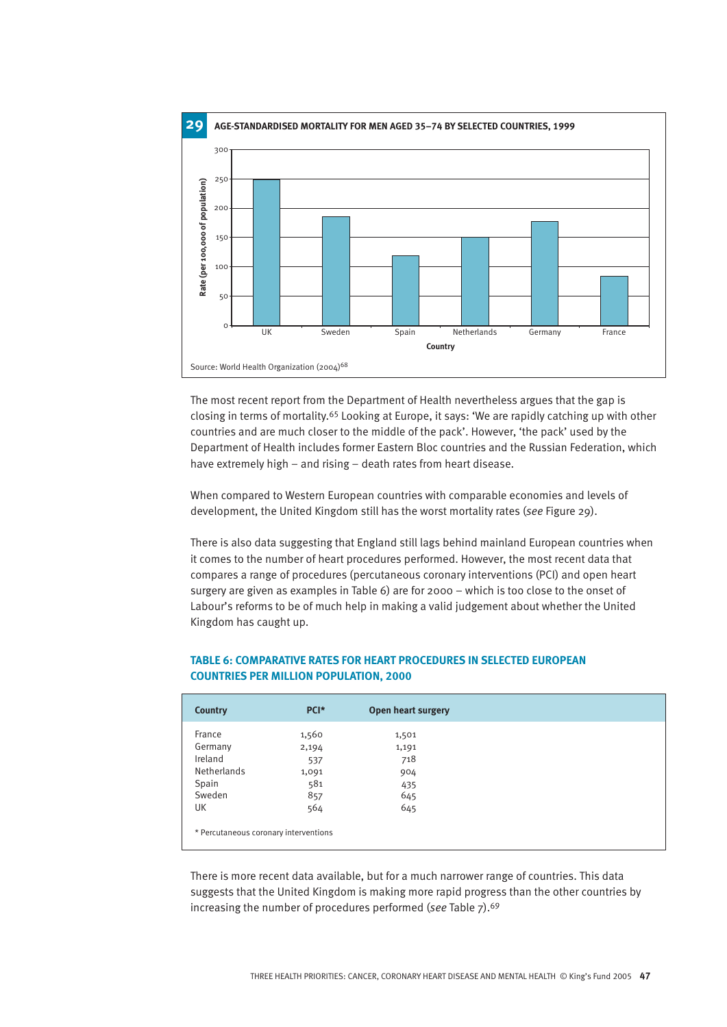**29 AGE-STANDARDISED MORTALITY FOR MEN AGED 35–74 BY SELECTED COUNTRIES, 1999**

Source: World Health Organization (2004)[68]

The most recent report from the Department of Health nevertheless argues that the gap is closing in terms of mortality.[65] Looking at Europe, it says: 'We are rapidly catching up with other countries and are much closer to the middle of the pack'. However, 'the pack' used by the Department of Health includes former Eastern Bloc countries and the Russian Federation, which have extremely high – and rising – death rates from heart disease.

When compared to Western European countries with comparable economies and levels of development, the United Kingdom still has the worst mortality rates (*see* Figure 29).

There is also data suggesting that England still lags behind mainland European countries when it comes to the number of heart procedures performed. However, the most recent data that compares a range of procedures (percutaneous coronary interventions (PCI) and open heart surgery are given as examples in Table 6) are for 2000 – which is too close to the onset of Labour's reforms to be of much help in making a valid judgement about whether the United Kingdom has caught up.

**TABLE 6: COMPARATIVE RATES FOR HEART PROCEDURES IN SELECTED EUROPEAN COUNTRIES PER MILLION POPULATION, 2000**

| Country | PCI* | Open heart surgery |
|---|---|---|
| France | 1,560 | 1,501 |
| Germany | 2,194 | 1,191 |
| Ireland | 537 | 718 |
| Netherlands | 1,091 | 904 |
| Spain | 581 | 435 |
| Sweden | 857 | 645 |
| UK | 564 | 645 |

\* Percutaneous coronary interventions

There is more recent data available, but for a much narrower range of countries. This data suggests that the United Kingdom is making more rapid progress than the other countries by increasing the number of procedures performed (*see* Table 7).[69]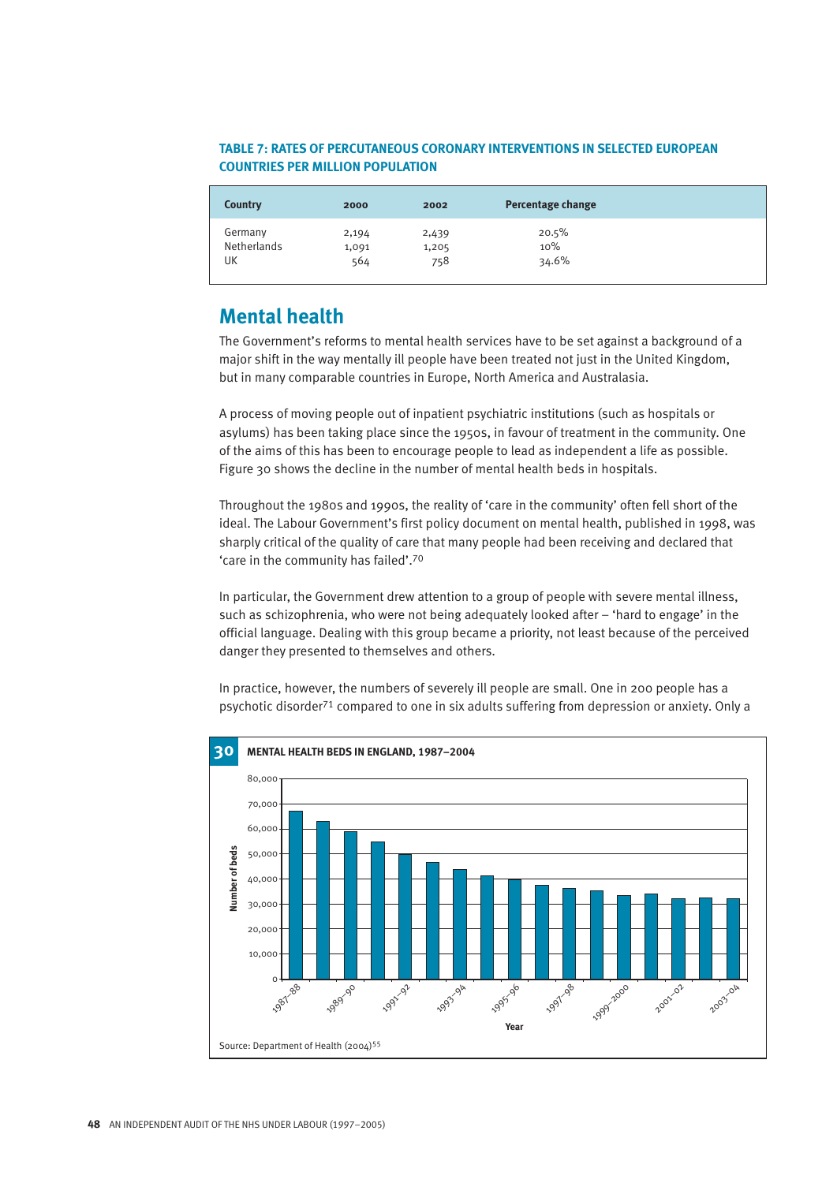**TABLE 7: RATES OF PERCUTANEOUS CORONARY INTERVENTIONS IN SELECTED EUROPEAN COUNTRIES PER MILLION POPULATION**

| Country | 2000 | 2002 | Percentage change |
|---|---|---|---|
| Germany | 2,194 | 2,439 | 20.5% |
| Netherlands | 1,091 | 1,205 | 10% |
| UK | 564 | 758 | 34.6% |

## Mental health

The Government's reforms to mental health services have to be set against a background of a major shift in the way mentally ill people have been treated not just in the United Kingdom, but in many comparable countries in Europe, North America and Australasia.

A process of moving people out of inpatient psychiatric institutions (such as hospitals or asylums) has been taking place since the 1950s, in favour of treatment in the community. One of the aims of this has been to encourage people to lead as independent a life as possible. Figure 30 shows the decline in the number of mental health beds in hospitals.

Throughout the 1980s and 1990s, the reality of 'care in the community' often fell short of the ideal. The Labour Government's first policy document on mental health, published in 1998, was sharply critical of the quality of care that many people had been receiving and declared that 'care in the community has failed'.[70]

In particular, the Government drew attention to a group of people with severe mental illness, such as schizophrenia, who were not being adequately looked after – 'hard to engage' in the official language. Dealing with this group became a priority, not least because of the perceived danger they presented to themselves and others.

In practice, however, the numbers of severely ill people are small. One in 200 people has a psychotic disorder[71] compared to one in six adults suffering from depression or anxiety. Only a

**30 MENTAL HEALTH BEDS IN ENGLAND, 1987–2004**

Source: Department of Health (2004)[55]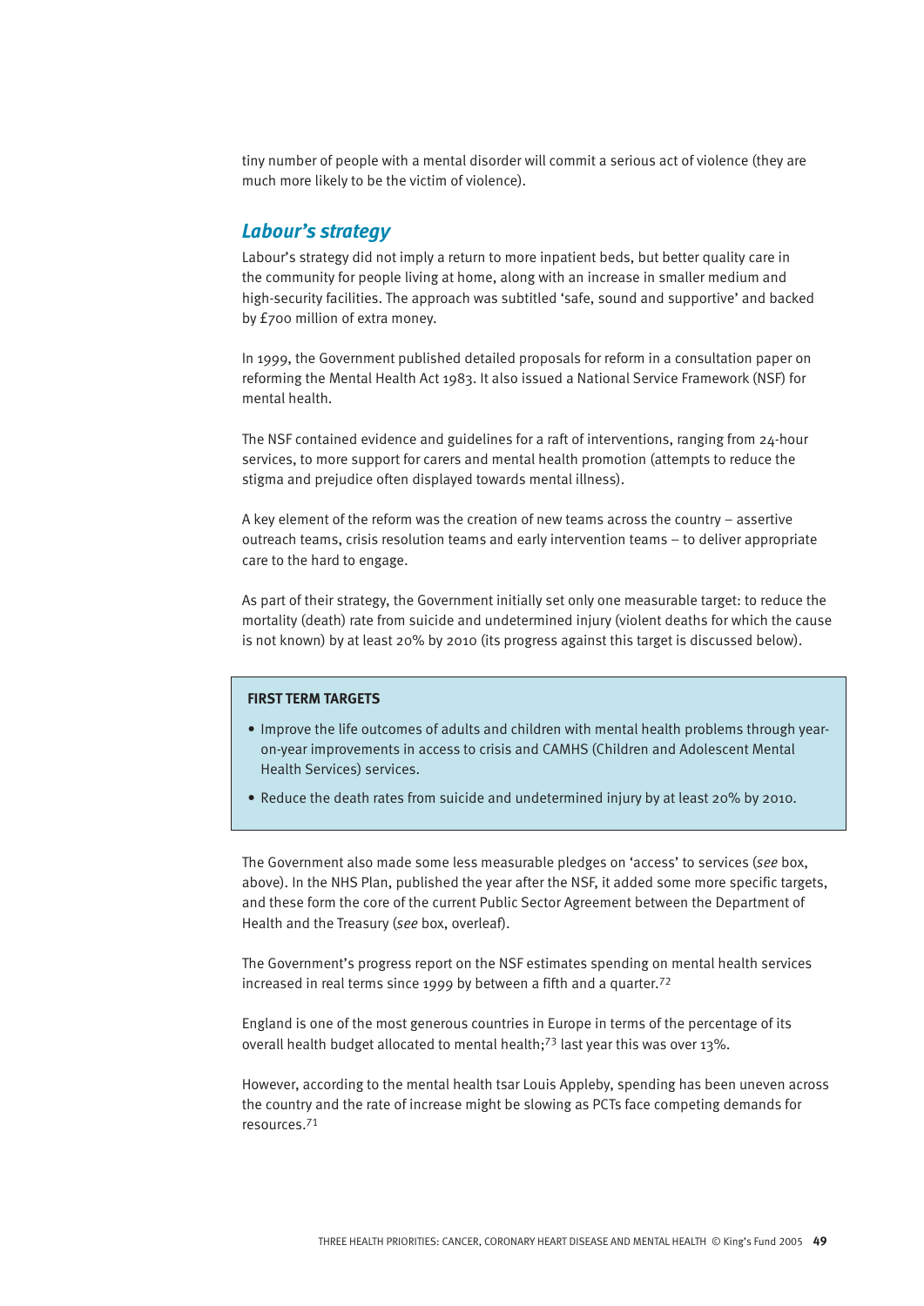tiny number of people with a mental disorder will commit a serious act of violence (they are much more likely to be the victim of violence).

## *Labour's strategy*

Labour's strategy did not imply a return to more inpatient beds, but better quality care in the community for people living at home, along with an increase in smaller medium and high-security facilities. The approach was subtitled 'safe, sound and supportive' and backed by £700 million of extra money.

In 1999, the Government published detailed proposals for reform in a consultation paper on reforming the Mental Health Act 1983. It also issued a National Service Framework (NSF) for mental health.

The NSF contained evidence and guidelines for a raft of interventions, ranging from 24-hour services, to more support for carers and mental health promotion (attempts to reduce the stigma and prejudice often displayed towards mental illness).

A key element of the reform was the creation of new teams across the country – assertive outreach teams, crisis resolution teams and early intervention teams – to deliver appropriate care to the hard to engage.

As part of their strategy, the Government initially set only one measurable target: to reduce the mortality (death) rate from suicide and undetermined injury (violent deaths for which the cause is not known) by at least 20% by 2010 (its progress against this target is discussed below).

> **FIRST TERM TARGETS**
>
> - Improve the life outcomes of adults and children with mental health problems through year-on-year improvements in access to crisis and CAMHS (Children and Adolescent Mental Health Services) services.
> - Reduce the death rates from suicide and undetermined injury by at least 20% by 2010.

The Government also made some less measurable pledges on 'access' to services (*see* box, above). In the NHS Plan, published the year after the NSF, it added some more specific targets, and these form the core of the current Public Sector Agreement between the Department of Health and the Treasury (*see* box, overleaf).

The Government's progress report on the NSF estimates spending on mental health services increased in real terms since 1999 by between a fifth and a quarter.[72]

England is one of the most generous countries in Europe in terms of the percentage of its overall health budget allocated to mental health;[73] last year this was over 13%.

However, according to the mental health tsar Louis Appleby, spending has been uneven across the country and the rate of increase might be slowing as PCTs face competing demands for resources.[71]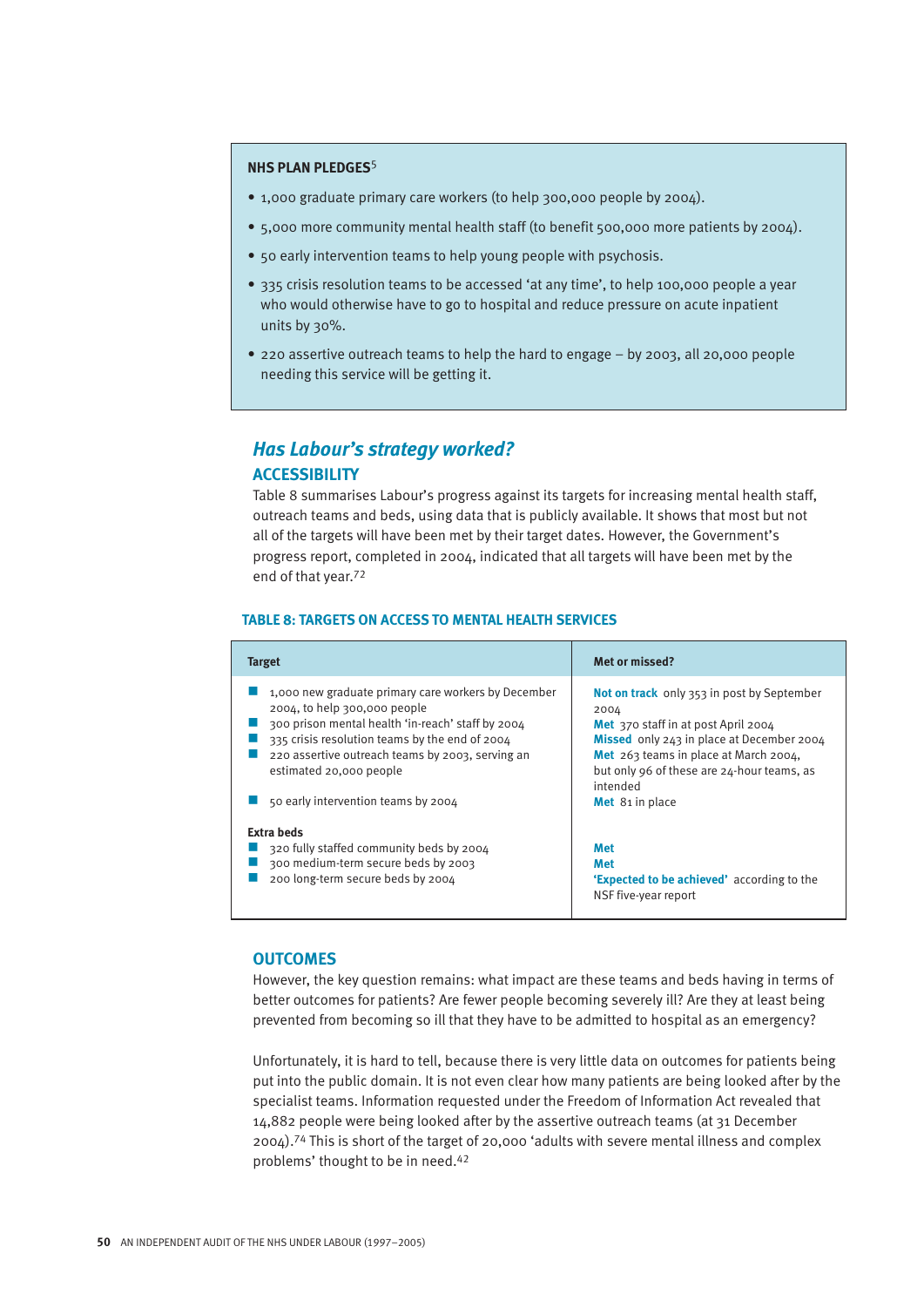**NHS PLAN PLEDGES**[5]

- 1,000 graduate primary care workers (to help 300,000 people by 2004).
- 5,000 more community mental health staff (to benefit 500,000 more patients by 2004).
- 50 early intervention teams to help young people with psychosis.
- 335 crisis resolution teams to be accessed 'at any time', to help 100,000 people a year who would otherwise have to go to hospital and reduce pressure on acute inpatient units by 30%.
- 220 assertive outreach teams to help the hard to engage – by 2003, all 20,000 people needing this service will be getting it.

## *Has Labour's strategy worked?*

### ACCESSIBILITY

Table 8 summarises Labour's progress against its targets for increasing mental health staff, outreach teams and beds, using data that is publicly available. It shows that most but not all of the targets will have been met by their target dates. However, the Government's progress report, completed in 2004, indicated that all targets will have been met by the end of that year.[72]

**TABLE 8: TARGETS ON ACCESS TO MENTAL HEALTH SERVICES**

| Target | Met or missed? |
|---|---|
| 1,000 new graduate primary care workers by December 2004, to help 300,000 people | **Not on track** only 353 in post by September 2004 |
| 300 prison mental health 'in-reach' staff by 2004 | **Met** 370 staff in at post April 2004 |
| 335 crisis resolution teams by the end of 2004 | **Missed** only 243 in place at December 2004 |
| 220 assertive outreach teams by 2003, serving an estimated 20,000 people | **Met** 263 teams in place at March 2004, but only 96 of these are 24-hour teams, as intended |
| 50 early intervention teams by 2004 | **Met** 81 in place |
| **Extra beds** | |
| 320 fully staffed community beds by 2004 | **Met** |
| 300 medium-term secure beds by 2003 | **Met** |
| 200 long-term secure beds by 2004 | **'Expected to be achieved'** according to the NSF five-year report |

### OUTCOMES

However, the key question remains: what impact are these teams and beds having in terms of better outcomes for patients? Are fewer people becoming severely ill? Are they at least being prevented from becoming so ill that they have to be admitted to hospital as an emergency?

Unfortunately, it is hard to tell, because there is very little data on outcomes for patients being put into the public domain. It is not even clear how many patients are being looked after by the specialist teams. Information requested under the Freedom of Information Act revealed that 14,882 people were being looked after by the assertive outreach teams (at 31 December 2004).[74] This is short of the target of 20,000 'adults with severe mental illness and complex problems' thought to be in need.[42]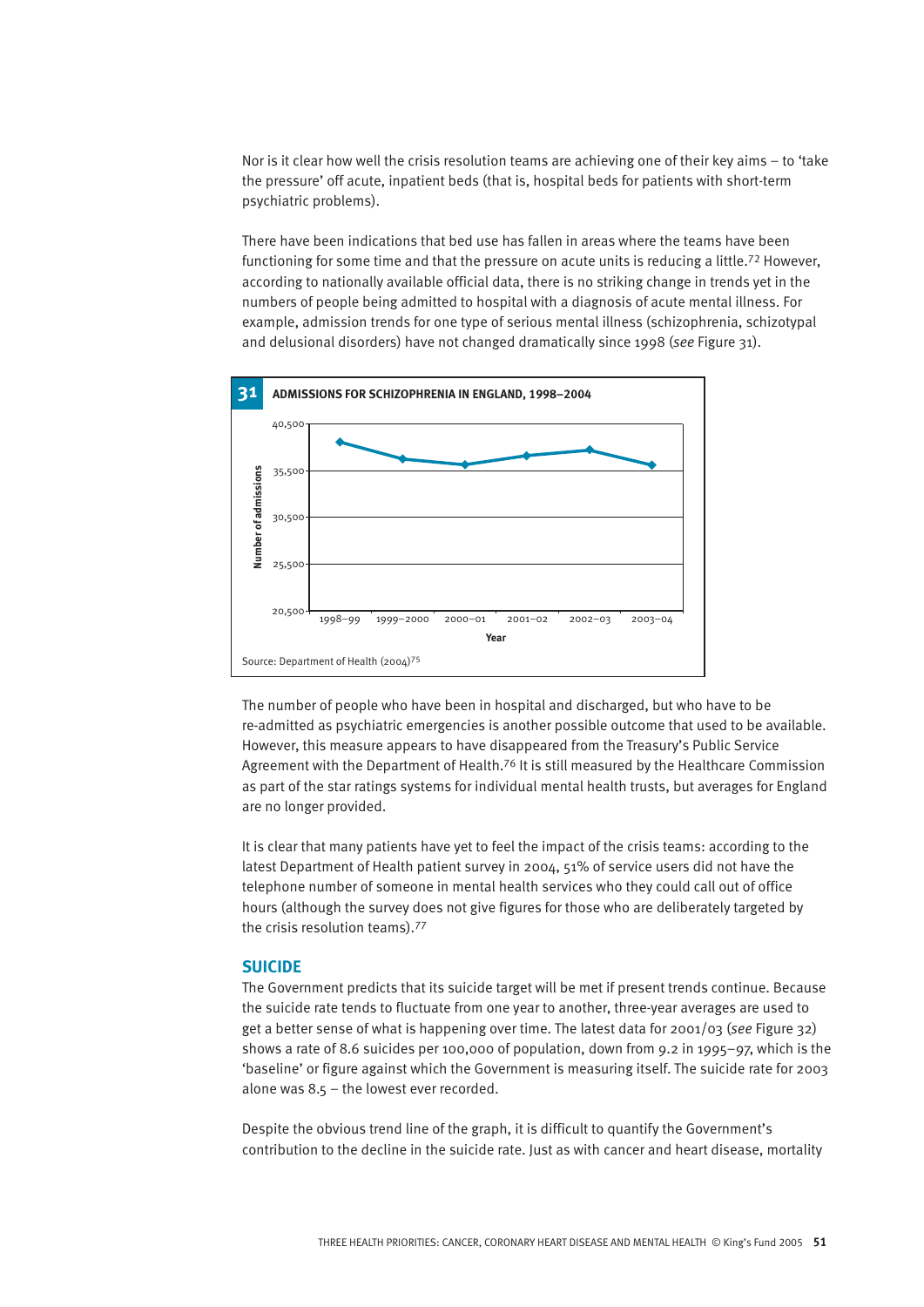Nor is it clear how well the crisis resolution teams are achieving one of their key aims – to 'take the pressure' off acute, inpatient beds (that is, hospital beds for patients with short-term psychiatric problems).

There have been indications that bed use has fallen in areas where the teams have been functioning for some time and that the pressure on acute units is reducing a little.[72] However, according to nationally available official data, there is no striking change in trends yet in the numbers of people being admitted to hospital with a diagnosis of acute mental illness. For example, admission trends for one type of serious mental illness (schizophrenia, schizotypal and delusional disorders) have not changed dramatically since 1998 (*see* Figure 31).

**31 ADMISSIONS FOR SCHIZOPHRENIA IN ENGLAND, 1998–2004**

Source: Department of Health (2004)[75]

The number of people who have been in hospital and discharged, but who have to be re-admitted as psychiatric emergencies is another possible outcome that used to be available. However, this measure appears to have disappeared from the Treasury's Public Service Agreement with the Department of Health.[76] It is still measured by the Healthcare Commission as part of the star ratings systems for individual mental health trusts, but averages for England are no longer provided.

It is clear that many patients have yet to feel the impact of the crisis teams: according to the latest Department of Health patient survey in 2004, 51% of service users did not have the telephone number of someone in mental health services who they could call out of office hours (although the survey does not give figures for those who are deliberately targeted by the crisis resolution teams).[77]

## SUICIDE

The Government predicts that its suicide target will be met if present trends continue. Because the suicide rate tends to fluctuate from one year to another, three-year averages are used to get a better sense of what is happening over time. The latest data for 2001/03 (*see* Figure 32) shows a rate of 8.6 suicides per 100,000 of population, down from 9.2 in 1995–97, which is the 'baseline' or figure against which the Government is measuring itself. The suicide rate for 2003 alone was 8.5 – the lowest ever recorded.

Despite the obvious trend line of the graph, it is difficult to quantify the Government's contribution to the decline in the suicide rate. Just as with cancer and heart disease, mortality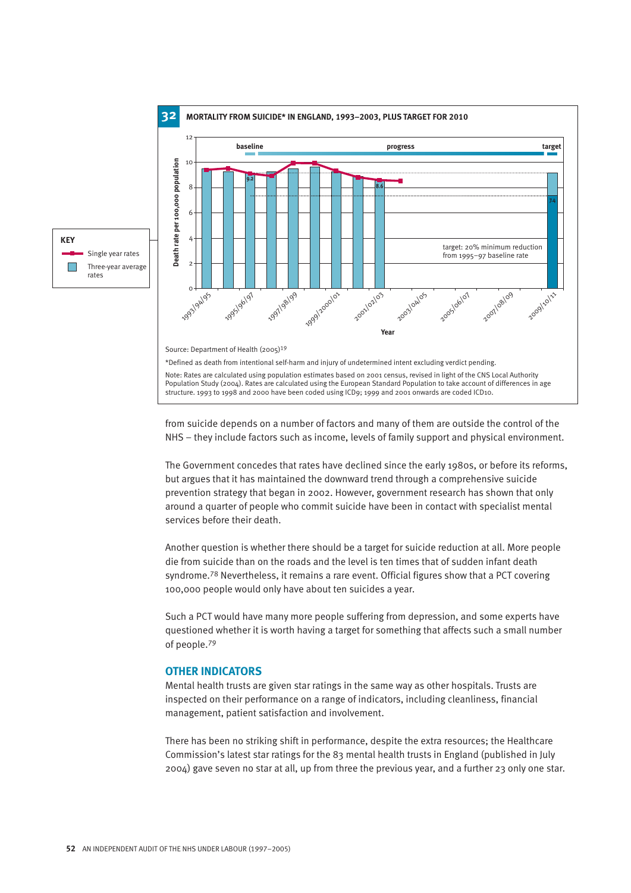**32 MORTALITY FROM SUICIDE* IN ENGLAND, 1993–2003, PLUS TARGET FOR 2010**

KEY
- Single year rates
- Three-year average rates

Death rate per 100,000 population

baseline — progress — target

9.2 — 8.6 — 7.4

target: 20% minimum reduction from 1995–97 baseline rate

Year: 1993/94/95, 1995/96/97, 1997/98/99, 1999/2000/01, 2001/02/03, 2003/04/05, 2005/06/07, 2007/08/09, 2009/10/11

Source: Department of Health (2005)[19]

*Defined as death from intentional self-harm and injury of undetermined intent excluding verdict pending.

Note: Rates are calculated using population estimates based on 2001 census, revised in light of the CNS Local Authority Population Study (2004). Rates are calculated using the European Standard Population to take account of differences in age structure. 1993 to 1998 and 2000 have been coded using ICD9; 1999 and 2001 onwards are coded ICD10.

from suicide depends on a number of factors and many of them are outside the control of the NHS – they include factors such as income, levels of family support and physical environment.

The Government concedes that rates have declined since the early 1980s, or before its reforms, but argues that it has maintained the downward trend through a comprehensive suicide prevention strategy that began in 2002. However, government research has shown that only around a quarter of people who commit suicide have been in contact with specialist mental services before their death.

Another question is whether there should be a target for suicide reduction at all. More people die from suicide than on the roads and the level is ten times that of sudden infant death syndrome.[78] Nevertheless, it remains a rare event. Official figures show that a PCT covering 100,000 people would only have about ten suicides a year.

Such a PCT would have many more people suffering from depression, and some experts have questioned whether it is worth having a target for something that affects such a small number of people.[79]

## OTHER INDICATORS

Mental health trusts are given star ratings in the same way as other hospitals. Trusts are inspected on their performance on a range of indicators, including cleanliness, financial management, patient satisfaction and involvement.

There has been no striking shift in performance, despite the extra resources; the Healthcare Commission's latest star ratings for the 83 mental health trusts in England (published in July 2004) gave seven no star at all, up from three the previous year, and a further 23 only one star.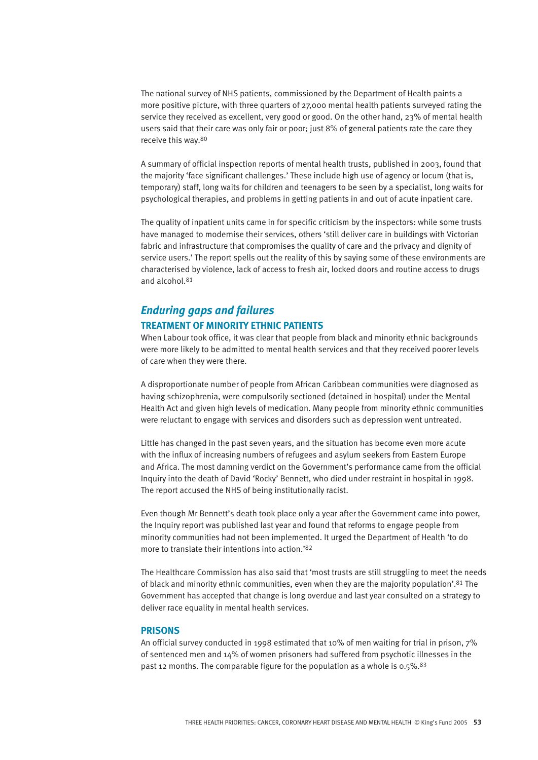The national survey of NHS patients, commissioned by the Department of Health paints a more positive picture, with three quarters of 27,000 mental health patients surveyed rating the service they received as excellent, very good or good. On the other hand, 23% of mental health users said that their care was only fair or poor; just 8% of general patients rate the care they receive this way.[80]

A summary of official inspection reports of mental health trusts, published in 2003, found that the majority 'face significant challenges.' These include high use of agency or locum (that is, temporary) staff, long waits for children and teenagers to be seen by a specialist, long waits for psychological therapies, and problems in getting patients in and out of acute inpatient care.

The quality of inpatient units came in for specific criticism by the inspectors: while some trusts have managed to modernise their services, others 'still deliver care in buildings with Victorian fabric and infrastructure that compromises the quality of care and the privacy and dignity of service users.' The report spells out the reality of this by saying some of these environments are characterised by violence, lack of access to fresh air, locked doors and routine access to drugs and alcohol.[81]

## *Enduring gaps and failures*

### TREATMENT OF MINORITY ETHNIC PATIENTS

When Labour took office, it was clear that people from black and minority ethnic backgrounds were more likely to be admitted to mental health services and that they received poorer levels of care when they were there.

A disproportionate number of people from African Caribbean communities were diagnosed as having schizophrenia, were compulsorily sectioned (detained in hospital) under the Mental Health Act and given high levels of medication. Many people from minority ethnic communities were reluctant to engage with services and disorders such as depression went untreated.

Little has changed in the past seven years, and the situation has become even more acute with the influx of increasing numbers of refugees and asylum seekers from Eastern Europe and Africa. The most damning verdict on the Government's performance came from the official Inquiry into the death of David 'Rocky' Bennett, who died under restraint in hospital in 1998. The report accused the NHS of being institutionally racist.

Even though Mr Bennett's death took place only a year after the Government came into power, the Inquiry report was published last year and found that reforms to engage people from minority communities had not been implemented. It urged the Department of Health 'to do more to translate their intentions into action.'[82]

The Healthcare Commission has also said that 'most trusts are still struggling to meet the needs of black and minority ethnic communities, even when they are the majority population'.[81] The Government has accepted that change is long overdue and last year consulted on a strategy to deliver race equality in mental health services.

### PRISONS

An official survey conducted in 1998 estimated that 10% of men waiting for trial in prison, 7% of sentenced men and 14% of women prisoners had suffered from psychotic illnesses in the past 12 months. The comparable figure for the population as a whole is 0.5%.[83]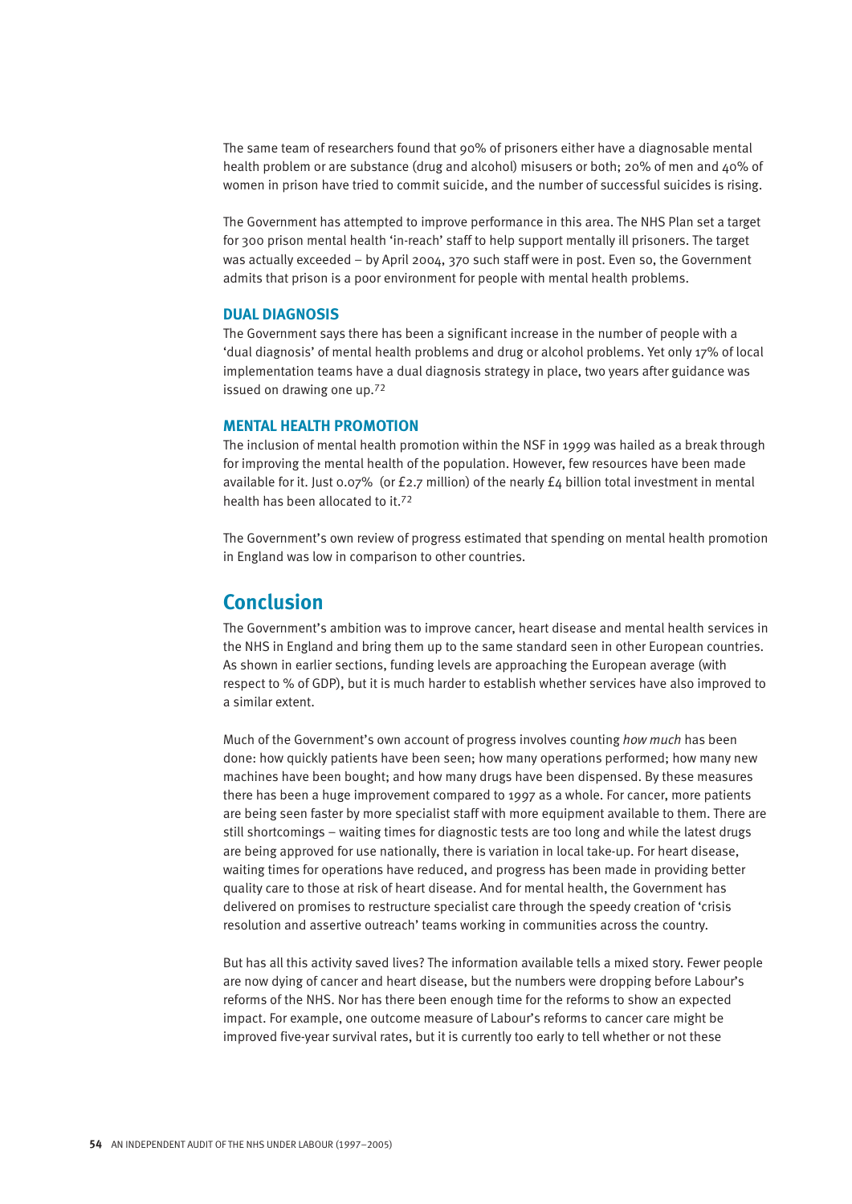The same team of researchers found that 90% of prisoners either have a diagnosable mental health problem or are substance (drug and alcohol) misusers or both; 20% of men and 40% of women in prison have tried to commit suicide, and the number of successful suicides is rising.

The Government has attempted to improve performance in this area. The NHS Plan set a target for 300 prison mental health 'in-reach' staff to help support mentally ill prisoners. The target was actually exceeded – by April 2004, 370 such staff were in post. Even so, the Government admits that prison is a poor environment for people with mental health problems.

### DUAL DIAGNOSIS

The Government says there has been a significant increase in the number of people with a 'dual diagnosis' of mental health problems and drug or alcohol problems. Yet only 17% of local implementation teams have a dual diagnosis strategy in place, two years after guidance was issued on drawing one up.[72]

### MENTAL HEALTH PROMOTION

The inclusion of mental health promotion within the NSF in 1999 was hailed as a break through for improving the mental health of the population. However, few resources have been made available for it. Just 0.07% (or £2.7 million) of the nearly £4 billion total investment in mental health has been allocated to it.[72]

The Government's own review of progress estimated that spending on mental health promotion in England was low in comparison to other countries.

## Conclusion

The Government's ambition was to improve cancer, heart disease and mental health services in the NHS in England and bring them up to the same standard seen in other European countries. As shown in earlier sections, funding levels are approaching the European average (with respect to % of GDP), but it is much harder to establish whether services have also improved to a similar extent.

Much of the Government's own account of progress involves counting *how much* has been done: how quickly patients have been seen; how many operations performed; how many new machines have been bought; and how many drugs have been dispensed. By these measures there has been a huge improvement compared to 1997 as a whole. For cancer, more patients are being seen faster by more specialist staff with more equipment available to them. There are still shortcomings – waiting times for diagnostic tests are too long and while the latest drugs are being approved for use nationally, there is variation in local take-up. For heart disease, waiting times for operations have reduced, and progress has been made in providing better quality care to those at risk of heart disease. And for mental health, the Government has delivered on promises to restructure specialist care through the speedy creation of 'crisis resolution and assertive outreach' teams working in communities across the country.

But has all this activity saved lives? The information available tells a mixed story. Fewer people are now dying of cancer and heart disease, but the numbers were dropping before Labour's reforms of the NHS. Nor has there been enough time for the reforms to show an expected impact. For example, one outcome measure of Labour's reforms to cancer care might be improved five-year survival rates, but it is currently too early to tell whether or not these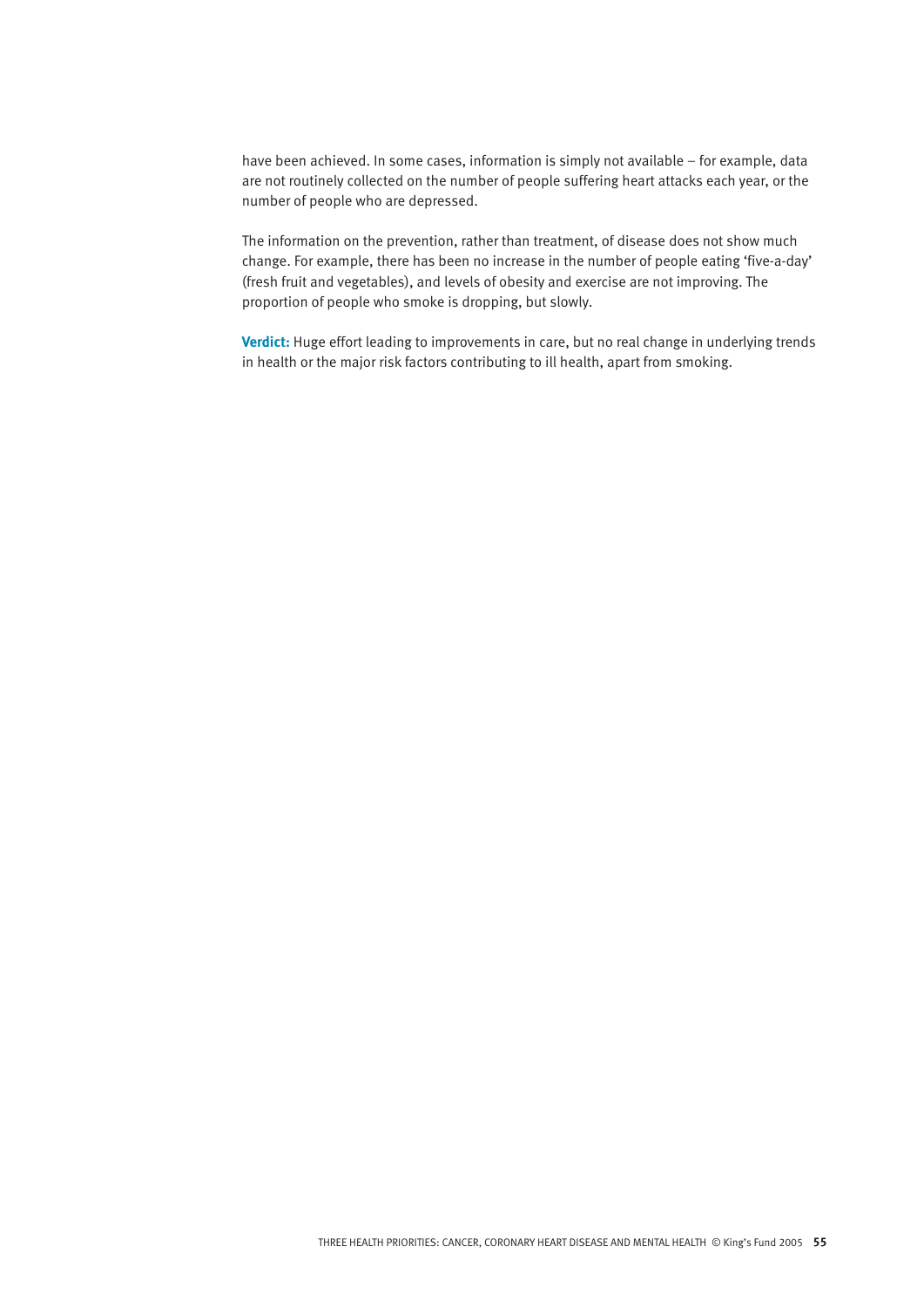have been achieved. In some cases, information is simply not available – for example, data are not routinely collected on the number of people suffering heart attacks each year, or the number of people who are depressed.

The information on the prevention, rather than treatment, of disease does not show much change. For example, there has been no increase in the number of people eating 'five-a-day' (fresh fruit and vegetables), and levels of obesity and exercise are not improving. The proportion of people who smoke is dropping, but slowly.

**Verdict:** Huge effort leading to improvements in care, but no real change in underlying trends in health or the major risk factors contributing to ill health, apart from smoking.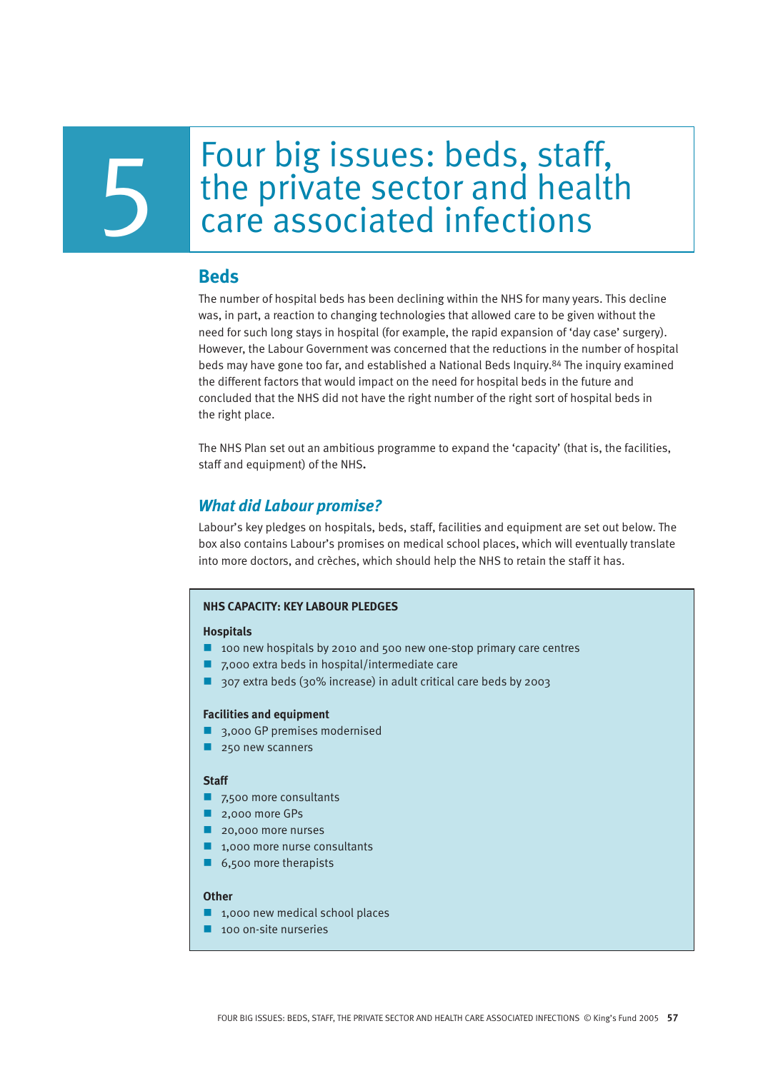# 5 Four big issues: beds, staff, the private sector and health care associated infections

## Beds

The number of hospital beds has been declining within the NHS for many years. This decline was, in part, a reaction to changing technologies that allowed care to be given without the need for such long stays in hospital (for example, the rapid expansion of 'day case' surgery). However, the Labour Government was concerned that the reductions in the number of hospital beds may have gone too far, and established a National Beds Inquiry.[84] The inquiry examined the different factors that would impact on the need for hospital beds in the future and concluded that the NHS did not have the right number of the right sort of hospital beds in the right place.

The NHS Plan set out an ambitious programme to expand the 'capacity' (that is, the facilities, staff and equipment) of the NHS.

### *What did Labour promise?*

Labour's key pledges on hospitals, beds, staff, facilities and equipment are set out below. The box also contains Labour's promises on medical school places, which will eventually translate into more doctors, and crèches, which should help the NHS to retain the staff it has.

**NHS CAPACITY: KEY LABOUR PLEDGES**

**Hospitals**

- 100 new hospitals by 2010 and 500 new one-stop primary care centres
- 7,000 extra beds in hospital/intermediate care
- 307 extra beds (30% increase) in adult critical care beds by 2003

**Facilities and equipment**

- 3,000 GP premises modernised
- 250 new scanners

**Staff**

- 7,500 more consultants
- 2,000 more GPs
- 20,000 more nurses
- 1,000 more nurse consultants
- 6,500 more therapists

**Other**

- 1,000 new medical school places
- 100 on-site nurseries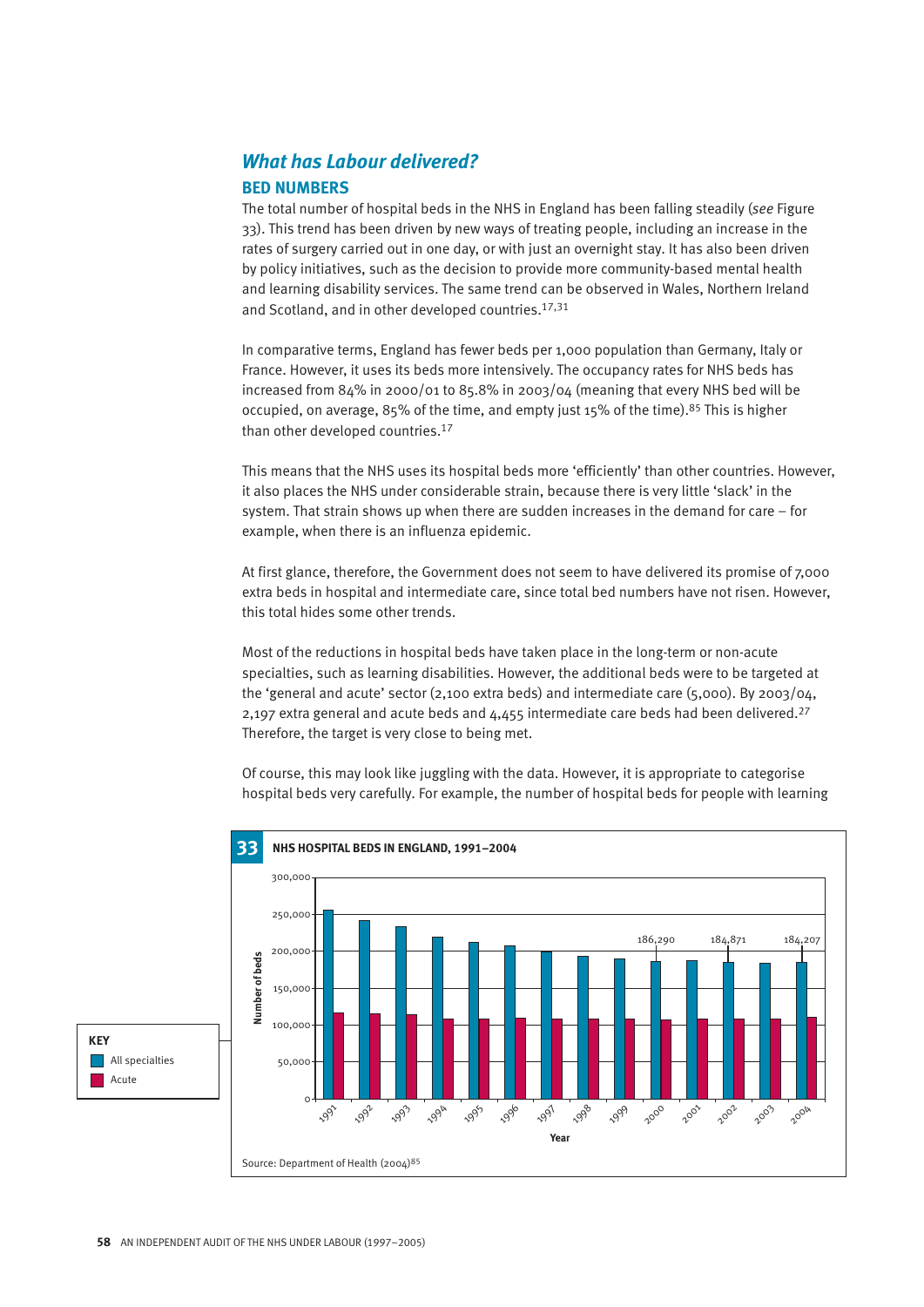## What has Labour delivered?

### BED NUMBERS

The total number of hospital beds in the NHS in England has been falling steadily (*see* Figure 33). This trend has been driven by new ways of treating people, including an increase in the rates of surgery carried out in one day, or with just an overnight stay. It has also been driven by policy initiatives, such as the decision to provide more community-based mental health and learning disability services. The same trend can be observed in Wales, Northern Ireland and Scotland, and in other developed countries.[17,31]

In comparative terms, England has fewer beds per 1,000 population than Germany, Italy or France. However, it uses its beds more intensively. The occupancy rates for NHS beds has increased from 84% in 2000/01 to 85.8% in 2003/04 (meaning that every NHS bed will be occupied, on average, 85% of the time, and empty just 15% of the time).[85] This is higher than other developed countries.[17]

This means that the NHS uses its hospital beds more 'efficiently' than other countries. However, it also places the NHS under considerable strain, because there is very little 'slack' in the system. That strain shows up when there are sudden increases in the demand for care – for example, when there is an influenza epidemic.

At first glance, therefore, the Government does not seem to have delivered its promise of 7,000 extra beds in hospital and intermediate care, since total bed numbers have not risen. However, this total hides some other trends.

Most of the reductions in hospital beds have taken place in the long-term or non-acute specialties, such as learning disabilities. However, the additional beds were to be targeted at the 'general and acute' sector (2,100 extra beds) and intermediate care (5,000). By 2003/04, 2,197 extra general and acute beds and 4,455 intermediate care beds had been delivered.[27] Therefore, the target is very close to being met.

Of course, this may look like juggling with the data. However, it is appropriate to categorise hospital beds very carefully. For example, the number of hospital beds for people with learning

**33 NHS HOSPITAL BEDS IN ENGLAND, 1991–2004**

KEY: All specialties; Acute

Labelled values: 2000: 186,290; 2002: 184,871; 2004: 184,207

Source: Department of Health (2004)[85]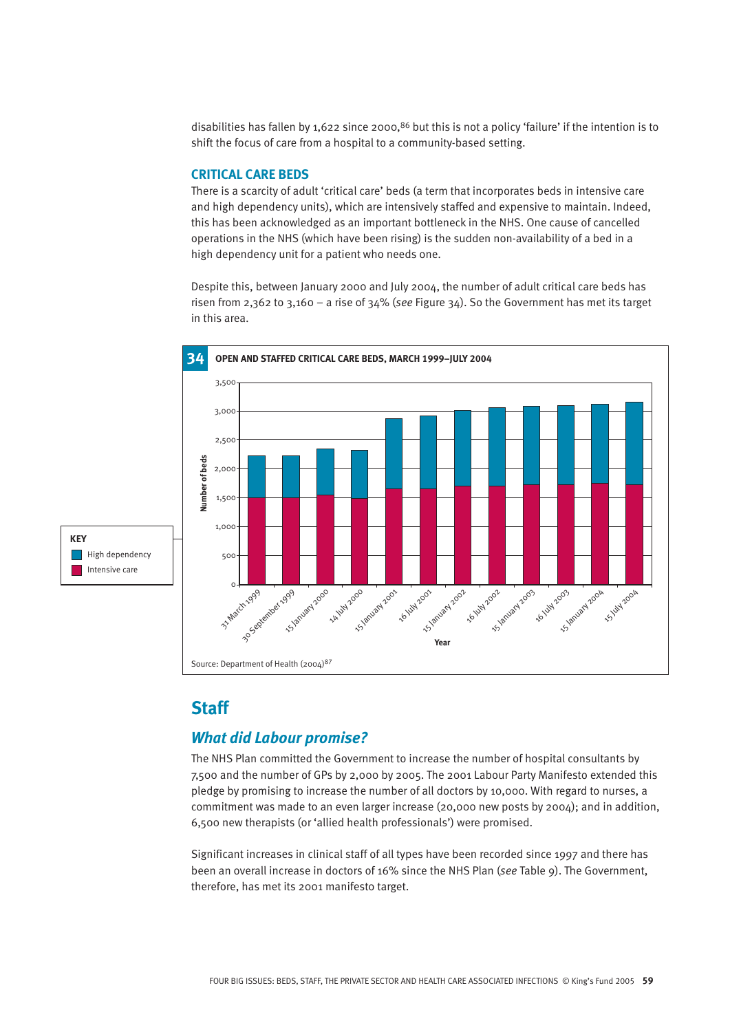disabilities has fallen by 1,622 since 2000,[86] but this is not a policy 'failure' if the intention is to shift the focus of care from a hospital to a community-based setting.

### CRITICAL CARE BEDS

There is a scarcity of adult 'critical care' beds (a term that incorporates beds in intensive care and high dependency units), which are intensively staffed and expensive to maintain. Indeed, this has been acknowledged as an important bottleneck in the NHS. One cause of cancelled operations in the NHS (which have been rising) is the sudden non-availability of a bed in a high dependency unit for a patient who needs one.

Despite this, between January 2000 and July 2004, the number of adult critical care beds has risen from 2,362 to 3,160 – a rise of 34% (*see* Figure 34). So the Government has met its target in this area.

**34 OPEN AND STAFFED CRITICAL CARE BEDS, MARCH 1999–JULY 2004**

KEY
- High dependency
- Intensive care

Number of beds (0–3,500); Year: 31 March 1999, 30 September 1999, 15 January 2000, 14 July 2000, 15 January 2001, 16 July 2001, 15 January 2002, 16 July 2002, 15 January 2003, 16 July 2003, 15 January 2004, 15 July 2004

Source: Department of Health (2004)[87]

## Staff

### *What did Labour promise?*

The NHS Plan committed the Government to increase the number of hospital consultants by 7,500 and the number of GPs by 2,000 by 2005. The 2001 Labour Party Manifesto extended this pledge by promising to increase the number of all doctors by 10,000. With regard to nurses, a commitment was made to an even larger increase (20,000 new posts by 2004); and in addition, 6,500 new therapists (or 'allied health professionals') were promised.

Significant increases in clinical staff of all types have been recorded since 1997 and there has been an overall increase in doctors of 16% since the NHS Plan (*see* Table 9). The Government, therefore, has met its 2001 manifesto target.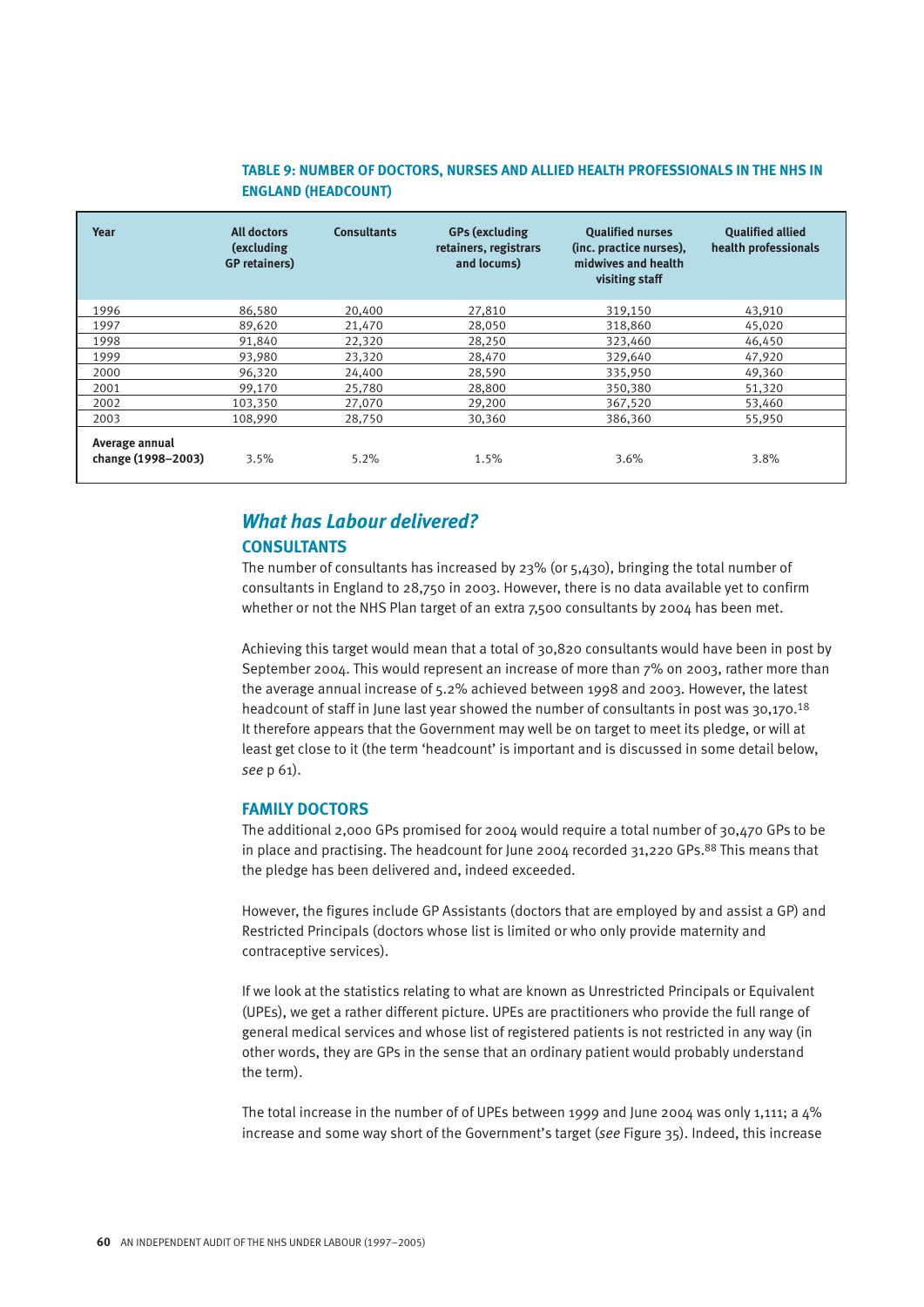**TABLE 9: NUMBER OF DOCTORS, NURSES AND ALLIED HEALTH PROFESSIONALS IN THE NHS IN ENGLAND (HEADCOUNT)**

| Year | All doctors (excluding GP retainers) | Consultants | GPs (excluding retainers, registrars and locums) | Qualified nurses (inc. practice nurses), midwives and health visiting staff | Qualified allied health professionals |
|---|---|---|---|---|---|
| 1996 | 86,580 | 20,400 | 27,810 | 319,150 | 43,910 |
| 1997 | 89,620 | 21,470 | 28,050 | 318,860 | 45,020 |
| 1998 | 91,840 | 22,320 | 28,250 | 323,460 | 46,450 |
| 1999 | 93,980 | 23,320 | 28,470 | 329,640 | 47,920 |
| 2000 | 96,320 | 24,400 | 28,590 | 335,950 | 49,360 |
| 2001 | 99,170 | 25,780 | 28,800 | 350,380 | 51,320 |
| 2002 | 103,350 | 27,070 | 29,200 | 367,520 | 53,460 |
| 2003 | 108,990 | 28,750 | 30,360 | 386,360 | 55,950 |
| **Average annual change (1998–2003)** | 3.5% | 5.2% | 1.5% | 3.6% | 3.8% |

## *What has Labour delivered?*

### CONSULTANTS

The number of consultants has increased by 23% (or 5,430), bringing the total number of consultants in England to 28,750 in 2003. However, there is no data available yet to confirm whether or not the NHS Plan target of an extra 7,500 consultants by 2004 has been met.

Achieving this target would mean that a total of 30,820 consultants would have been in post by September 2004. This would represent an increase of more than 7% on 2003, rather more than the average annual increase of 5.2% achieved between 1998 and 2003. However, the latest headcount of staff in June last year showed the number of consultants in post was 30,170.[18] It therefore appears that the Government may well be on target to meet its pledge, or will at least get close to it (the term 'headcount' is important and is discussed in some detail below, *see* p 61).

### FAMILY DOCTORS

The additional 2,000 GPs promised for 2004 would require a total number of 30,470 GPs to be in place and practising. The headcount for June 2004 recorded 31,220 GPs.[88] This means that the pledge has been delivered and, indeed exceeded.

However, the figures include GP Assistants (doctors that are employed by and assist a GP) and Restricted Principals (doctors whose list is limited or who only provide maternity and contraceptive services).

If we look at the statistics relating to what are known as Unrestricted Principals or Equivalent (UPEs), we get a rather different picture. UPEs are practitioners who provide the full range of general medical services and whose list of registered patients is not restricted in any way (in other words, they are GPs in the sense that an ordinary patient would probably understand the term).

The total increase in the number of of UPEs between 1999 and June 2004 was only 1,111; a 4% increase and some way short of the Government's target (*see* Figure 35). Indeed, this increase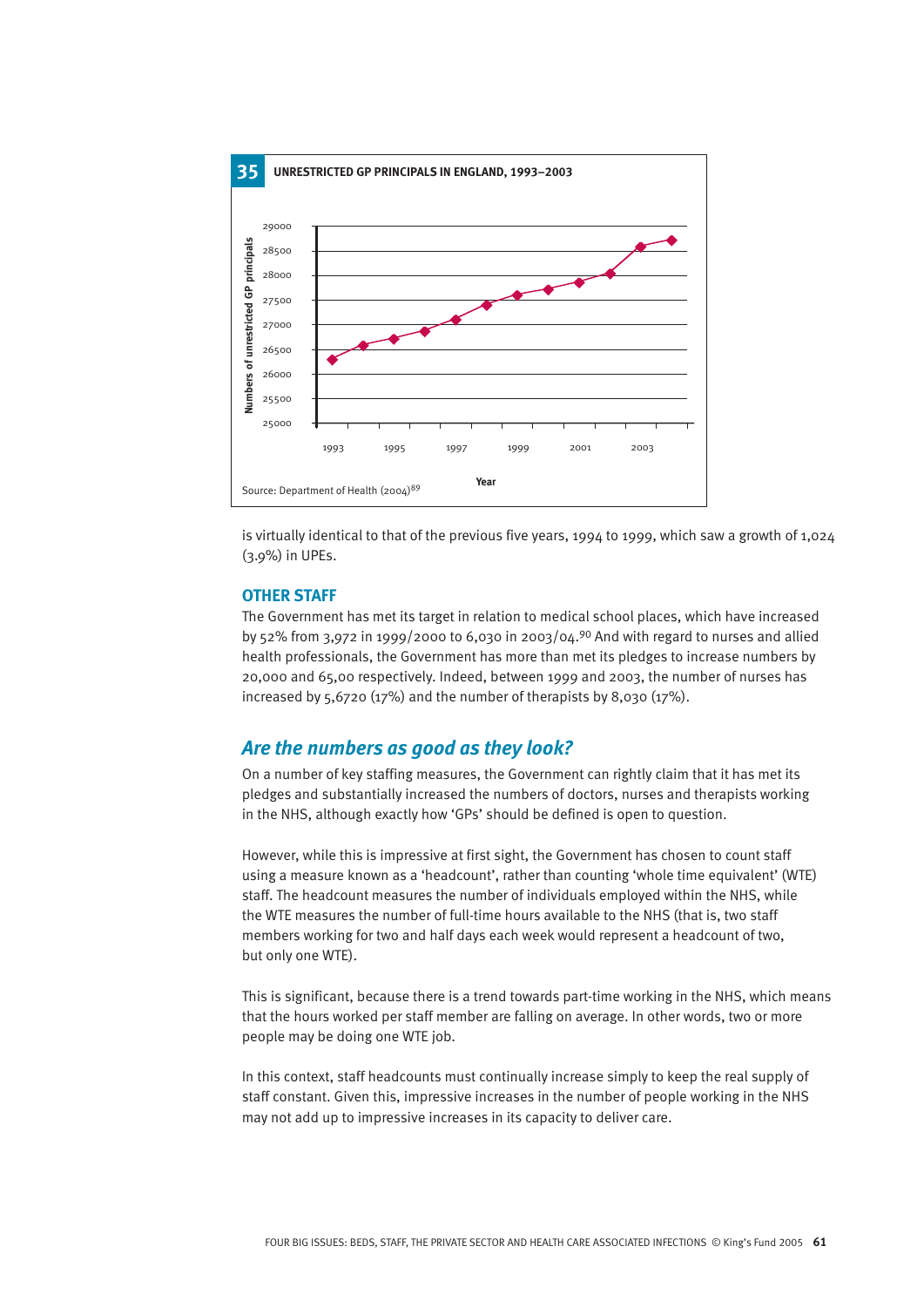**35 UNRESTRICTED GP PRINCIPALS IN ENGLAND, 1993–2003**

Source: Department of Health (2004)[89]

is virtually identical to that of the previous five years, 1994 to 1999, which saw a growth of 1,024 (3.9%) in UPEs.

### OTHER STAFF

The Government has met its target in relation to medical school places, which have increased by 52% from 3,972 in 1999/2000 to 6,030 in 2003/04.[90] And with regard to nurses and allied health professionals, the Government has more than met its pledges to increase numbers by 20,000 and 65,00 respectively. Indeed, between 1999 and 2003, the number of nurses has increased by 5,6720 (17%) and the number of therapists by 8,030 (17%).

## *Are the numbers as good as they look?*

On a number of key staffing measures, the Government can rightly claim that it has met its pledges and substantially increased the numbers of doctors, nurses and therapists working in the NHS, although exactly how 'GPs' should be defined is open to question.

However, while this is impressive at first sight, the Government has chosen to count staff using a measure known as a 'headcount', rather than counting 'whole time equivalent' (WTE) staff. The headcount measures the number of individuals employed within the NHS, while the WTE measures the number of full-time hours available to the NHS (that is, two staff members working for two and half days each week would represent a headcount of two, but only one WTE).

This is significant, because there is a trend towards part-time working in the NHS, which means that the hours worked per staff member are falling on average. In other words, two or more people may be doing one WTE job.

In this context, staff headcounts must continually increase simply to keep the real supply of staff constant. Given this, impressive increases in the number of people working in the NHS may not add up to impressive increases in its capacity to deliver care.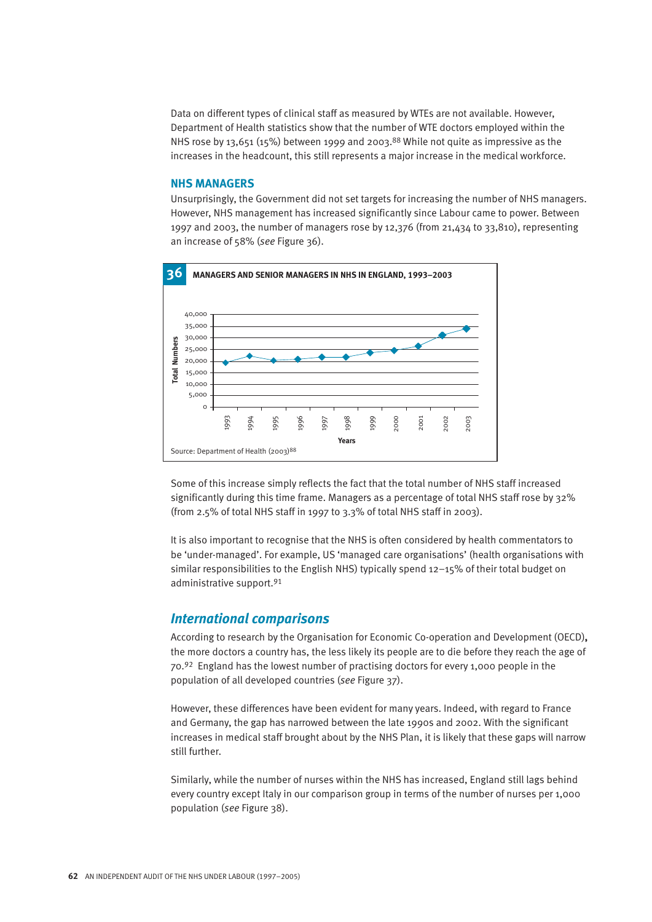Data on different types of clinical staff as measured by WTEs are not available. However, Department of Health statistics show that the number of WTE doctors employed within the NHS rose by 13,651 (15%) between 1999 and 2003.[88] While not quite as impressive as the increases in the headcount, this still represents a major increase in the medical workforce.

### NHS MANAGERS

Unsurprisingly, the Government did not set targets for increasing the number of NHS managers. However, NHS management has increased significantly since Labour came to power. Between 1997 and 2003, the number of managers rose by 12,376 (from 21,434 to 33,810), representing an increase of 58% (*see* Figure 36).

**36 MANAGERS AND SENIOR MANAGERS IN NHS IN ENGLAND, 1993–2003**

Source: Department of Health (2003)[88]

Some of this increase simply reflects the fact that the total number of NHS staff increased significantly during this time frame. Managers as a percentage of total NHS staff rose by 32% (from 2.5% of total NHS staff in 1997 to 3.3% of total NHS staff in 2003).

It is also important to recognise that the NHS is often considered by health commentators to be 'under-managed'. For example, US 'managed care organisations' (health organisations with similar responsibilities to the English NHS) typically spend 12–15% of their total budget on administrative support.[91]

## *International comparisons*

According to research by the Organisation for Economic Co-operation and Development (OECD), the more doctors a country has, the less likely its people are to die before they reach the age of 70.[92] England has the lowest number of practising doctors for every 1,000 people in the population of all developed countries (*see* Figure 37).

However, these differences have been evident for many years. Indeed, with regard to France and Germany, the gap has narrowed between the late 1990s and 2002. With the significant increases in medical staff brought about by the NHS Plan, it is likely that these gaps will narrow still further.

Similarly, while the number of nurses within the NHS has increased, England still lags behind every country except Italy in our comparison group in terms of the number of nurses per 1,000 population (*see* Figure 38).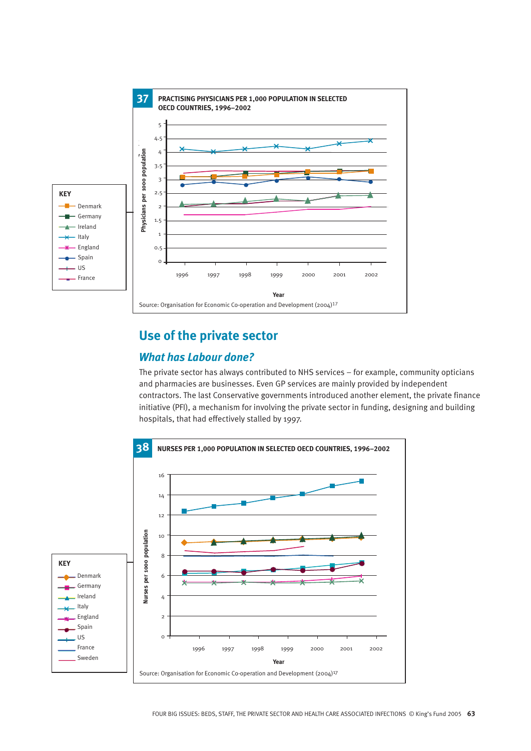**37 PRACTISING PHYSICIANS PER 1,000 POPULATION IN SELECTED OECD COUNTRIES, 1996–2002**

Source: Organisation for Economic Co-operation and Development (2004)[17]

## Use of the private sector

### *What has Labour done?*

The private sector has always contributed to NHS services – for example, community opticians and pharmacies are businesses. Even GP services are mainly provided by independent contractors. The last Conservative governments introduced another element, the private finance initiative (PFI), a mechanism for involving the private sector in funding, designing and building hospitals, that had effectively stalled by 1997.

**38 NURSES PER 1,000 POPULATION IN SELECTED OECD COUNTRIES, 1996–2002**

Source: Organisation for Economic Co-operation and Development (2004)[17]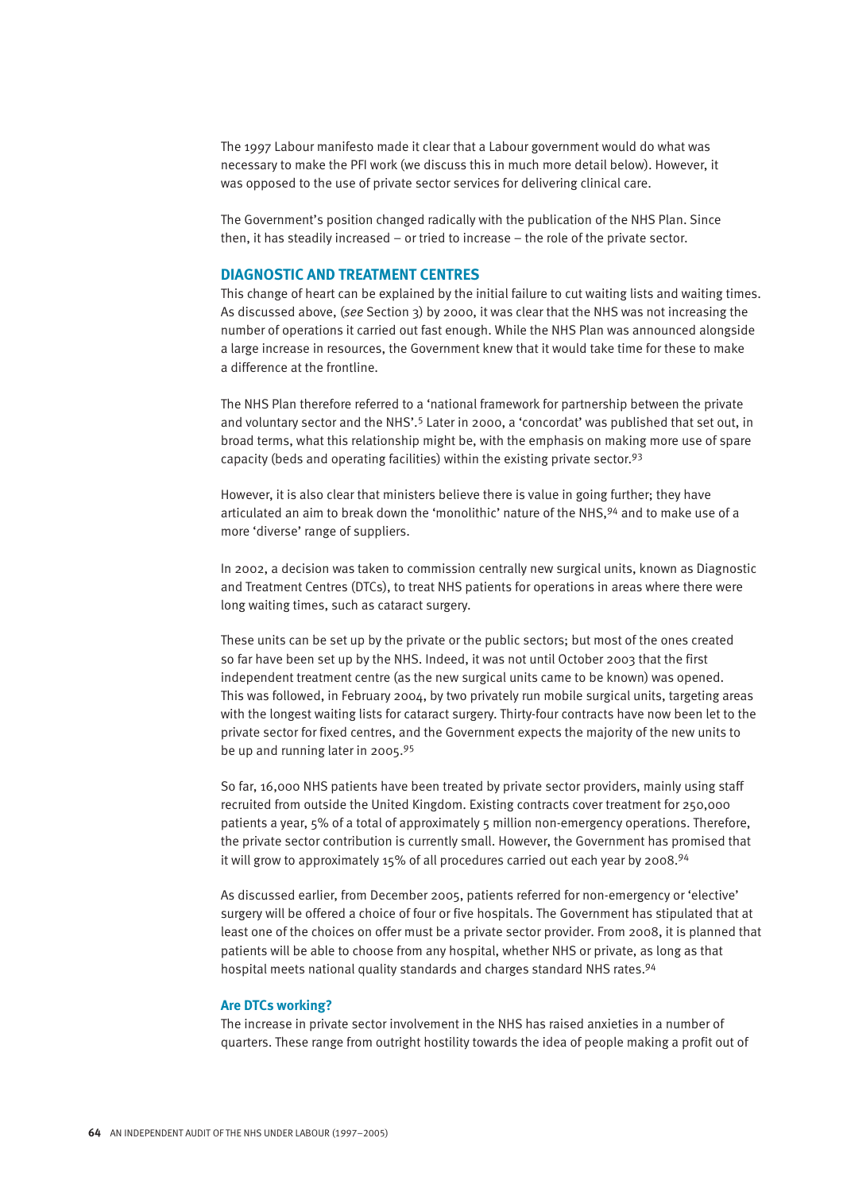The 1997 Labour manifesto made it clear that a Labour government would do what was necessary to make the PFI work (we discuss this in much more detail below). However, it was opposed to the use of private sector services for delivering clinical care.

The Government's position changed radically with the publication of the NHS Plan. Since then, it has steadily increased – or tried to increase – the role of the private sector.

## DIAGNOSTIC AND TREATMENT CENTRES

This change of heart can be explained by the initial failure to cut waiting lists and waiting times. As discussed above, (*see* Section 3) by 2000, it was clear that the NHS was not increasing the number of operations it carried out fast enough. While the NHS Plan was announced alongside a large increase in resources, the Government knew that it would take time for these to make a difference at the frontline.

The NHS Plan therefore referred to a 'national framework for partnership between the private and voluntary sector and the NHS'.[5] Later in 2000, a 'concordat' was published that set out, in broad terms, what this relationship might be, with the emphasis on making more use of spare capacity (beds and operating facilities) within the existing private sector.[93]

However, it is also clear that ministers believe there is value in going further; they have articulated an aim to break down the 'monolithic' nature of the NHS,[94] and to make use of a more 'diverse' range of suppliers.

In 2002, a decision was taken to commission centrally new surgical units, known as Diagnostic and Treatment Centres (DTCs), to treat NHS patients for operations in areas where there were long waiting times, such as cataract surgery.

These units can be set up by the private or the public sectors; but most of the ones created so far have been set up by the NHS. Indeed, it was not until October 2003 that the first independent treatment centre (as the new surgical units came to be known) was opened. This was followed, in February 2004, by two privately run mobile surgical units, targeting areas with the longest waiting lists for cataract surgery. Thirty-four contracts have now been let to the private sector for fixed centres, and the Government expects the majority of the new units to be up and running later in 2005.[95]

So far, 16,000 NHS patients have been treated by private sector providers, mainly using staff recruited from outside the United Kingdom. Existing contracts cover treatment for 250,000 patients a year, 5% of a total of approximately 5 million non-emergency operations. Therefore, the private sector contribution is currently small. However, the Government has promised that it will grow to approximately 15% of all procedures carried out each year by 2008.[94]

As discussed earlier, from December 2005, patients referred for non-emergency or 'elective' surgery will be offered a choice of four or five hospitals. The Government has stipulated that at least one of the choices on offer must be a private sector provider. From 2008, it is planned that patients will be able to choose from any hospital, whether NHS or private, as long as that hospital meets national quality standards and charges standard NHS rates.[94]

### Are DTCs working?

The increase in private sector involvement in the NHS has raised anxieties in a number of quarters. These range from outright hostility towards the idea of people making a profit out of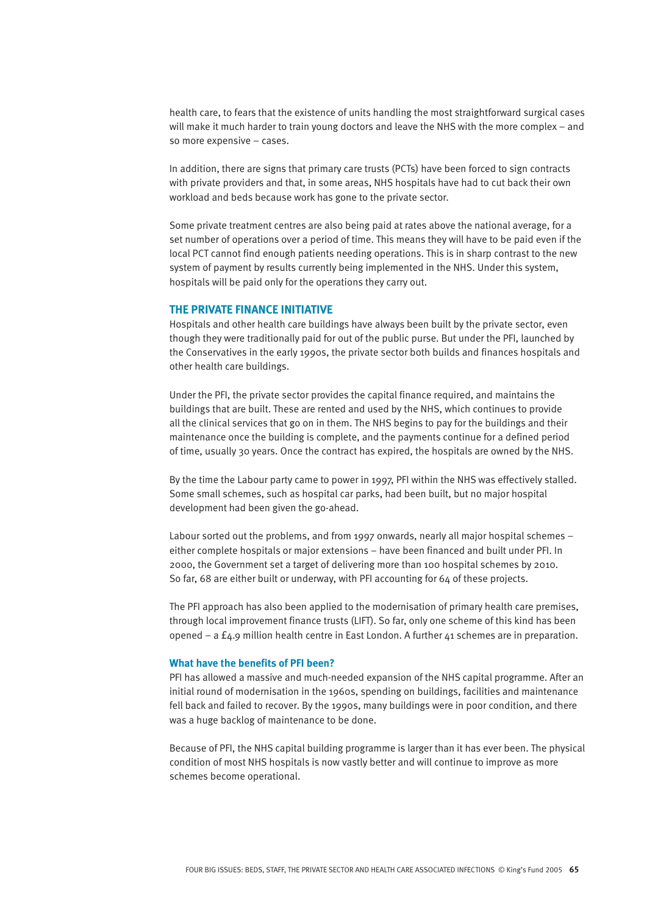health care, to fears that the existence of units handling the most straightforward surgical cases will make it much harder to train young doctors and leave the NHS with the more complex – and so more expensive – cases.

In addition, there are signs that primary care trusts (PCTs) have been forced to sign contracts with private providers and that, in some areas, NHS hospitals have had to cut back their own workload and beds because work has gone to the private sector.

Some private treatment centres are also being paid at rates above the national average, for a set number of operations over a period of time. This means they will have to be paid even if the local PCT cannot find enough patients needing operations. This is in sharp contrast to the new system of payment by results currently being implemented in the NHS. Under this system, hospitals will be paid only for the operations they carry out.

## THE PRIVATE FINANCE INITIATIVE

Hospitals and other health care buildings have always been built by the private sector, even though they were traditionally paid for out of the public purse. But under the PFI, launched by the Conservatives in the early 1990s, the private sector both builds and finances hospitals and other health care buildings.

Under the PFI, the private sector provides the capital finance required, and maintains the buildings that are built. These are rented and used by the NHS, which continues to provide all the clinical services that go on in them. The NHS begins to pay for the buildings and their maintenance once the building is complete, and the payments continue for a defined period of time, usually 30 years. Once the contract has expired, the hospitals are owned by the NHS.

By the time the Labour party came to power in 1997, PFI within the NHS was effectively stalled. Some small schemes, such as hospital car parks, had been built, but no major hospital development had been given the go-ahead.

Labour sorted out the problems, and from 1997 onwards, nearly all major hospital schemes – either complete hospitals or major extensions – have been financed and built under PFI. In 2000, the Government set a target of delivering more than 100 hospital schemes by 2010. So far, 68 are either built or underway, with PFI accounting for 64 of these projects.

The PFI approach has also been applied to the modernisation of primary health care premises, through local improvement finance trusts (LIFT). So far, only one scheme of this kind has been opened – a £4.9 million health centre in East London. A further 41 schemes are in preparation.

### What have the benefits of PFI been?

PFI has allowed a massive and much-needed expansion of the NHS capital programme. After an initial round of modernisation in the 1960s, spending on buildings, facilities and maintenance fell back and failed to recover. By the 1990s, many buildings were in poor condition, and there was a huge backlog of maintenance to be done.

Because of PFI, the NHS capital building programme is larger than it has ever been. The physical condition of most NHS hospitals is now vastly better and will continue to improve as more schemes become operational.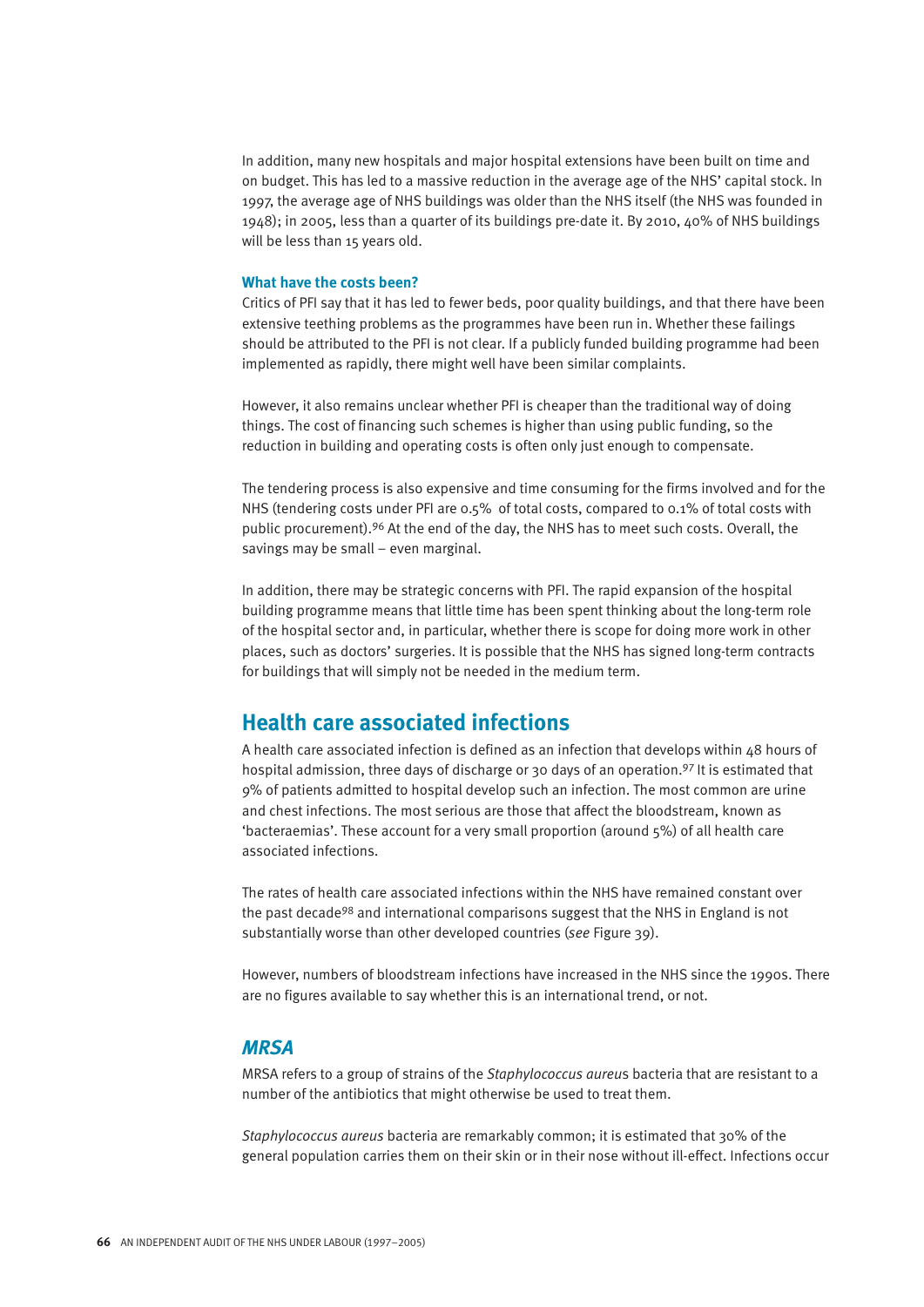In addition, many new hospitals and major hospital extensions have been built on time and on budget. This has led to a massive reduction in the average age of the NHS' capital stock. In 1997, the average age of NHS buildings was older than the NHS itself (the NHS was founded in 1948); in 2005, less than a quarter of its buildings pre-date it. By 2010, 40% of NHS buildings will be less than 15 years old.

### What have the costs been?

Critics of PFI say that it has led to fewer beds, poor quality buildings, and that there have been extensive teething problems as the programmes have been run in. Whether these failings should be attributed to the PFI is not clear. If a publicly funded building programme had been implemented as rapidly, there might well have been similar complaints.

However, it also remains unclear whether PFI is cheaper than the traditional way of doing things. The cost of financing such schemes is higher than using public funding, so the reduction in building and operating costs is often only just enough to compensate.

The tendering process is also expensive and time consuming for the firms involved and for the NHS (tendering costs under PFI are 0.5% of total costs, compared to 0.1% of total costs with public procurement).[96] At the end of the day, the NHS has to meet such costs. Overall, the savings may be small – even marginal.

In addition, there may be strategic concerns with PFI. The rapid expansion of the hospital building programme means that little time has been spent thinking about the long-term role of the hospital sector and, in particular, whether there is scope for doing more work in other places, such as doctors' surgeries. It is possible that the NHS has signed long-term contracts for buildings that will simply not be needed in the medium term.

## Health care associated infections

A health care associated infection is defined as an infection that develops within 48 hours of hospital admission, three days of discharge or 30 days of an operation.[97] It is estimated that 9% of patients admitted to hospital develop such an infection. The most common are urine and chest infections. The most serious are those that affect the bloodstream, known as 'bacteraemias'. These account for a very small proportion (around 5%) of all health care associated infections.

The rates of health care associated infections within the NHS have remained constant over the past decade[98] and international comparisons suggest that the NHS in England is not substantially worse than other developed countries (*see* Figure 39).

However, numbers of bloodstream infections have increased in the NHS since the 1990s. There are no figures available to say whether this is an international trend, or not.

### *MRSA*

MRSA refers to a group of strains of the *Staphylococcus aureus* bacteria that are resistant to a number of the antibiotics that might otherwise be used to treat them.

*Staphylococcus aureus* bacteria are remarkably common; it is estimated that 30% of the general population carries them on their skin or in their nose without ill-effect. Infections occur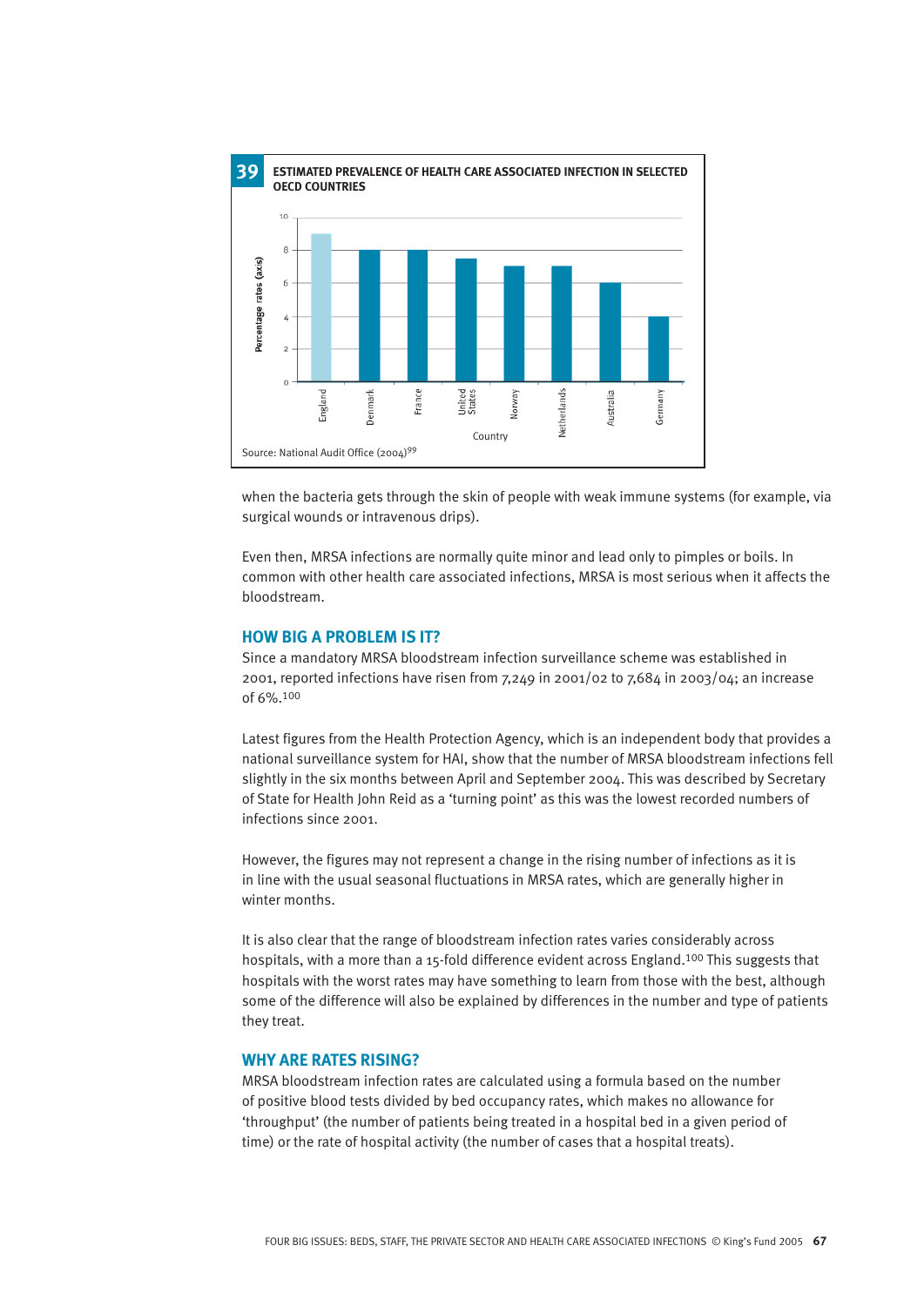**39 ESTIMATED PREVALENCE OF HEALTH CARE ASSOCIATED INFECTION IN SELECTED OECD COUNTRIES**

| Country | Percentage rates (axis) |
| --- | --- |
| England | 9 |
| Denmark | 8 |
| France | 8 |
| United States | 7.5 |
| Norway | 7 |
| Netherlands | 7 |
| Australia | 6 |
| Germany | 4 |

Source: National Audit Office (2004)[99]

when the bacteria gets through the skin of people with weak immune systems (for example, via surgical wounds or intravenous drips).

Even then, MRSA infections are normally quite minor and lead only to pimples or boils. In common with other health care associated infections, MRSA is most serious when it affects the bloodstream.

## HOW BIG A PROBLEM IS IT?

Since a mandatory MRSA bloodstream infection surveillance scheme was established in 2001, reported infections have risen from 7,249 in 2001/02 to 7,684 in 2003/04; an increase of 6%.[100]

Latest figures from the Health Protection Agency, which is an independent body that provides a national surveillance system for HAI, show that the number of MRSA bloodstream infections fell slightly in the six months between April and September 2004. This was described by Secretary of State for Health John Reid as a 'turning point' as this was the lowest recorded numbers of infections since 2001.

However, the figures may not represent a change in the rising number of infections as it is in line with the usual seasonal fluctuations in MRSA rates, which are generally higher in winter months.

It is also clear that the range of bloodstream infection rates varies considerably across hospitals, with a more than a 15-fold difference evident across England.[100] This suggests that hospitals with the worst rates may have something to learn from those with the best, although some of the difference will also be explained by differences in the number and type of patients they treat.

## WHY ARE RATES RISING?

MRSA bloodstream infection rates are calculated using a formula based on the number of positive blood tests divided by bed occupancy rates, which makes no allowance for 'throughput' (the number of patients being treated in a hospital bed in a given period of time) or the rate of hospital activity (the number of cases that a hospital treats).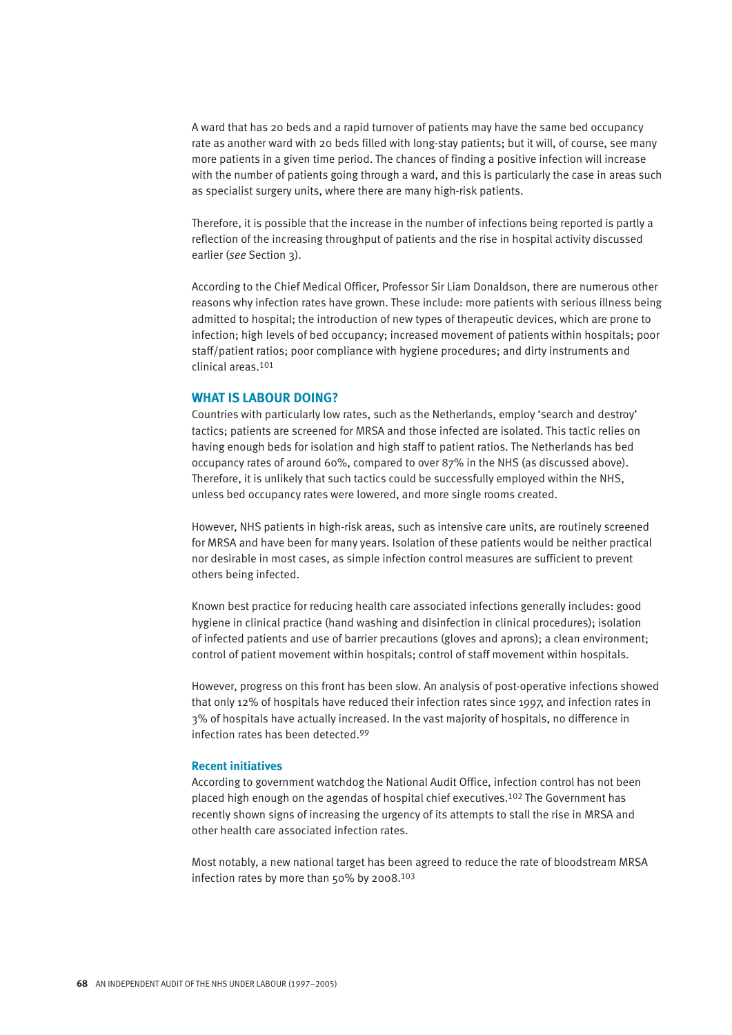A ward that has 20 beds and a rapid turnover of patients may have the same bed occupancy rate as another ward with 20 beds filled with long-stay patients; but it will, of course, see many more patients in a given time period. The chances of finding a positive infection will increase with the number of patients going through a ward, and this is particularly the case in areas such as specialist surgery units, where there are many high-risk patients.

Therefore, it is possible that the increase in the number of infections being reported is partly a reflection of the increasing throughput of patients and the rise in hospital activity discussed earlier (*see* Section 3).

According to the Chief Medical Officer, Professor Sir Liam Donaldson, there are numerous other reasons why infection rates have grown. These include: more patients with serious illness being admitted to hospital; the introduction of new types of therapeutic devices, which are prone to infection; high levels of bed occupancy; increased movement of patients within hospitals; poor staff/patient ratios; poor compliance with hygiene procedures; and dirty instruments and clinical areas.[101]

## WHAT IS LABOUR DOING?

Countries with particularly low rates, such as the Netherlands, employ 'search and destroy' tactics; patients are screened for MRSA and those infected are isolated. This tactic relies on having enough beds for isolation and high staff to patient ratios. The Netherlands has bed occupancy rates of around 60%, compared to over 87% in the NHS (as discussed above). Therefore, it is unlikely that such tactics could be successfully employed within the NHS, unless bed occupancy rates were lowered, and more single rooms created.

However, NHS patients in high-risk areas, such as intensive care units, are routinely screened for MRSA and have been for many years. Isolation of these patients would be neither practical nor desirable in most cases, as simple infection control measures are sufficient to prevent others being infected.

Known best practice for reducing health care associated infections generally includes: good hygiene in clinical practice (hand washing and disinfection in clinical procedures); isolation of infected patients and use of barrier precautions (gloves and aprons); a clean environment; control of patient movement within hospitals; control of staff movement within hospitals.

However, progress on this front has been slow. An analysis of post-operative infections showed that only 12% of hospitals have reduced their infection rates since 1997, and infection rates in 3% of hospitals have actually increased. In the vast majority of hospitals, no difference in infection rates has been detected.[99]

### Recent initiatives

According to government watchdog the National Audit Office, infection control has not been placed high enough on the agendas of hospital chief executives.[102] The Government has recently shown signs of increasing the urgency of its attempts to stall the rise in MRSA and other health care associated infection rates.

Most notably, a new national target has been agreed to reduce the rate of bloodstream MRSA infection rates by more than 50% by 2008.[103]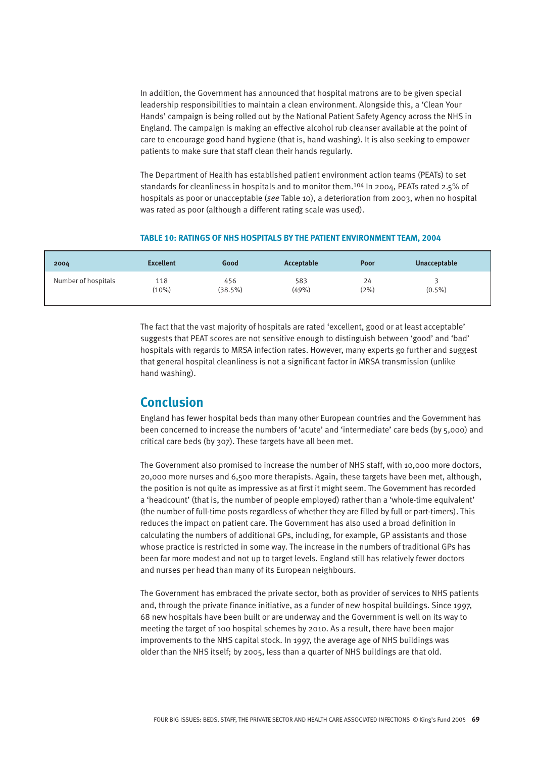In addition, the Government has announced that hospital matrons are to be given special leadership responsibilities to maintain a clean environment. Alongside this, a 'Clean Your Hands' campaign is being rolled out by the National Patient Safety Agency across the NHS in England. The campaign is making an effective alcohol rub cleanser available at the point of care to encourage good hand hygiene (that is, hand washing). It is also seeking to empower patients to make sure that staff clean their hands regularly.

The Department of Health has established patient environment action teams (PEATs) to set standards for cleanliness in hospitals and to monitor them.[104] In 2004, PEATs rated 2.5% of hospitals as poor or unacceptable (*see* Table 10), a deterioration from 2003, when no hospital was rated as poor (although a different rating scale was used).

**TABLE 10: RATINGS OF NHS HOSPITALS BY THE PATIENT ENVIRONMENT TEAM, 2004**

| 2004 | Excellent | Good | Acceptable | Poor | Unacceptable |
|---|---|---|---|---|---|
| Number of hospitals | 118 (10%) | 456 (38.5%) | 583 (49%) | 24 (2%) | 3 (0.5%) |

The fact that the vast majority of hospitals are rated 'excellent, good or at least acceptable' suggests that PEAT scores are not sensitive enough to distinguish between 'good' and 'bad' hospitals with regards to MRSA infection rates. However, many experts go further and suggest that general hospital cleanliness is not a significant factor in MRSA transmission (unlike hand washing).

## Conclusion

England has fewer hospital beds than many other European countries and the Government has been concerned to increase the numbers of 'acute' and 'intermediate' care beds (by 5,000) and critical care beds (by 307). These targets have all been met.

The Government also promised to increase the number of NHS staff, with 10,000 more doctors, 20,000 more nurses and 6,500 more therapists. Again, these targets have been met, although, the position is not quite as impressive as at first it might seem. The Government has recorded a 'headcount' (that is, the number of people employed) rather than a 'whole-time equivalent' (the number of full-time posts regardless of whether they are filled by full or part-timers). This reduces the impact on patient care. The Government has also used a broad definition in calculating the numbers of additional GPs, including, for example, GP assistants and those whose practice is restricted in some way. The increase in the numbers of traditional GPs has been far more modest and not up to target levels. England still has relatively fewer doctors and nurses per head than many of its European neighbours.

The Government has embraced the private sector, both as provider of services to NHS patients and, through the private finance initiative, as a funder of new hospital buildings. Since 1997, 68 new hospitals have been built or are underway and the Government is well on its way to meeting the target of 100 hospital schemes by 2010. As a result, there have been major improvements to the NHS capital stock. In 1997, the average age of NHS buildings was older than the NHS itself; by 2005, less than a quarter of NHS buildings are that old.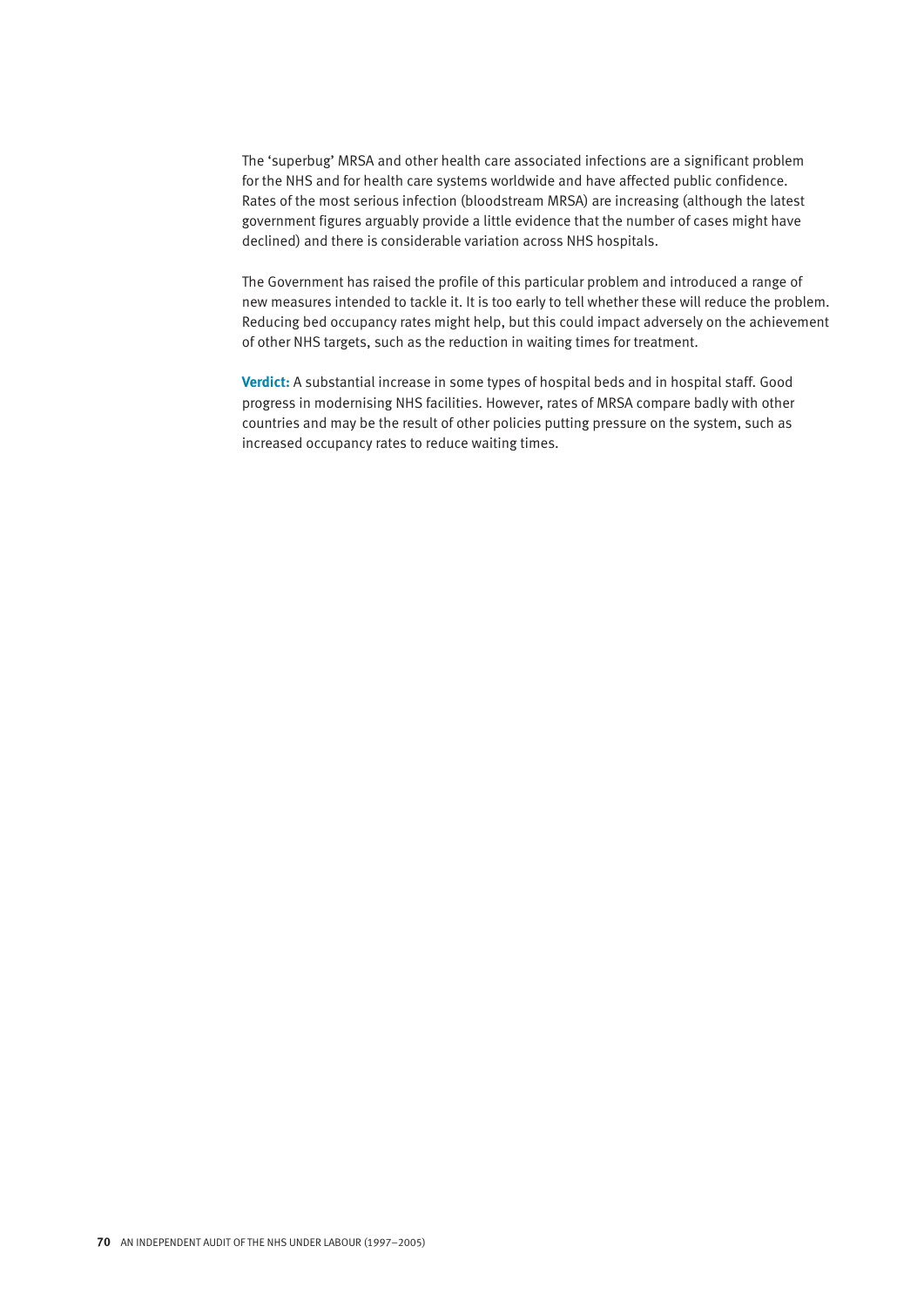The 'superbug' MRSA and other health care associated infections are a significant problem for the NHS and for health care systems worldwide and have affected public confidence. Rates of the most serious infection (bloodstream MRSA) are increasing (although the latest government figures arguably provide a little evidence that the number of cases might have declined) and there is considerable variation across NHS hospitals.

The Government has raised the profile of this particular problem and introduced a range of new measures intended to tackle it. It is too early to tell whether these will reduce the problem. Reducing bed occupancy rates might help, but this could impact adversely on the achievement of other NHS targets, such as the reduction in waiting times for treatment.

**Verdict:** A substantial increase in some types of hospital beds and in hospital staff. Good progress in modernising NHS facilities. However, rates of MRSA compare badly with other countries and may be the result of other policies putting pressure on the system, such as increased occupancy rates to reduce waiting times.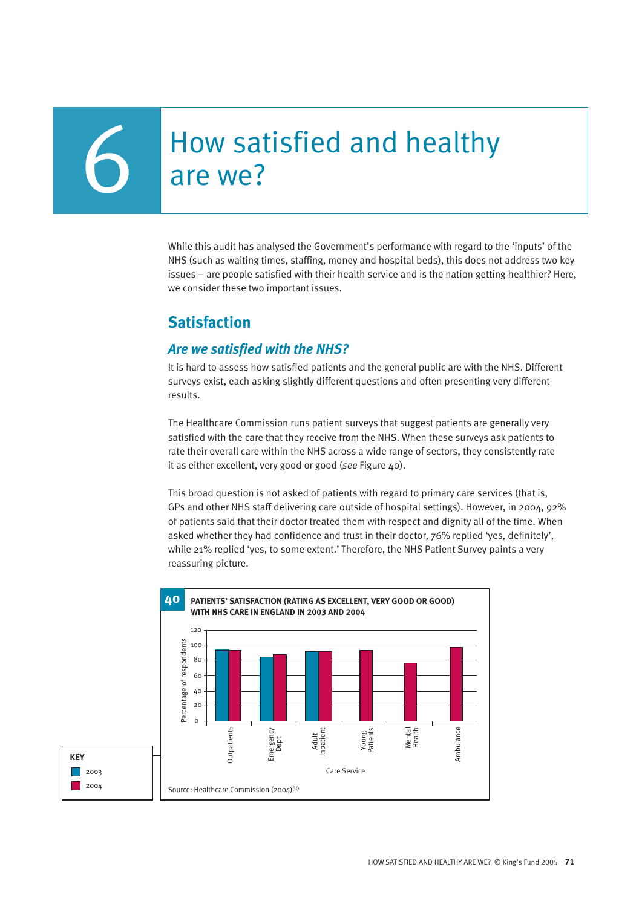# 6 How satisfied and healthy are we?

While this audit has analysed the Government's performance with regard to the 'inputs' of the NHS (such as waiting times, staffing, money and hospital beds), this does not address two key issues – are people satisfied with their health service and is the nation getting healthier? Here, we consider these two important issues.

## Satisfaction

### *Are we satisfied with the NHS?*

It is hard to assess how satisfied patients and the general public are with the NHS. Different surveys exist, each asking slightly different questions and often presenting very different results.

The Healthcare Commission runs patient surveys that suggest patients are generally very satisfied with the care that they receive from the NHS. When these surveys ask patients to rate their overall care within the NHS across a wide range of sectors, they consistently rate it as either excellent, very good or good (*see* Figure 40).

This broad question is not asked of patients with regard to primary care services (that is, GPs and other NHS staff delivering care outside of hospital settings). However, in 2004, 92% of patients said that their doctor treated them with respect and dignity all of the time. When asked whether they had confidence and trust in their doctor, 76% replied 'yes, definitely', while 21% replied 'yes, to some extent.' Therefore, the NHS Patient Survey paints a very reassuring picture.

**40 PATIENTS' SATISFACTION (RATING AS EXCELLENT, VERY GOOD OR GOOD) WITH NHS CARE IN ENGLAND IN 2003 AND 2004**

Source: Healthcare Commission (2004)[80]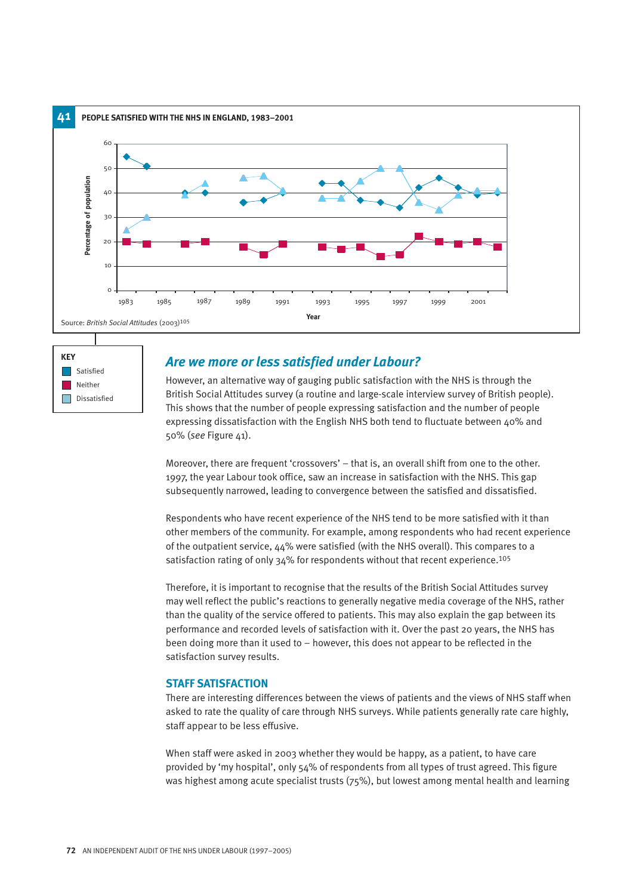**41 PEOPLE SATISFIED WITH THE NHS IN ENGLAND, 1983–2001**

Source: *British Social Attitudes* (2003)[105]

**KEY**
- Satisfied
- Neither
- Dissatisfied

## *Are we more or less satisfied under Labour?*

However, an alternative way of gauging public satisfaction with the NHS is through the British Social Attitudes survey (a routine and large-scale interview survey of British people). This shows that the number of people expressing satisfaction and the number of people expressing dissatisfaction with the English NHS both tend to fluctuate between 40% and 50% (*see* Figure 41).

Moreover, there are frequent 'crossovers' – that is, an overall shift from one to the other. 1997, the year Labour took office, saw an increase in satisfaction with the NHS. This gap subsequently narrowed, leading to convergence between the satisfied and dissatisfied.

Respondents who have recent experience of the NHS tend to be more satisfied with it than other members of the community. For example, among respondents who had recent experience of the outpatient service, 44% were satisfied (with the NHS overall). This compares to a satisfaction rating of only 34% for respondents without that recent experience.[105]

Therefore, it is important to recognise that the results of the British Social Attitudes survey may well reflect the public's reactions to generally negative media coverage of the NHS, rather than the quality of the service offered to patients. This may also explain the gap between its performance and recorded levels of satisfaction with it. Over the past 20 years, the NHS has been doing more than it used to – however, this does not appear to be reflected in the satisfaction survey results.

### STAFF SATISFACTION

There are interesting differences between the views of patients and the views of NHS staff when asked to rate the quality of care through NHS surveys. While patients generally rate care highly, staff appear to be less effusive.

When staff were asked in 2003 whether they would be happy, as a patient, to have care provided by 'my hospital', only 54% of respondents from all types of trust agreed. This figure was highest among acute specialist trusts (75%), but lowest among mental health and learning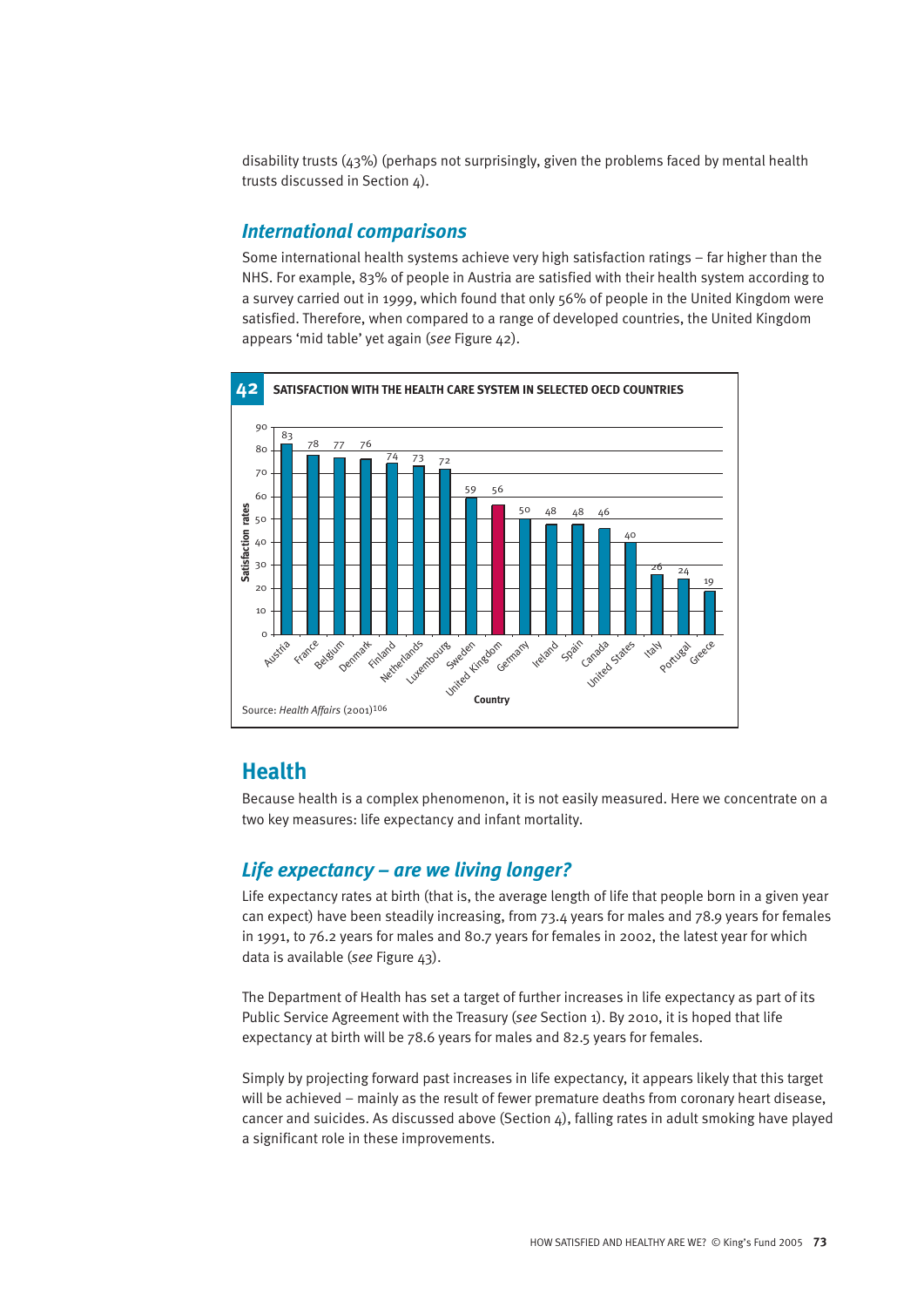disability trusts (43%) (perhaps not surprisingly, given the problems faced by mental health trusts discussed in Section 4).

## *International comparisons*

Some international health systems achieve very high satisfaction ratings – far higher than the NHS. For example, 83% of people in Austria are satisfied with their health system according to a survey carried out in 1999, which found that only 56% of people in the United Kingdom were satisfied. Therefore, when compared to a range of developed countries, the United Kingdom appears 'mid table' yet again (*see* Figure 42).

**42 SATISFACTION WITH THE HEALTH CARE SYSTEM IN SELECTED OECD COUNTRIES**

| Country | Satisfaction rates |
| --- | --- |
| Austria | 83 |
| France | 78 |
| Belgium | 77 |
| Denmark | 76 |
| Finland | 74 |
| Netherlands | 73 |
| Luxembourg | 72 |
| Sweden | 59 |
| United Kingdom | 56 |
| Germany | 50 |
| Ireland | 48 |
| Spain | 48 |
| Canada | 46 |
| United States | 40 |
| Italy | 26 |
| Portugal | 24 |
| Greece | 19 |

Source: *Health Affairs* (2001)[106]

# Health

Because health is a complex phenomenon, it is not easily measured. Here we concentrate on a two key measures: life expectancy and infant mortality.

## *Life expectancy – are we living longer?*

Life expectancy rates at birth (that is, the average length of life that people born in a given year can expect) have been steadily increasing, from 73.4 years for males and 78.9 years for females in 1991, to 76.2 years for males and 80.7 years for females in 2002, the latest year for which data is available (*see* Figure 43).

The Department of Health has set a target of further increases in life expectancy as part of its Public Service Agreement with the Treasury (*see* Section 1). By 2010, it is hoped that life expectancy at birth will be 78.6 years for males and 82.5 years for females.

Simply by projecting forward past increases in life expectancy, it appears likely that this target will be achieved – mainly as the result of fewer premature deaths from coronary heart disease, cancer and suicides. As discussed above (Section 4), falling rates in adult smoking have played a significant role in these improvements.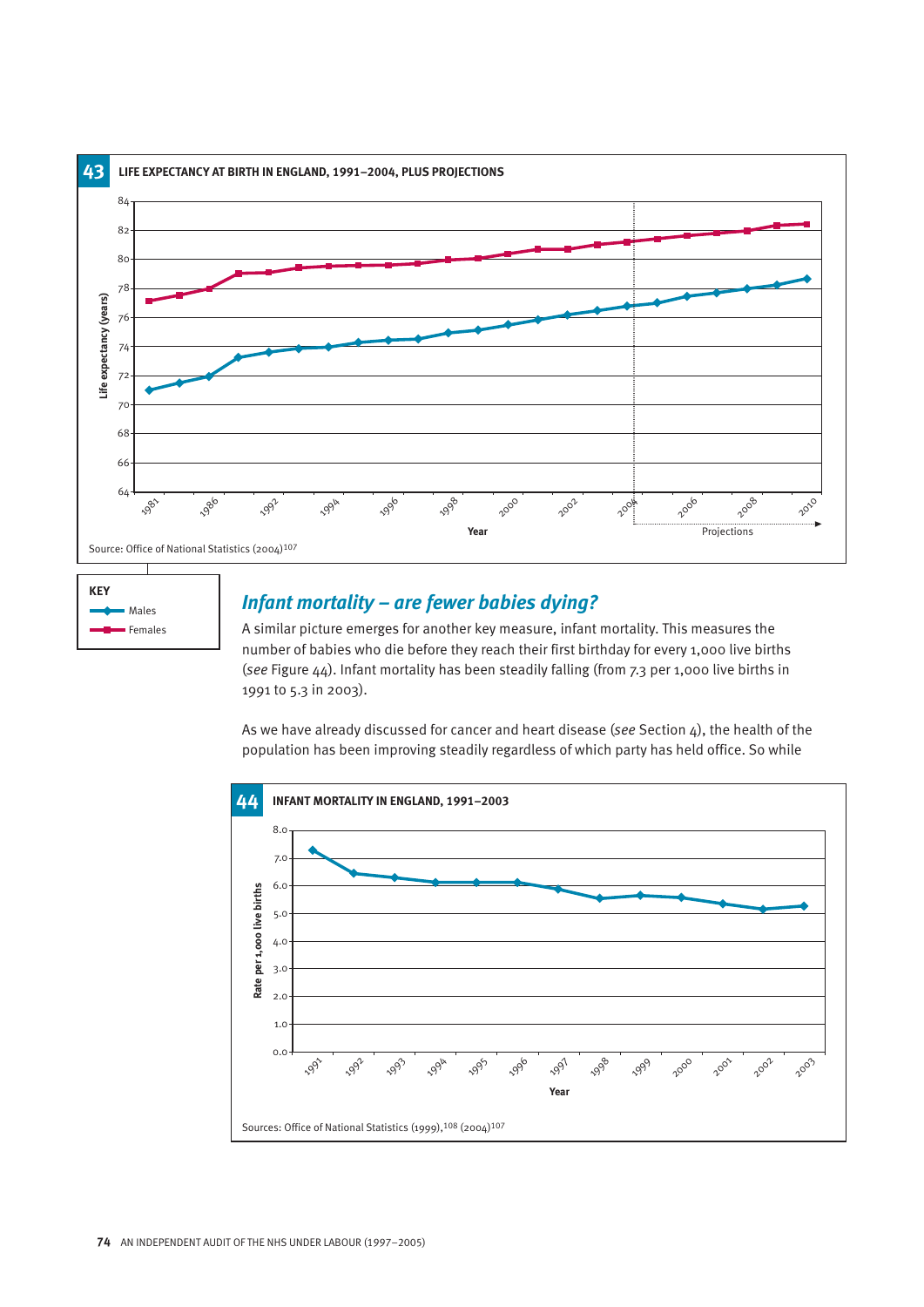**43 LIFE EXPECTANCY AT BIRTH IN ENGLAND, 1991–2004, PLUS PROJECTIONS**

Source: Office of National Statistics (2004)[107]

**KEY**
- Males
- Females

## *Infant mortality – are fewer babies dying?*

A similar picture emerges for another key measure, infant mortality. This measures the number of babies who die before they reach their first birthday for every 1,000 live births (*see* Figure 44). Infant mortality has been steadily falling (from 7.3 per 1,000 live births in 1991 to 5.3 in 2003).

As we have already discussed for cancer and heart disease (*see* Section 4), the health of the population has been improving steadily regardless of which party has held office. So while

**44 INFANT MORTALITY IN ENGLAND, 1991–2003**

Sources: Office of National Statistics (1999),[108] (2004)[107]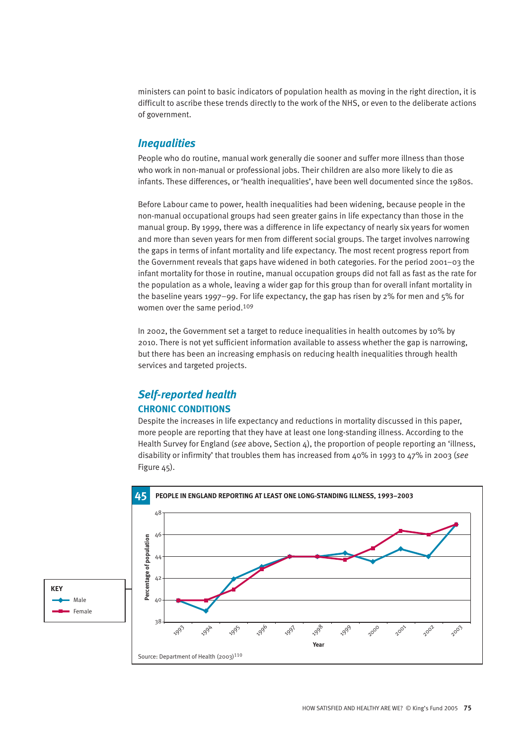ministers can point to basic indicators of population health as moving in the right direction, it is difficult to ascribe these trends directly to the work of the NHS, or even to the deliberate actions of government.

## *Inequalities*

People who do routine, manual work generally die sooner and suffer more illness than those who work in non-manual or professional jobs. Their children are also more likely to die as infants. These differences, or 'health inequalities', have been well documented since the 1980s.

Before Labour came to power, health inequalities had been widening, because people in the non-manual occupational groups had seen greater gains in life expectancy than those in the manual group. By 1999, there was a difference in life expectancy of nearly six years for women and more than seven years for men from different social groups. The target involves narrowing the gaps in terms of infant mortality and life expectancy. The most recent progress report from the Government reveals that gaps have widened in both categories. For the period 2001–03 the infant mortality for those in routine, manual occupation groups did not fall as fast as the rate for the population as a whole, leaving a wider gap for this group than for overall infant mortality in the baseline years 1997–99. For life expectancy, the gap has risen by 2% for men and 5% for women over the same period.[109]

In 2002, the Government set a target to reduce inequalities in health outcomes by 10% by 2010. There is not yet sufficient information available to assess whether the gap is narrowing, but there has been an increasing emphasis on reducing health inequalities through health services and targeted projects.

## *Self-reported health*

### CHRONIC CONDITIONS

Despite the increases in life expectancy and reductions in mortality discussed in this paper, more people are reporting that they have at least one long-standing illness. According to the Health Survey for England (*see* above, Section 4), the proportion of people reporting an 'illness, disability or infirmity' that troubles them has increased from 40% in 1993 to 47% in 2003 (*see* Figure 45).

**45 PEOPLE IN ENGLAND REPORTING AT LEAST ONE LONG-STANDING ILLNESS, 1993–2003**

Source: Department of Health (2003)[110]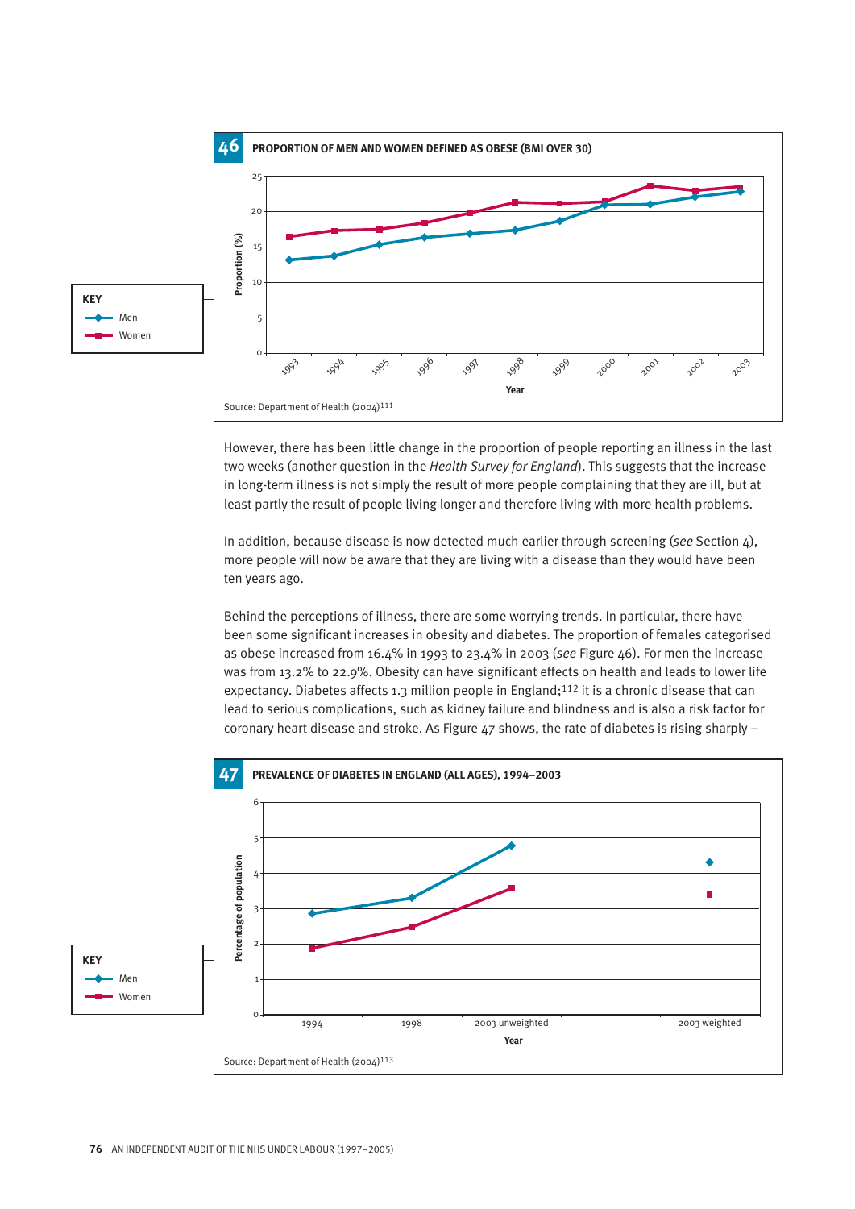**46** PROPORTION OF MEN AND WOMEN DEFINED AS OBESE (BMI OVER 30)

KEY
- Men
- Women

Proportion (%)

Year: 1993, 1994, 1995, 1996, 1997, 1998, 1999, 2000, 2001, 2002, 2003

Source: Department of Health (2004)[111]

However, there has been little change in the proportion of people reporting an illness in the last two weeks (another question in the *Health Survey for England*). This suggests that the increase in long-term illness is not simply the result of more people complaining that they are ill, but at least partly the result of people living longer and therefore living with more health problems.

In addition, because disease is now detected much earlier through screening (*see* Section 4), more people will now be aware that they are living with a disease than they would have been ten years ago.

Behind the perceptions of illness, there are some worrying trends. In particular, there have been some significant increases in obesity and diabetes. The proportion of females categorised as obese increased from 16.4% in 1993 to 23.4% in 2003 (*see* Figure 46). For men the increase was from 13.2% to 22.9%. Obesity can have significant effects on health and leads to lower life expectancy. Diabetes affects 1.3 million people in England;[112] it is a chronic disease that can lead to serious complications, such as kidney failure and blindness and is also a risk factor for coronary heart disease and stroke. As Figure 47 shows, the rate of diabetes is rising sharply –

**47** PREVALENCE OF DIABETES IN ENGLAND (ALL AGES), 1994–2003

KEY
- Men
- Women

Percentage of population

Year: 1994, 1998, 2003 unweighted, 2003 weighted

Source: Department of Health (2004)[113]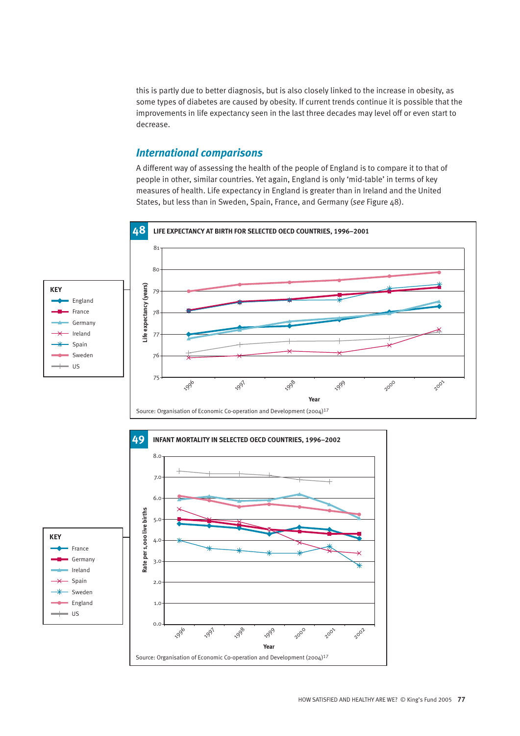this is partly due to better diagnosis, but is also closely linked to the increase in obesity, as some types of diabetes are caused by obesity. If current trends continue it is possible that the improvements in life expectancy seen in the last three decades may level off or even start to decrease.

## *International comparisons*

A different way of assessing the health of the people of England is to compare it to that of people in other, similar countries. Yet again, England is only 'mid-table' in terms of key measures of health. Life expectancy in England is greater than in Ireland and the United States, but less than in Sweden, Spain, France, and Germany (*see* Figure 48).

**48 LIFE EXPECTANCY AT BIRTH FOR SELECTED OECD COUNTRIES, 1996–2001**

KEY: England, France, Germany, Ireland, Spain, Sweden, US

Life expectancy (years); Year: 1996, 1997, 1998, 1999, 2000, 2001

Source: Organisation of Economic Co-operation and Development (2004)[17]

**49 INFANT MORTALITY IN SELECTED OECD COUNTRIES, 1996–2002**

KEY: France, Germany, Ireland, Spain, Sweden, England, US

Rate per 1,000 live births; Year: 1996, 1997, 1998, 1999, 2000, 2001, 2002

Source: Organisation of Economic Co-operation and Development (2004)[17]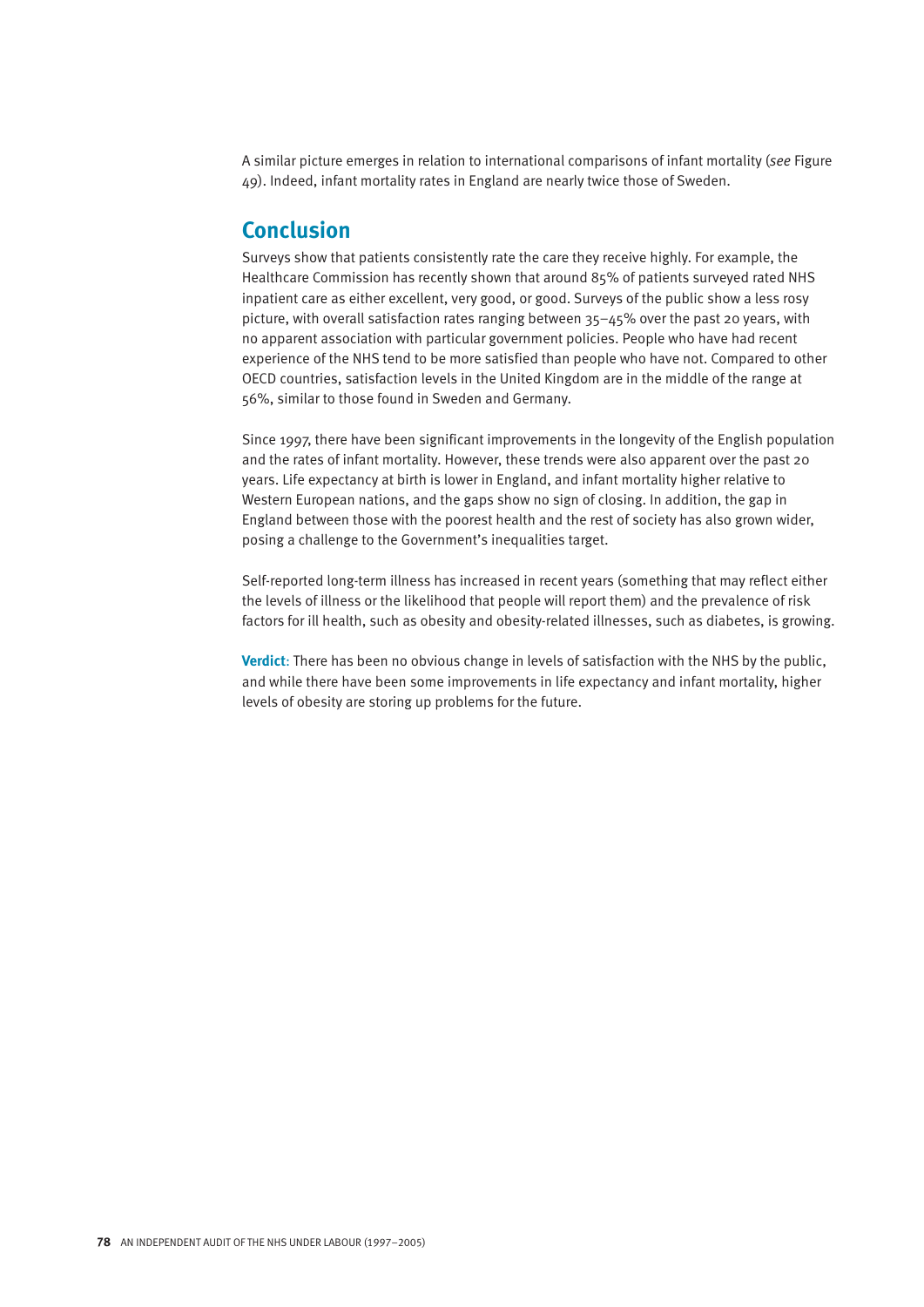A similar picture emerges in relation to international comparisons of infant mortality (*see* Figure 49). Indeed, infant mortality rates in England are nearly twice those of Sweden.

## Conclusion

Surveys show that patients consistently rate the care they receive highly. For example, the Healthcare Commission has recently shown that around 85% of patients surveyed rated NHS inpatient care as either excellent, very good, or good. Surveys of the public show a less rosy picture, with overall satisfaction rates ranging between 35–45% over the past 20 years, with no apparent association with particular government policies. People who have had recent experience of the NHS tend to be more satisfied than people who have not. Compared to other OECD countries, satisfaction levels in the United Kingdom are in the middle of the range at 56%, similar to those found in Sweden and Germany.

Since 1997, there have been significant improvements in the longevity of the English population and the rates of infant mortality. However, these trends were also apparent over the past 20 years. Life expectancy at birth is lower in England, and infant mortality higher relative to Western European nations, and the gaps show no sign of closing. In addition, the gap in England between those with the poorest health and the rest of society has also grown wider, posing a challenge to the Government's inequalities target.

Self-reported long-term illness has increased in recent years (something that may reflect either the levels of illness or the likelihood that people will report them) and the prevalence of risk factors for ill health, such as obesity and obesity-related illnesses, such as diabetes, is growing.

**Verdict:** There has been no obvious change in levels of satisfaction with the NHS by the public, and while there have been some improvements in life expectancy and infant mortality, higher levels of obesity are storing up problems for the future.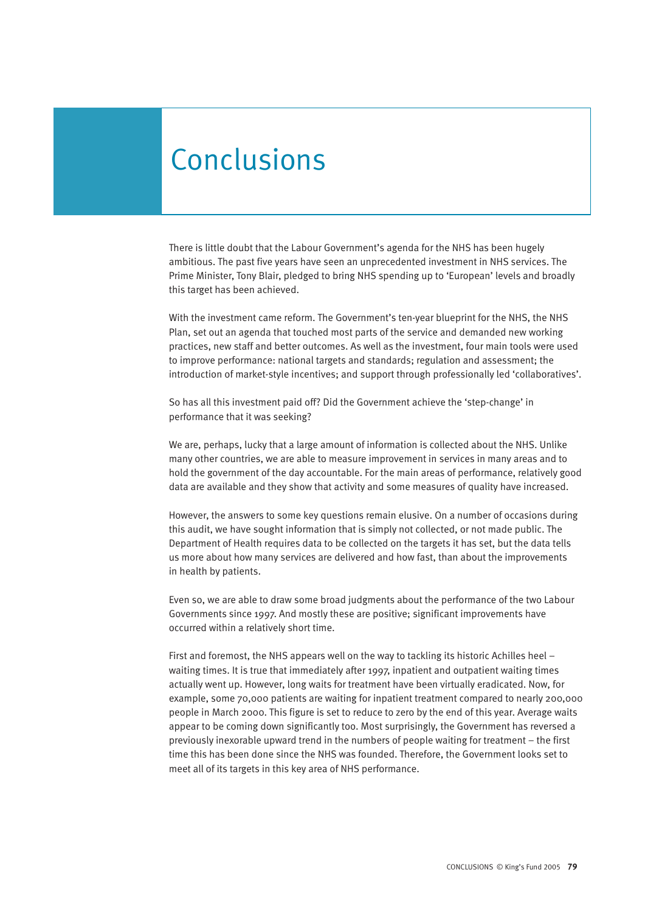# Conclusions

There is little doubt that the Labour Government's agenda for the NHS has been hugely ambitious. The past five years have seen an unprecedented investment in NHS services. The Prime Minister, Tony Blair, pledged to bring NHS spending up to 'European' levels and broadly this target has been achieved.

With the investment came reform. The Government's ten-year blueprint for the NHS, the NHS Plan, set out an agenda that touched most parts of the service and demanded new working practices, new staff and better outcomes. As well as the investment, four main tools were used to improve performance: national targets and standards; regulation and assessment; the introduction of market-style incentives; and support through professionally led 'collaboratives'.

So has all this investment paid off? Did the Government achieve the 'step-change' in performance that it was seeking?

We are, perhaps, lucky that a large amount of information is collected about the NHS. Unlike many other countries, we are able to measure improvement in services in many areas and to hold the government of the day accountable. For the main areas of performance, relatively good data are available and they show that activity and some measures of quality have increased.

However, the answers to some key questions remain elusive. On a number of occasions during this audit, we have sought information that is simply not collected, or not made public. The Department of Health requires data to be collected on the targets it has set, but the data tells us more about how many services are delivered and how fast, than about the improvements in health by patients.

Even so, we are able to draw some broad judgments about the performance of the two Labour Governments since 1997. And mostly these are positive; significant improvements have occurred within a relatively short time.

First and foremost, the NHS appears well on the way to tackling its historic Achilles heel – waiting times. It is true that immediately after 1997, inpatient and outpatient waiting times actually went up. However, long waits for treatment have been virtually eradicated. Now, for example, some 70,000 patients are waiting for inpatient treatment compared to nearly 200,000 people in March 2000. This figure is set to reduce to zero by the end of this year. Average waits appear to be coming down significantly too. Most surprisingly, the Government has reversed a previously inexorable upward trend in the numbers of people waiting for treatment – the first time this has been done since the NHS was founded. Therefore, the Government looks set to meet all of its targets in this key area of NHS performance.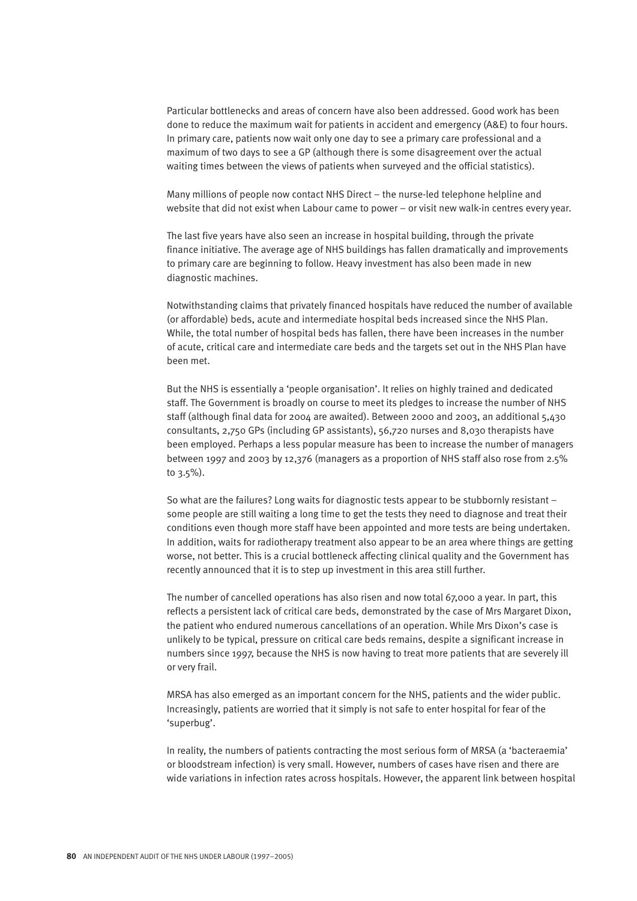Particular bottlenecks and areas of concern have also been addressed. Good work has been done to reduce the maximum wait for patients in accident and emergency (A&E) to four hours. In primary care, patients now wait only one day to see a primary care professional and a maximum of two days to see a GP (although there is some disagreement over the actual waiting times between the views of patients when surveyed and the official statistics).

Many millions of people now contact NHS Direct – the nurse-led telephone helpline and website that did not exist when Labour came to power – or visit new walk-in centres every year.

The last five years have also seen an increase in hospital building, through the private finance initiative. The average age of NHS buildings has fallen dramatically and improvements to primary care are beginning to follow. Heavy investment has also been made in new diagnostic machines.

Notwithstanding claims that privately financed hospitals have reduced the number of available (or affordable) beds, acute and intermediate hospital beds increased since the NHS Plan. While, the total number of hospital beds has fallen, there have been increases in the number of acute, critical care and intermediate care beds and the targets set out in the NHS Plan have been met.

But the NHS is essentially a 'people organisation'. It relies on highly trained and dedicated staff. The Government is broadly on course to meet its pledges to increase the number of NHS staff (although final data for 2004 are awaited). Between 2000 and 2003, an additional 5,430 consultants, 2,750 GPs (including GP assistants), 56,720 nurses and 8,030 therapists have been employed. Perhaps a less popular measure has been to increase the number of managers between 1997 and 2003 by 12,376 (managers as a proportion of NHS staff also rose from 2.5% to 3.5%).

So what are the failures? Long waits for diagnostic tests appear to be stubbornly resistant – some people are still waiting a long time to get the tests they need to diagnose and treat their conditions even though more staff have been appointed and more tests are being undertaken. In addition, waits for radiotherapy treatment also appear to be an area where things are getting worse, not better. This is a crucial bottleneck affecting clinical quality and the Government has recently announced that it is to step up investment in this area still further.

The number of cancelled operations has also risen and now total 67,000 a year. In part, this reflects a persistent lack of critical care beds, demonstrated by the case of Mrs Margaret Dixon, the patient who endured numerous cancellations of an operation. While Mrs Dixon's case is unlikely to be typical, pressure on critical care beds remains, despite a significant increase in numbers since 1997, because the NHS is now having to treat more patients that are severely ill or very frail.

MRSA has also emerged as an important concern for the NHS, patients and the wider public. Increasingly, patients are worried that it simply is not safe to enter hospital for fear of the 'superbug'.

In reality, the numbers of patients contracting the most serious form of MRSA (a 'bacteraemia' or bloodstream infection) is very small. However, numbers of cases have risen and there are wide variations in infection rates across hospitals. However, the apparent link between hospital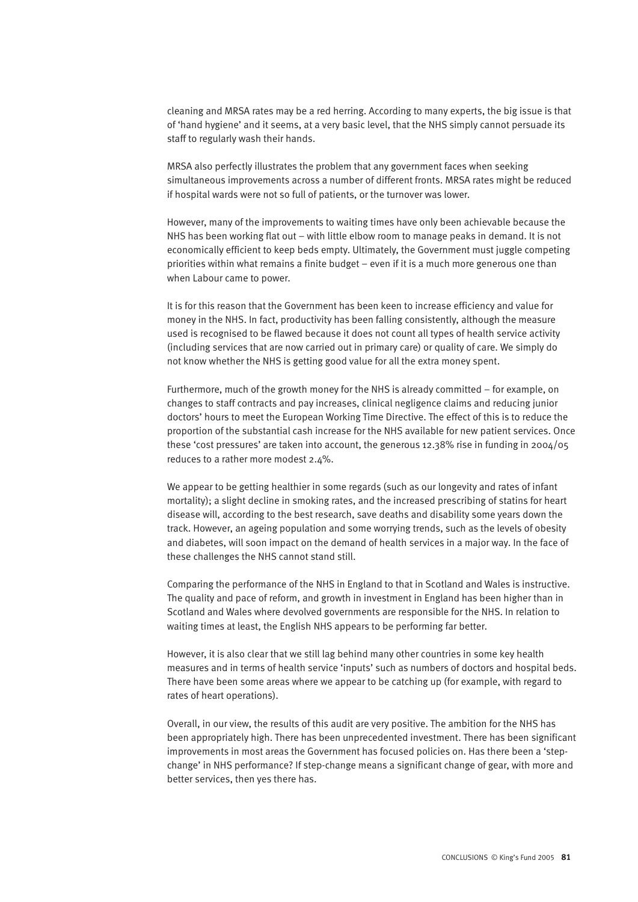cleaning and MRSA rates may be a red herring. According to many experts, the big issue is that of 'hand hygiene' and it seems, at a very basic level, that the NHS simply cannot persuade its staff to regularly wash their hands.

MRSA also perfectly illustrates the problem that any government faces when seeking simultaneous improvements across a number of different fronts. MRSA rates might be reduced if hospital wards were not so full of patients, or the turnover was lower.

However, many of the improvements to waiting times have only been achievable because the NHS has been working flat out – with little elbow room to manage peaks in demand. It is not economically efficient to keep beds empty. Ultimately, the Government must juggle competing priorities within what remains a finite budget – even if it is a much more generous one than when Labour came to power.

It is for this reason that the Government has been keen to increase efficiency and value for money in the NHS. In fact, productivity has been falling consistently, although the measure used is recognised to be flawed because it does not count all types of health service activity (including services that are now carried out in primary care) or quality of care. We simply do not know whether the NHS is getting good value for all the extra money spent.

Furthermore, much of the growth money for the NHS is already committed – for example, on changes to staff contracts and pay increases, clinical negligence claims and reducing junior doctors' hours to meet the European Working Time Directive. The effect of this is to reduce the proportion of the substantial cash increase for the NHS available for new patient services. Once these 'cost pressures' are taken into account, the generous 12.38% rise in funding in 2004/05 reduces to a rather more modest 2.4%.

We appear to be getting healthier in some regards (such as our longevity and rates of infant mortality); a slight decline in smoking rates, and the increased prescribing of statins for heart disease will, according to the best research, save deaths and disability some years down the track. However, an ageing population and some worrying trends, such as the levels of obesity and diabetes, will soon impact on the demand of health services in a major way. In the face of these challenges the NHS cannot stand still.

Comparing the performance of the NHS in England to that in Scotland and Wales is instructive. The quality and pace of reform, and growth in investment in England has been higher than in Scotland and Wales where devolved governments are responsible for the NHS. In relation to waiting times at least, the English NHS appears to be performing far better.

However, it is also clear that we still lag behind many other countries in some key health measures and in terms of health service 'inputs' such as numbers of doctors and hospital beds. There have been some areas where we appear to be catching up (for example, with regard to rates of heart operations).

Overall, in our view, the results of this audit are very positive. The ambition for the NHS has been appropriately high. There has been unprecedented investment. There has been significant improvements in most areas the Government has focused policies on. Has there been a 'step-change' in NHS performance? If step-change means a significant change of gear, with more and better services, then yes there has.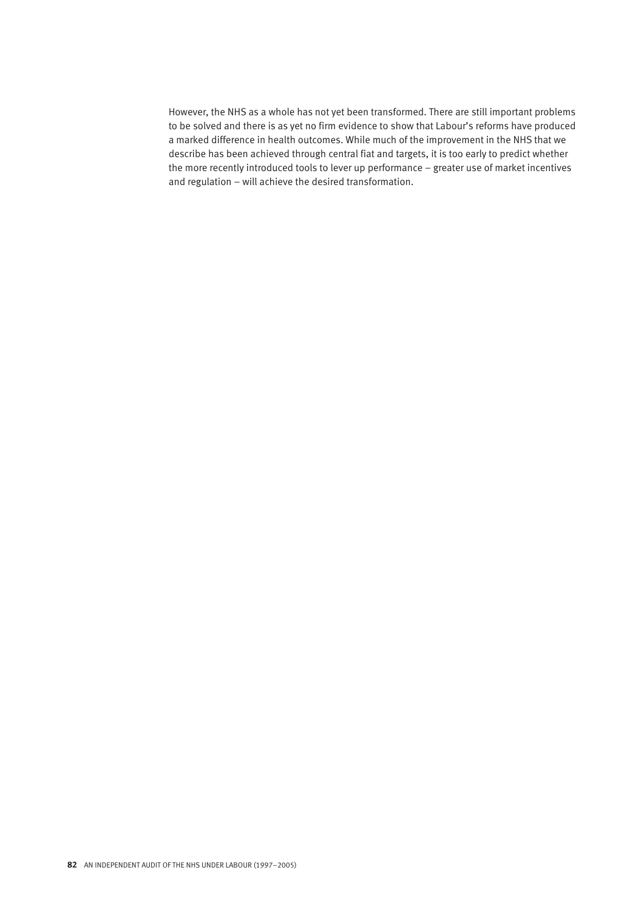However, the NHS as a whole has not yet been transformed. There are still important problems to be solved and there is as yet no firm evidence to show that Labour's reforms have produced a marked difference in health outcomes. While much of the improvement in the NHS that we describe has been achieved through central fiat and targets, it is too early to predict whether the more recently introduced tools to lever up performance – greater use of market incentives and regulation – will achieve the desired transformation.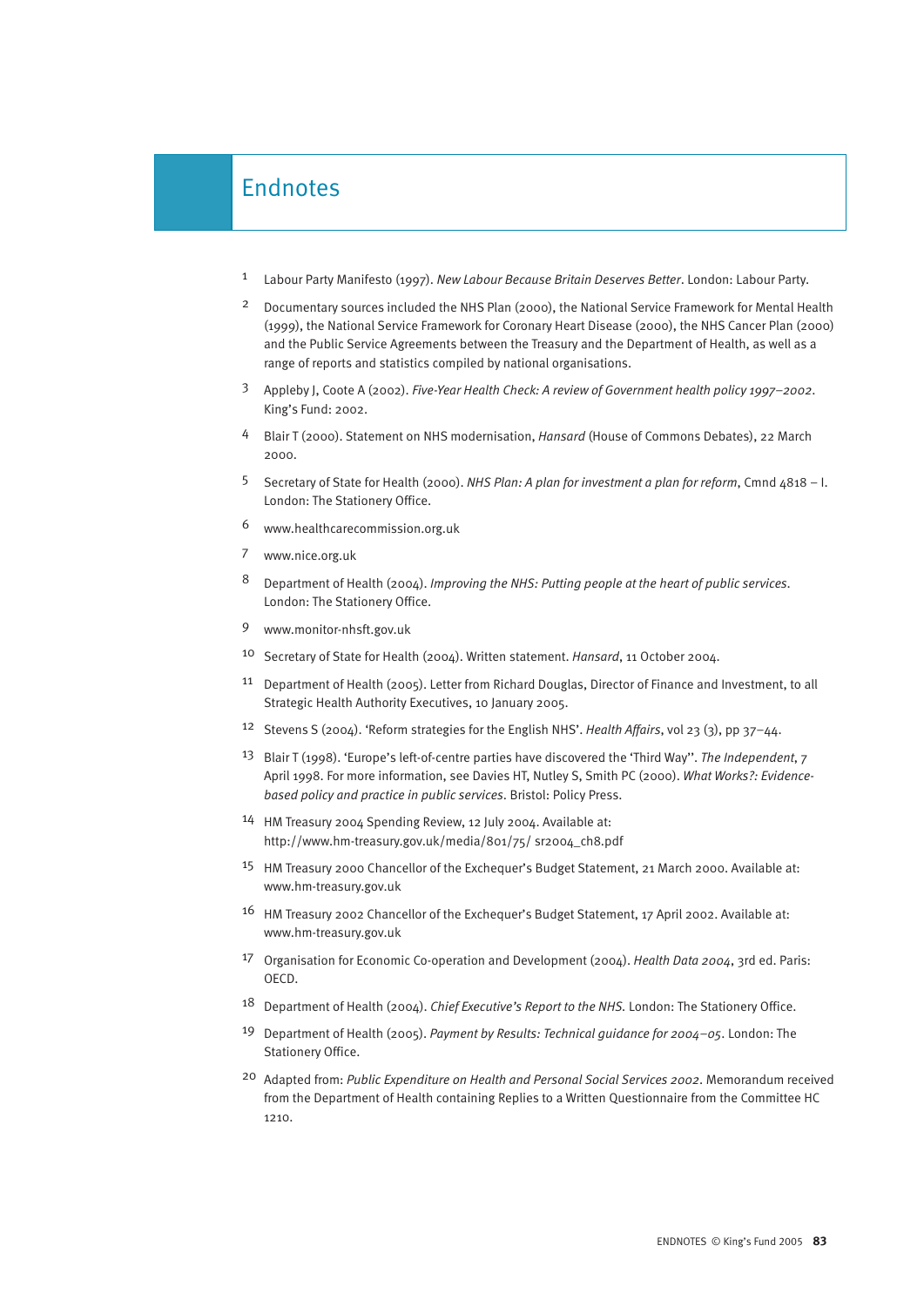# Endnotes

1. Labour Party Manifesto (1997). *New Labour Because Britain Deserves Better*. London: Labour Party.

2. Documentary sources included the NHS Plan (2000), the National Service Framework for Mental Health (1999), the National Service Framework for Coronary Heart Disease (2000), the NHS Cancer Plan (2000) and the Public Service Agreements between the Treasury and the Department of Health, as well as a range of reports and statistics compiled by national organisations.

3. Appleby J, Coote A (2002). *Five-Year Health Check: A review of Government health policy 1997–2002*. King's Fund: 2002.

4. Blair T (2000). Statement on NHS modernisation, *Hansard* (House of Commons Debates), 22 March 2000.

5. Secretary of State for Health (2000). *NHS Plan: A plan for investment a plan for reform*, Cmnd 4818 – I. London: The Stationery Office.

6. www.healthcarecommission.org.uk

7. www.nice.org.uk

8. Department of Health (2004). *Improving the NHS: Putting people at the heart of public services.* London: The Stationery Office.

9. www.monitor-nhsft.gov.uk

10. Secretary of State for Health (2004). Written statement. *Hansard*, 11 October 2004.

11. Department of Health (2005). Letter from Richard Douglas, Director of Finance and Investment, to all Strategic Health Authority Executives, 10 January 2005.

12. Stevens S (2004). 'Reform strategies for the English NHS'. *Health Affairs*, vol 23 (3), pp 37–44.

13. Blair T (1998). 'Europe's left-of-centre parties have discovered the 'Third Way''. *The Independent*, 7 April 1998. For more information, see Davies HT, Nutley S, Smith PC (2000). *What Works?: Evidence-based policy and practice in public services*. Bristol: Policy Press.

14. HM Treasury 2004 Spending Review, 12 July 2004. Available at: http://www.hm-treasury.gov.uk/media/801/75/ sr2004_ch8.pdf

15. HM Treasury 2000 Chancellor of the Exchequer's Budget Statement, 21 March 2000. Available at: www.hm-treasury.gov.uk

16. HM Treasury 2002 Chancellor of the Exchequer's Budget Statement, 17 April 2002. Available at: www.hm-treasury.gov.uk

17. Organisation for Economic Co-operation and Development (2004). *Health Data 2004*, 3rd ed. Paris: OECD.

18. Department of Health (2004). *Chief Executive's Report to the NHS.* London: The Stationery Office.

19. Department of Health (2005). *Payment by Results: Technical guidance for 2004–05*. London: The Stationery Office.

20. Adapted from: *Public Expenditure on Health and Personal Social Services 2002*. Memorandum received from the Department of Health containing Replies to a Written Questionnaire from the Committee HC 1210.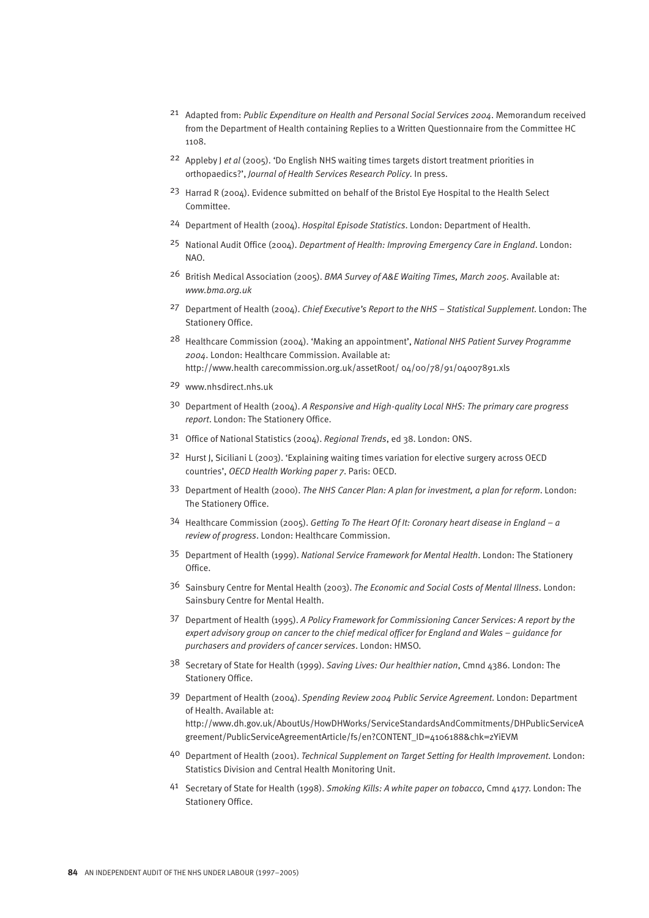21 Adapted from: *Public Expenditure on Health and Personal Social Services 2004*. Memorandum received from the Department of Health containing Replies to a Written Questionnaire from the Committee HC 1108.

22 Appleby J *et al* (2005). 'Do English NHS waiting times targets distort treatment priorities in orthopaedics?', *Journal of Health Services Research Policy*. In press.

23 Harrad R (2004). Evidence submitted on behalf of the Bristol Eye Hospital to the Health Select Committee.

24 Department of Health (2004). *Hospital Episode Statistics*. London: Department of Health.

25 National Audit Office (2004). *Department of Health: Improving Emergency Care in England*. London: NAO.

26 British Medical Association (2005). *BMA Survey of A&E Waiting Times, March 2005*. Available at: *www.bma.org.uk*

27 Department of Health (2004). *Chief Executive's Report to the NHS – Statistical Supplement*. London: The Stationery Office.

28 Healthcare Commission (2004). 'Making an appointment', *National NHS Patient Survey Programme 2004*. London: Healthcare Commission. Available at: http://www.health carecommission.org.uk/assetRoot/ 04/00/78/91/04007891.xls

29 www.nhsdirect.nhs.uk

30 Department of Health (2004). *A Responsive and High-quality Local NHS: The primary care progress report*. London: The Stationery Office.

31 Office of National Statistics (2004). *Regional Trends*, ed 38. London: ONS.

32 Hurst J, Siciliani L (2003). 'Explaining waiting times variation for elective surgery across OECD countries', *OECD Health Working paper 7*. Paris: OECD.

33 Department of Health (2000). *The NHS Cancer Plan: A plan for investment, a plan for reform*. London: The Stationery Office.

34 Healthcare Commission (2005). *Getting To The Heart Of It: Coronary heart disease in England – a review of progress*. London: Healthcare Commission.

35 Department of Health (1999). *National Service Framework for Mental Health*. London: The Stationery Office.

36 Sainsbury Centre for Mental Health (2003). *The Economic and Social Costs of Mental Illness*. London: Sainsbury Centre for Mental Health.

37 Department of Health (1995). *A Policy Framework for Commissioning Cancer Services: A report by the expert advisory group on cancer to the chief medical officer for England and Wales – guidance for purchasers and providers of cancer services*. London: HMSO.

38 Secretary of State for Health (1999). *Saving Lives: Our healthier nation*, Cmnd 4386. London: The Stationery Office.

39 Department of Health (2004). *Spending Review 2004 Public Service Agreement*. London: Department of Health. Available at: http://www.dh.gov.uk/AboutUs/HowDHWorks/ServiceStandardsAndCommitments/DHPublicServiceAgreement/PublicServiceAgreementArticle/fs/en?CONTENT_ID=4106188&chk=zYiEVM

40 Department of Health (2001). *Technical Supplement on Target Setting for Health Improvement*. London: Statistics Division and Central Health Monitoring Unit.

41 Secretary of State for Health (1998). *Smoking Kills: A white paper on tobacco*, Cmnd 4177. London: The Stationery Office.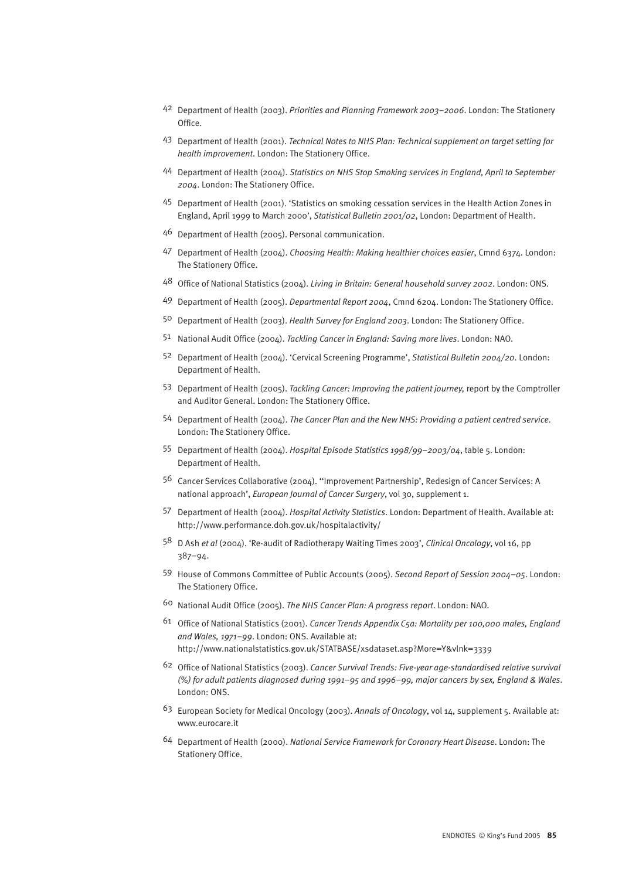42 Department of Health (2003). *Priorities and Planning Framework 2003–2006*. London: The Stationery Office.

43 Department of Health (2001). *Technical Notes to NHS Plan: Technical supplement on target setting for health improvement*. London: The Stationery Office.

44 Department of Health (2004). *Statistics on NHS Stop Smoking services in England, April to September 2004*. London: The Stationery Office.

45 Department of Health (2001). 'Statistics on smoking cessation services in the Health Action Zones in England, April 1999 to March 2000', *Statistical Bulletin 2001/02*, London: Department of Health.

46 Department of Health (2005). Personal communication.

47 Department of Health (2004). *Choosing Health: Making healthier choices easier*, Cmnd 6374. London: The Stationery Office.

48 Office of National Statistics (2004). *Living in Britain: General household survey 2002*. London: ONS.

49 Department of Health (2005). *Departmental Report 2004*, Cmnd 6204. London: The Stationery Office.

50 Department of Health (2003). *Health Survey for England 2003*. London: The Stationery Office.

51 National Audit Office (2004). *Tackling Cancer in England: Saving more lives*. London: NAO.

52 Department of Health (2004). 'Cervical Screening Programme', *Statistical Bulletin 2004/20*. London: Department of Health.

53 Department of Health (2005). *Tackling Cancer: Improving the patient journey,* report by the Comptroller and Auditor General. London: The Stationery Office.

54 Department of Health (2004). *The Cancer Plan and the New NHS: Providing a patient centred service.* London: The Stationery Office.

55 Department of Health (2004). *Hospital Episode Statistics 1998/99–2003/04*, table 5. London: Department of Health.

56 Cancer Services Collaborative (2004). ''Improvement Partnership', Redesign of Cancer Services: A national approach', *European Journal of Cancer Surgery*, vol 30, supplement 1.

57 Department of Health (2004). *Hospital Activity Statistics*. London: Department of Health. Available at: http://www.performance.doh.gov.uk/hospitalactivity/

58 D Ash *et al* (2004). 'Re-audit of Radiotherapy Waiting Times 2003', *Clinical Oncology*, vol 16, pp 387–94.

59 House of Commons Committee of Public Accounts (2005). *Second Report of Session 2004–05*. London: The Stationery Office.

60 National Audit Office (2005). *The NHS Cancer Plan: A progress report*. London: NAO.

61 Office of National Statistics (2001). *Cancer Trends Appendix C5a: Mortality per 100,000 males, England and Wales, 1971–99*. London: ONS. Available at: http://www.nationalstatistics.gov.uk/STATBASE/xsdataset.asp?More=Y&vlnk=3339

62 Office of National Statistics (2003). *Cancer Survival Trends: Five-year age-standardised relative survival (%) for adult patients diagnosed during 1991–95 and 1996–99, major cancers by sex, England & Wales*. London: ONS.

63 European Society for Medical Oncology (2003). *Annals of Oncology*, vol 14, supplement 5. Available at: www.eurocare.it

64 Department of Health (2000). *National Service Framework for Coronary Heart Disease*. London: The Stationery Office.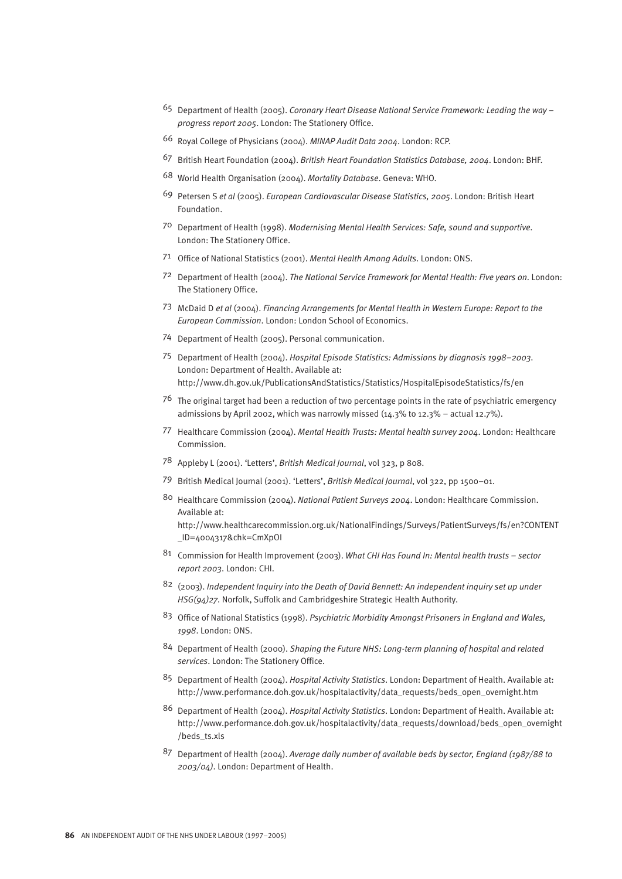65 Department of Health (2005). *Coronary Heart Disease National Service Framework: Leading the way – progress report 2005*. London: The Stationery Office.

66 Royal College of Physicians (2004). *MINAP Audit Data 2004*. London: RCP.

67 British Heart Foundation (2004). *British Heart Foundation Statistics Database, 2004*. London: BHF.

68 World Health Organisation (2004). *Mortality Database*. Geneva: WHO.

69 Petersen S *et al* (2005). *European Cardiovascular Disease Statistics, 2005*. London: British Heart Foundation.

70 Department of Health (1998). *Modernising Mental Health Services: Safe, sound and supportive*. London: The Stationery Office.

71 Office of National Statistics (2001). *Mental Health Among Adults*. London: ONS.

72 Department of Health (2004). *The National Service Framework for Mental Health: Five years on*. London: The Stationery Office.

73 McDaid D *et al* (2004). *Financing Arrangements for Mental Health in Western Europe: Report to the European Commission*. London: London School of Economics.

74 Department of Health (2005). Personal communication.

75 Department of Health (2004). *Hospital Episode Statistics: Admissions by diagnosis 1998–2003*. London: Department of Health. Available at: http://www.dh.gov.uk/PublicationsAndStatistics/Statistics/HospitalEpisodeStatistics/fs/en

76 The original target had been a reduction of two percentage points in the rate of psychiatric emergency admissions by April 2002, which was narrowly missed (14.3% to 12.3% – actual 12.7%).

77 Healthcare Commission (2004). *Mental Health Trusts: Mental health survey 2004*. London: Healthcare Commission.

78 Appleby L (2001). 'Letters', *British Medical Journal*, vol 323, p 808.

79 British Medical Journal (2001). 'Letters', *British Medical Journal*, vol 322, pp 1500–01.

80 Healthcare Commission (2004). *National Patient Surveys 2004*. London: Healthcare Commission. Available at: http://www.healthcarecommission.org.uk/NationalFindings/Surveys/PatientSurveys/fs/en?CONTENT_ID=4004317&chk=CmXpOI

81 Commission for Health Improvement (2003). *What CHI Has Found In: Mental health trusts – sector report 2003*. London: CHI.

82 (2003). *Independent Inquiry into the Death of David Bennett: An independent inquiry set up under HSG(94)27*. Norfolk, Suffolk and Cambridgeshire Strategic Health Authority.

83 Office of National Statistics (1998). *Psychiatric Morbidity Amongst Prisoners in England and Wales, 1998*. London: ONS.

84 Department of Health (2000). *Shaping the Future NHS: Long-term planning of hospital and related services*. London: The Stationery Office.

85 Department of Health (2004). *Hospital Activity Statistics*. London: Department of Health. Available at: http://www.performance.doh.gov.uk/hospitalactivity/data_requests/beds_open_overnight.htm

86 Department of Health (2004). *Hospital Activity Statistics*. London: Department of Health. Available at: http://www.performance.doh.gov.uk/hospitalactivity/data_requests/download/beds_open_overnight/beds_ts.xls

87 Department of Health (2004). *Average daily number of available beds by sector, England (1987/88 to 2003/04)*. London: Department of Health.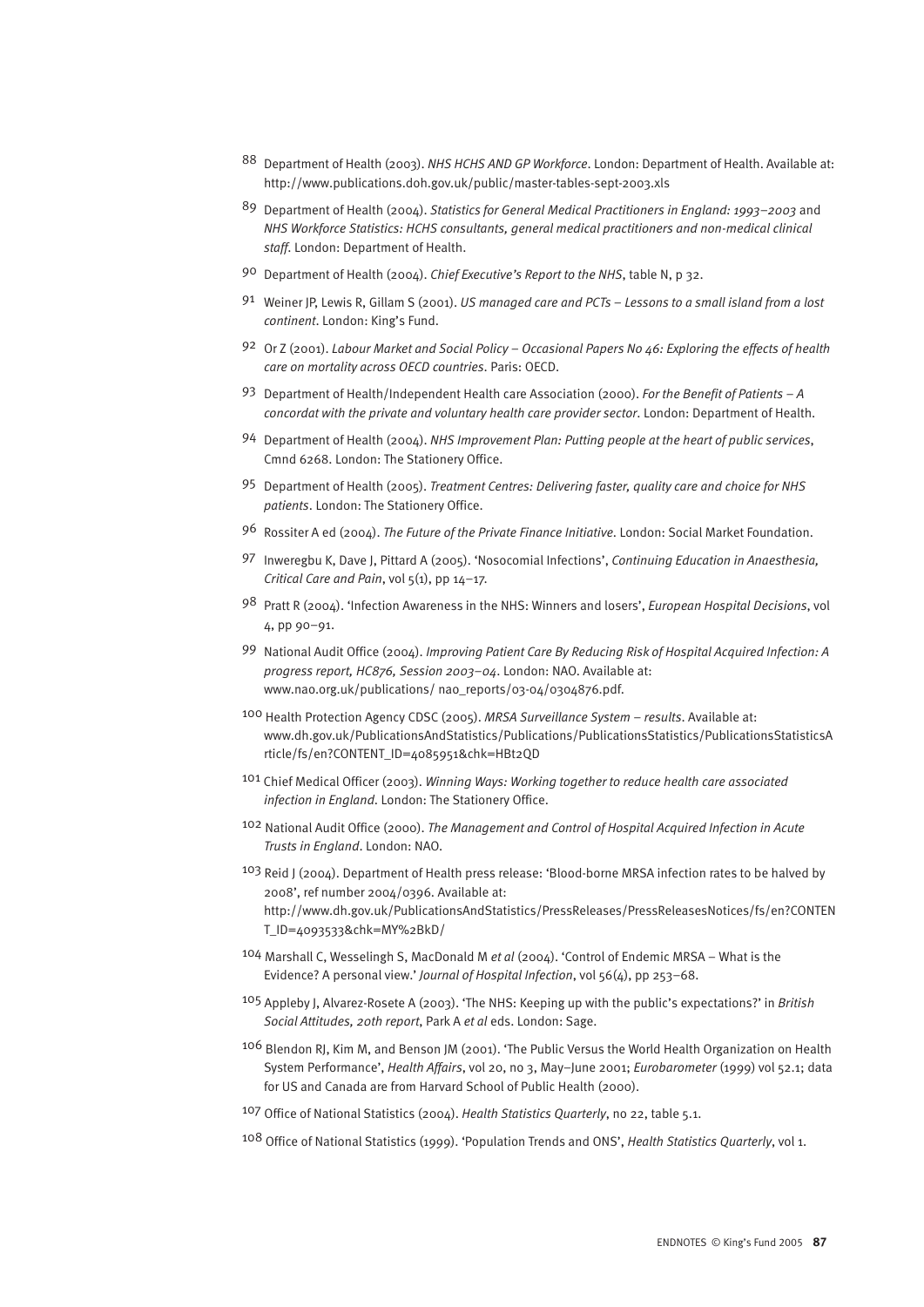88 Department of Health (2003). *NHS HCHS AND GP Workforce*. London: Department of Health. Available at: http://www.publications.doh.gov.uk/public/master-tables-sept-2003.xls

89 Department of Health (2004). *Statistics for General Medical Practitioners in England: 1993–2003* and *NHS Workforce Statistics: HCHS consultants, general medical practitioners and non-medical clinical staff*. London: Department of Health.

90 Department of Health (2004). *Chief Executive's Report to the NHS*, table N, p 32.

91 Weiner JP, Lewis R, Gillam S (2001). *US managed care and PCTs – Lessons to a small island from a lost continent*. London: King's Fund.

92 Or Z (2001). *Labour Market and Social Policy – Occasional Papers No 46: Exploring the effects of health care on mortality across OECD countries*. Paris: OECD.

93 Department of Health/Independent Health care Association (2000). *For the Benefit of Patients – A concordat with the private and voluntary health care provider sector*. London: Department of Health.

94 Department of Health (2004). *NHS Improvement Plan: Putting people at the heart of public services*, Cmnd 6268. London: The Stationery Office.

95 Department of Health (2005). *Treatment Centres: Delivering faster, quality care and choice for NHS patients*. London: The Stationery Office.

96 Rossiter A ed (2004). *The Future of the Private Finance Initiative*. London: Social Market Foundation.

97 Inweregbu K, Dave J, Pittard A (2005). 'Nosocomial Infections', *Continuing Education in Anaesthesia, Critical Care and Pain*, vol 5(1), pp 14–17.

98 Pratt R (2004). 'Infection Awareness in the NHS: Winners and losers', *European Hospital Decisions*, vol 4, pp 90–91.

99 National Audit Office (2004). *Improving Patient Care By Reducing Risk of Hospital Acquired Infection: A progress report, HC876, Session 2003–04*. London: NAO. Available at: www.nao.org.uk/publications/ nao_reports/03-04/0304876.pdf.

100 Health Protection Agency CDSC (2005). *MRSA Surveillance System – results*. Available at: www.dh.gov.uk/PublicationsAndStatistics/Publications/PublicationsStatistics/PublicationsStatisticsArticle/fs/en?CONTENT_ID=4085951&chk=HBt2QD

101 Chief Medical Officer (2003). *Winning Ways: Working together to reduce health care associated infection in England*. London: The Stationery Office.

102 National Audit Office (2000). *The Management and Control of Hospital Acquired Infection in Acute Trusts in England*. London: NAO.

103 Reid J (2004). Department of Health press release: 'Blood-borne MRSA infection rates to be halved by 2008', ref number 2004/0396. Available at: http://www.dh.gov.uk/PublicationsAndStatistics/PressReleases/PressReleasesNotices/fs/en?CONTENT_ID=4093533&chk=MY%2BkD/

104 Marshall C, Wesselingh S, MacDonald M *et al* (2004). 'Control of Endemic MRSA – What is the Evidence? A personal view.' *Journal of Hospital Infection*, vol 56(4), pp 253–68.

105 Appleby J, Alvarez-Rosete A (2003). 'The NHS: Keeping up with the public's expectations?' in *British Social Attitudes, 20th report*, Park A *et al* eds. London: Sage.

106 Blendon RJ, Kim M, and Benson JM (2001). 'The Public Versus the World Health Organization on Health System Performance', *Health Affairs*, vol 20, no 3, May–June 2001; *Eurobarometer* (1999) vol 52.1; data for US and Canada are from Harvard School of Public Health (2000).

107 Office of National Statistics (2004). *Health Statistics Quarterly*, no 22, table 5.1.

108 Office of National Statistics (1999). 'Population Trends and ONS', *Health Statistics Quarterly*, vol 1.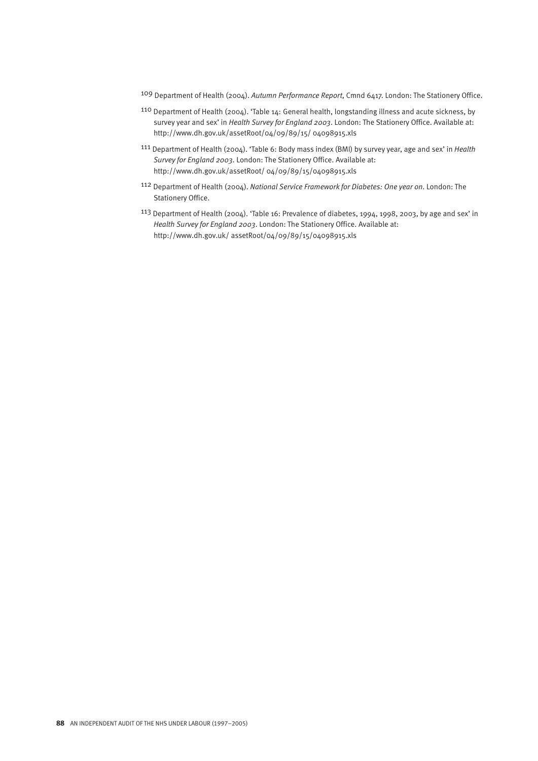[109] Department of Health (2004). *Autumn Performance Report*, Cmnd 6417. London: The Stationery Office.

[110] Department of Health (2004). 'Table 14: General health, longstanding illness and acute sickness, by survey year and sex' in *Health Survey for England 2003*. London: The Stationery Office. Available at: http://www.dh.gov.uk/assetRoot/04/09/89/15/ 04098915.xls

[111] Department of Health (2004). 'Table 6: Body mass index (BMI) by survey year, age and sex' in *Health Survey for England 2003*. London: The Stationery Office. Available at: http://www.dh.gov.uk/assetRoot/ 04/09/89/15/04098915.xls

[112] Department of Health (2004). *National Service Framework for Diabetes: One year on*. London: The Stationery Office.

[113] Department of Health (2004). 'Table 16: Prevalence of diabetes, 1994, 1998, 2003, by age and sex' in *Health Survey for England 2003*. London: The Stationery Office. Available at: http://www.dh.gov.uk/ assetRoot/04/09/89/15/04098915.xls